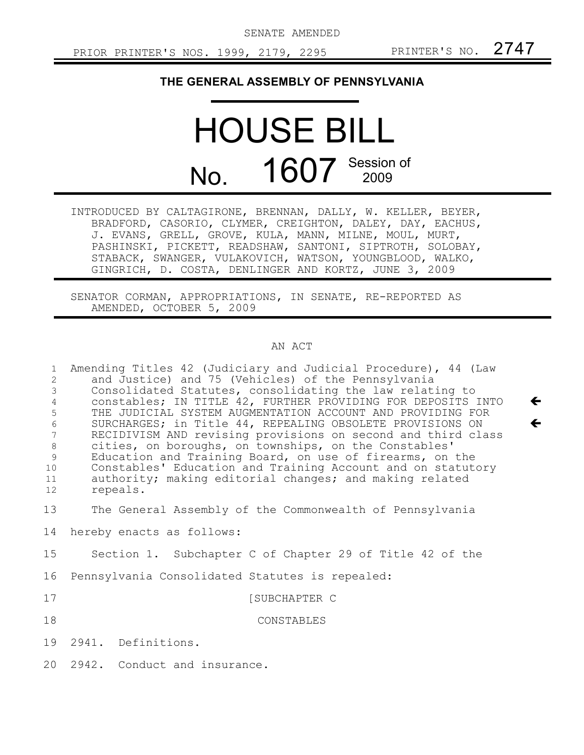SENATE AMENDED

PRIOR PRINTER'S NOS. 1999, 2179, 2295 PRINTER'S NO. 2747

# THE GENERAL ASSEMBLY OF PENNSYLVANIA

# HOUSE BILL

## No. 1607 Session of 2009

INTRODUCED BY CALTAGIRONE, BRENNAN, DALLY, W. KELLER, BEYER, BRADFORD, CASORIO, CLYMER, CREIGHTON, DALEY, DAY, EACHUS, J. EVANS, GRELL, GROVE, KULA, MANN, MILNE, MOUL, MURT, PASHINSKI, PICKETT, READSHAW, SANTONI, SIPTROTH, SOLOBAY, STABACK, SWANGER, VULAKOVICH, WATSON, YOUNGBLOOD, WALKO, GINGRICH, D. COSTA, DENLINGER AND KORTZ, JUNE 3, 2009

SENATOR CORMAN, APPROPRIATIONS, IN SENATE, RE-REPORTED AS AMENDED, OCTOBER 5, 2009

AN ACT

Amending Titles 42 (Judiciary and Judicial Procedure), 44 (Law and Justice) and 75 (Vehicles) of the Pennsylvania Consolidated Statutes, consolidating the law relating to constables; IN TITLE 42, FURTHER PROVIDING FOR DEPOSITS INTO THE JUDICIAL SYSTEM AUGMENTATION ACCOUNT AND PROVIDING FOR SURCHARGES; in Title 44, REPEALING OBSOLETE PROVISIONS ON RECIDIVISM AND revising provisions on second and third class cities, on boroughs, on townships, on the Constables' Education and Training Board, on use of firearms, on the Constables' Education and Training Account and on statutory authority; making editorial changes; and making related repeals.

The General Assembly of the Commonwealth of Pennsylvania hereby enacts as follows:

Section 1. Subchapter C of Chapter 29 of Title 42 of the Pennsylvania Consolidated Statutes is repealed:

[SUBCHAPTER C

CONSTABLES

2941. Definitions.

2942. Conduct and insurance.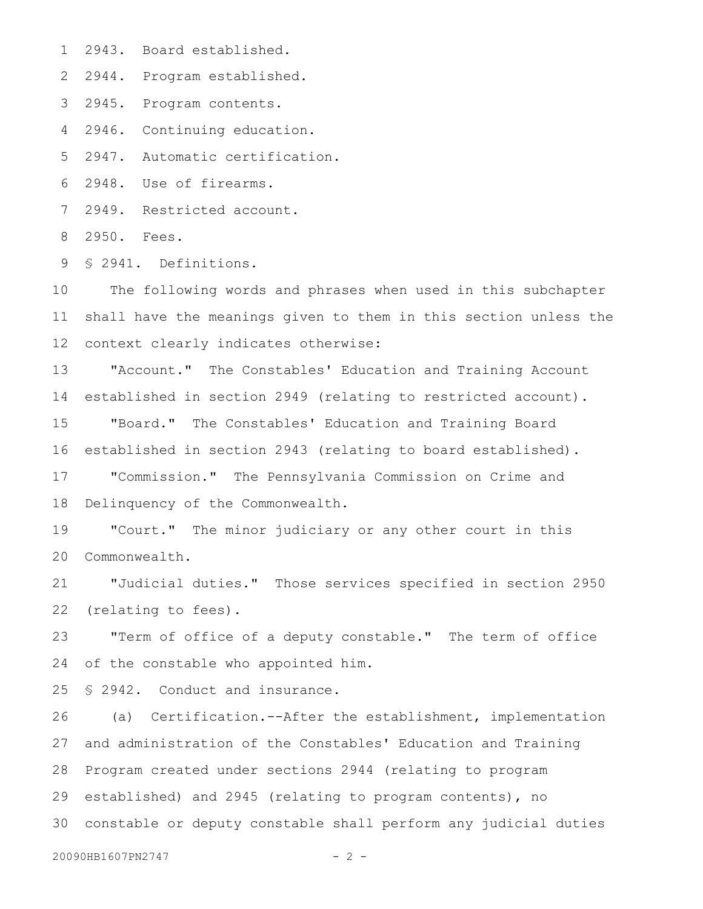2943. Board established.

2944. Program established.

2945. Program contents.

2946. Continuing education.

2947. Automatic certification.

2948. Use of firearms.

2949. Restricted account.

2950. Fees.

§ 2941. Definitions.

The following words and phrases when used in this subchapter shall have the meanings given to them in this section unless the context clearly indicates otherwise:

"Account." The Constables' Education and Training Account established in section 2949 (relating to restricted account).

"Board." The Constables' Education and Training Board established in section 2943 (relating to board established).

"Commission." The Pennsylvania Commission on Crime and Delinquency of the Commonwealth.

"Court." The minor judiciary or any other court in this Commonwealth.

"Judicial duties." Those services specified in section 2950 (relating to fees).

"Term of office of a deputy constable." The term of office of the constable who appointed him.

§ 2942. Conduct and insurance.

(a) Certification.--After the establishment, implementation and administration of the Constables' Education and Training Program created under sections 2944 (relating to program established) and 2945 (relating to program contents), no constable or deputy constable shall perform any judicial duties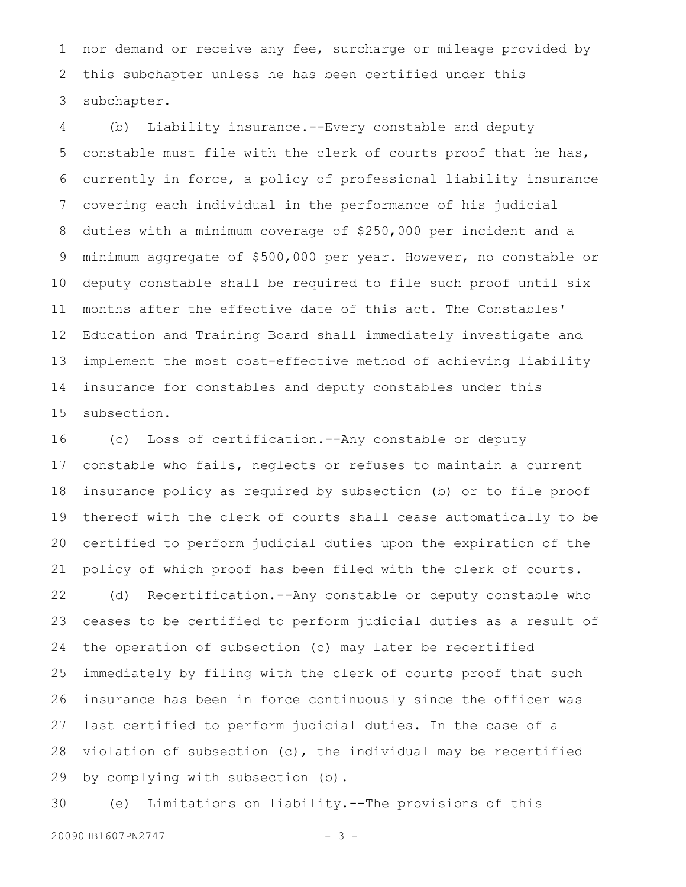nor demand or receive any fee, surcharge or mileage provided by this subchapter unless he has been certified under this subchapter.

(b) Liability insurance.--Every constable and deputy constable must file with the clerk of courts proof that he has, currently in force, a policy of professional liability insurance covering each individual in the performance of his judicial duties with a minimum coverage of $250,000 per incident and a minimum aggregate of $500,000 per year. However, no constable or deputy constable shall be required to file such proof until six months after the effective date of this act. The Constables' Education and Training Board shall immediately investigate and implement the most cost-effective method of achieving liability insurance for constables and deputy constables under this subsection.

(c) Loss of certification.--Any constable or deputy constable who fails, neglects or refuses to maintain a current insurance policy as required by subsection (b) or to file proof thereof with the clerk of courts shall cease automatically to be certified to perform judicial duties upon the expiration of the policy of which proof has been filed with the clerk of courts.

(d) Recertification.--Any constable or deputy constable who ceases to be certified to perform judicial duties as a result of the operation of subsection (c) may later be recertified immediately by filing with the clerk of courts proof that such insurance has been in force continuously since the officer was last certified to perform judicial duties. In the case of a violation of subsection (c), the individual may be recertified by complying with subsection (b).

(e) Limitations on liability.--The provisions of this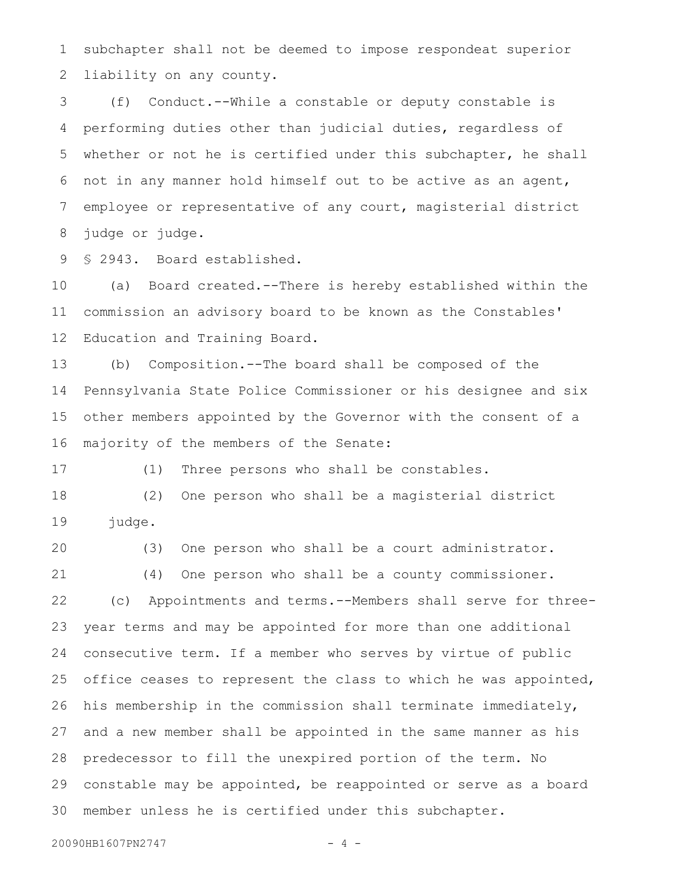subchapter shall not be deemed to impose respondeat superior liability on any county.

(f) Conduct.--While a constable or deputy constable is performing duties other than judicial duties, regardless of whether or not he is certified under this subchapter, he shall not in any manner hold himself out to be active as an agent, employee or representative of any court, magisterial district judge or judge.

§ 2943. Board established.

(a) Board created.--There is hereby established within the commission an advisory board to be known as the Constables' Education and Training Board.

(b) Composition.--The board shall be composed of the Pennsylvania State Police Commissioner or his designee and six other members appointed by the Governor with the consent of a majority of the members of the Senate:

(1) Three persons who shall be constables.

(2) One person who shall be a magisterial district judge.

(3) One person who shall be a court administrator.

(4) One person who shall be a county commissioner.

(c) Appointments and terms.--Members shall serve for three-year terms and may be appointed for more than one additional consecutive term. If a member who serves by virtue of public office ceases to represent the class to which he was appointed, his membership in the commission shall terminate immediately, and a new member shall be appointed in the same manner as his predecessor to fill the unexpired portion of the term. No constable may be appointed, be reappointed or serve as a board member unless he is certified under this subchapter.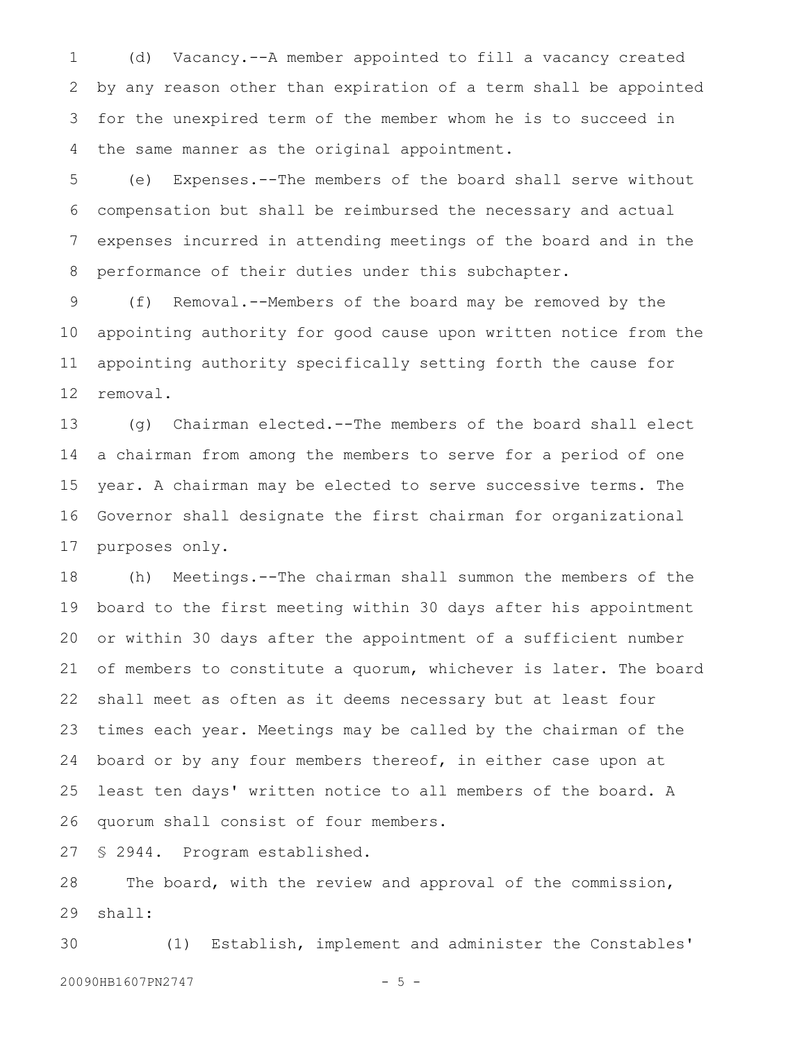(d) Vacancy.--A member appointed to fill a vacancy created by any reason other than expiration of a term shall be appointed for the unexpired term of the member whom he is to succeed in the same manner as the original appointment.

(e) Expenses.--The members of the board shall serve without compensation but shall be reimbursed the necessary and actual expenses incurred in attending meetings of the board and in the performance of their duties under this subchapter.

(f) Removal.--Members of the board may be removed by the appointing authority for good cause upon written notice from the appointing authority specifically setting forth the cause for removal.

(g) Chairman elected.--The members of the board shall elect a chairman from among the members to serve for a period of one year. A chairman may be elected to serve successive terms. The Governor shall designate the first chairman for organizational purposes only.

(h) Meetings.--The chairman shall summon the members of the board to the first meeting within 30 days after his appointment or within 30 days after the appointment of a sufficient number of members to constitute a quorum, whichever is later. The board shall meet as often as it deems necessary but at least four times each year. Meetings may be called by the chairman of the board or by any four members thereof, in either case upon at least ten days' written notice to all members of the board. A quorum shall consist of four members.

§ 2944. Program established.

The board, with the review and approval of the commission, shall:

(1) Establish, implement and administer the Constables'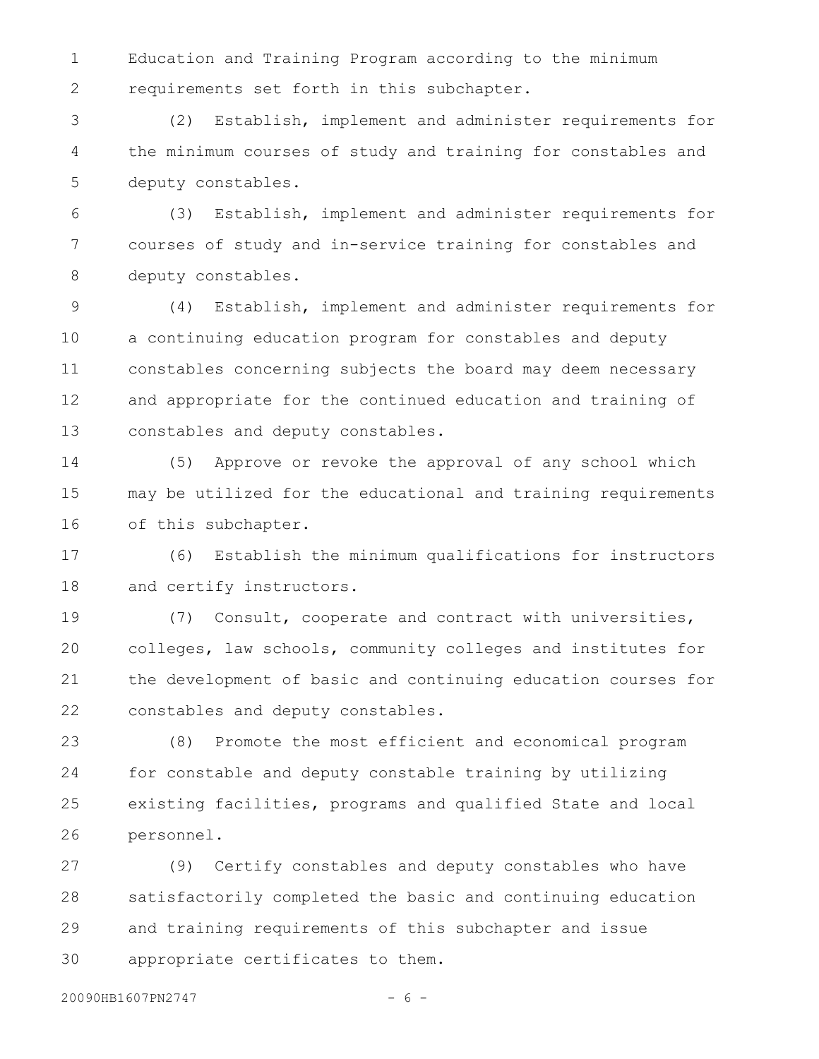Education and Training Program according to the minimum requirements set forth in this subchapter.

(2) Establish, implement and administer requirements for the minimum courses of study and training for constables and deputy constables.

(3) Establish, implement and administer requirements for courses of study and in-service training for constables and deputy constables.

(4) Establish, implement and administer requirements for a continuing education program for constables and deputy constables concerning subjects the board may deem necessary and appropriate for the continued education and training of constables and deputy constables.

(5) Approve or revoke the approval of any school which may be utilized for the educational and training requirements of this subchapter.

(6) Establish the minimum qualifications for instructors and certify instructors.

(7) Consult, cooperate and contract with universities, colleges, law schools, community colleges and institutes for the development of basic and continuing education courses for constables and deputy constables.

(8) Promote the most efficient and economical program for constable and deputy constable training by utilizing existing facilities, programs and qualified State and local personnel.

(9) Certify constables and deputy constables who have satisfactorily completed the basic and continuing education and training requirements of this subchapter and issue appropriate certificates to them.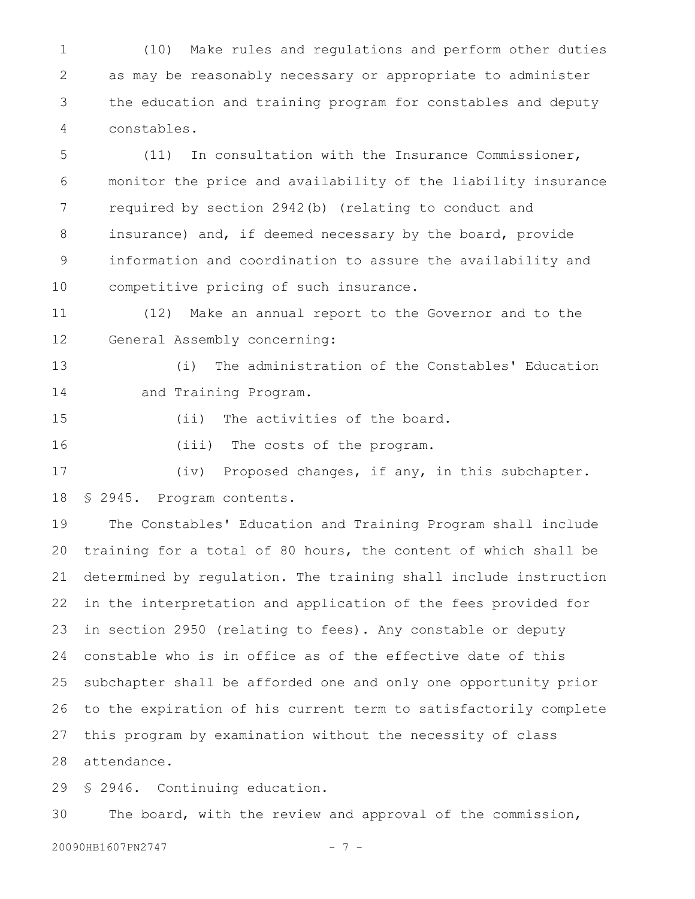(10) Make rules and regulations and perform other duties as may be reasonably necessary or appropriate to administer the education and training program for constables and deputy constables.

(11) In consultation with the Insurance Commissioner, monitor the price and availability of the liability insurance required by section 2942(b) (relating to conduct and insurance) and, if deemed necessary by the board, provide information and coordination to assure the availability and competitive pricing of such insurance.

(12) Make an annual report to the Governor and to the General Assembly concerning:

(i) The administration of the Constables' Education and Training Program.

(ii) The activities of the board.

(iii) The costs of the program.

(iv) Proposed changes, if any, in this subchapter.

§ 2945. Program contents.

The Constables' Education and Training Program shall include training for a total of 80 hours, the content of which shall be determined by regulation. The training shall include instruction in the interpretation and application of the fees provided for in section 2950 (relating to fees). Any constable or deputy constable who is in office as of the effective date of this subchapter shall be afforded one and only one opportunity prior to the expiration of his current term to satisfactorily complete this program by examination without the necessity of class attendance.

§ 2946. Continuing education.

The board, with the review and approval of the commission,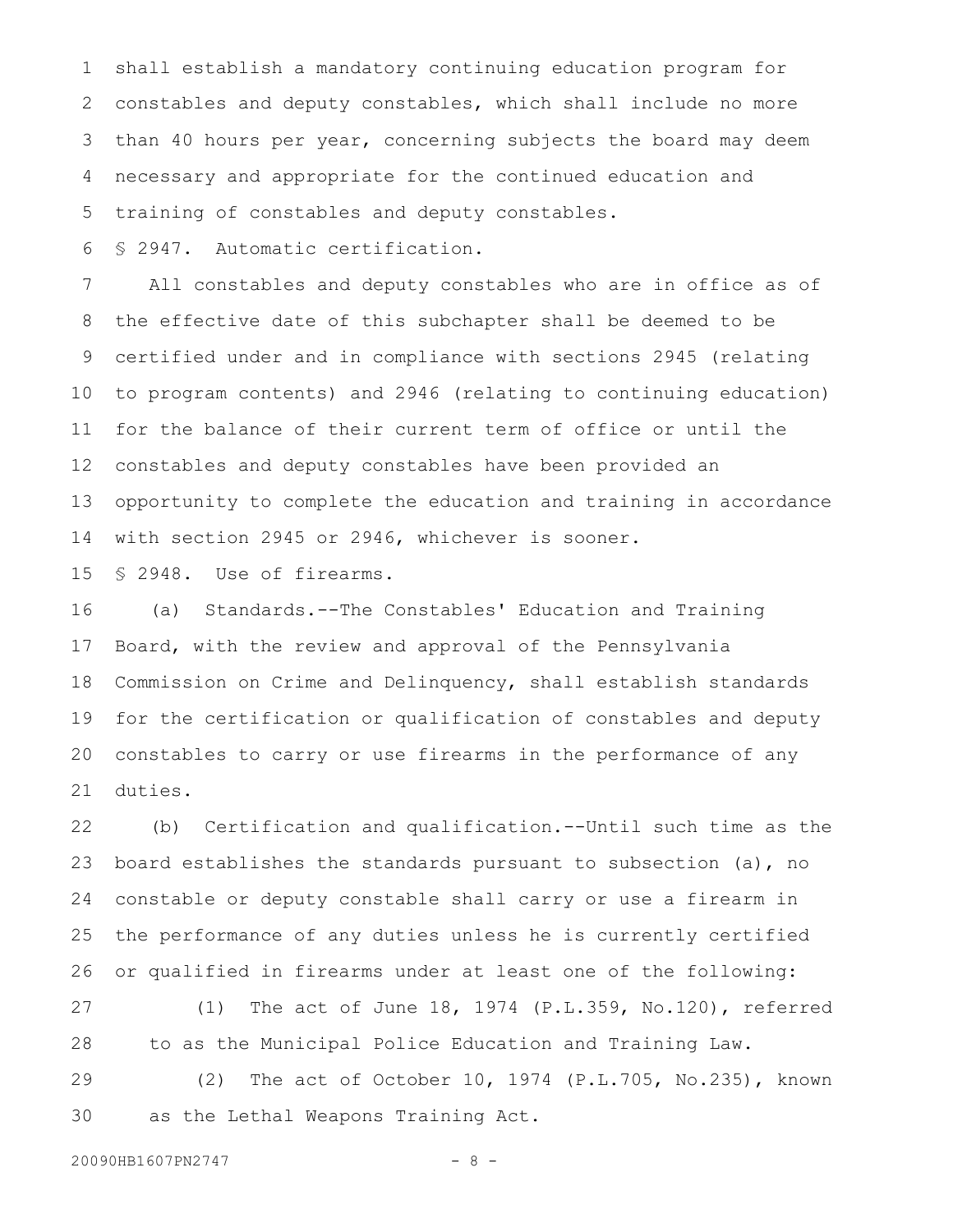shall establish a mandatory continuing education program for constables and deputy constables, which shall include no more than 40 hours per year, concerning subjects the board may deem necessary and appropriate for the continued education and training of constables and deputy constables.

§ 2947. Automatic certification.

All constables and deputy constables who are in office as of the effective date of this subchapter shall be deemed to be certified under and in compliance with sections 2945 (relating to program contents) and 2946 (relating to continuing education) for the balance of their current term of office or until the constables and deputy constables have been provided an opportunity to complete the education and training in accordance with section 2945 or 2946, whichever is sooner.

§ 2948. Use of firearms.

(a) Standards.--The Constables' Education and Training Board, with the review and approval of the Pennsylvania Commission on Crime and Delinquency, shall establish standards for the certification or qualification of constables and deputy constables to carry or use firearms in the performance of any duties.

(b) Certification and qualification.--Until such time as the board establishes the standards pursuant to subsection (a), no constable or deputy constable shall carry or use a firearm in the performance of any duties unless he is currently certified or qualified in firearms under at least one of the following:

(1) The act of June 18, 1974 (P.L.359, No.120), referred to as the Municipal Police Education and Training Law.

(2) The act of October 10, 1974 (P.L.705, No.235), known as the Lethal Weapons Training Act.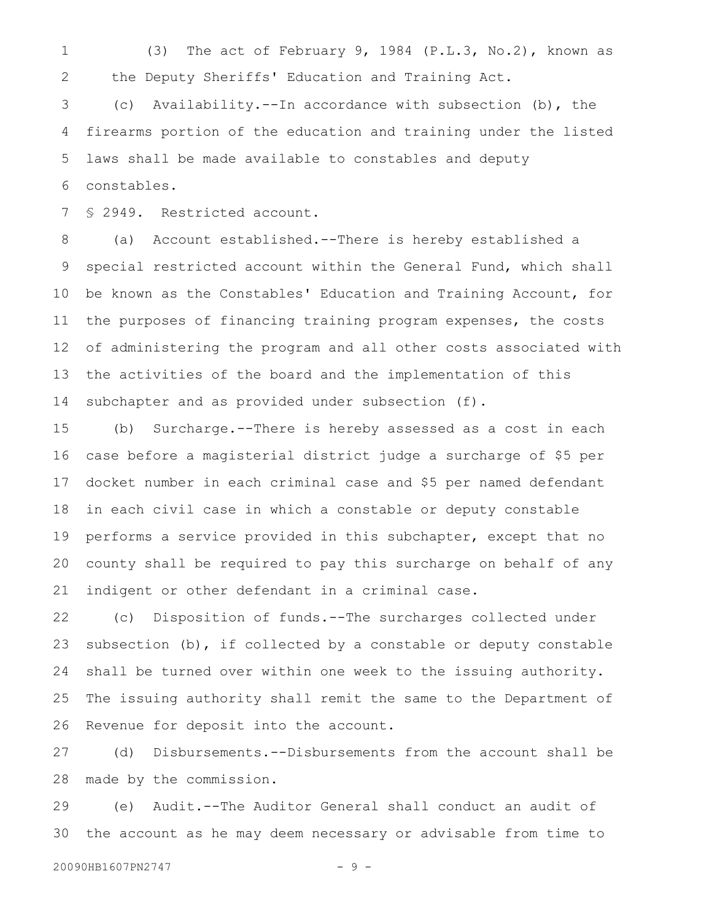(3) The act of February 9, 1984 (P.L.3, No.2), known as the Deputy Sheriffs' Education and Training Act.

(c) Availability.--In accordance with subsection (b), the firearms portion of the education and training under the listed laws shall be made available to constables and deputy constables.

§ 2949. Restricted account.

(a) Account established.--There is hereby established a special restricted account within the General Fund, which shall be known as the Constables' Education and Training Account, for the purposes of financing training program expenses, the costs of administering the program and all other costs associated with the activities of the board and the implementation of this subchapter and as provided under subsection (f).

(b) Surcharge.--There is hereby assessed as a cost in each case before a magisterial district judge a surcharge of $5 per docket number in each criminal case and $5 per named defendant in each civil case in which a constable or deputy constable performs a service provided in this subchapter, except that no county shall be required to pay this surcharge on behalf of any indigent or other defendant in a criminal case.

(c) Disposition of funds.--The surcharges collected under subsection (b), if collected by a constable or deputy constable shall be turned over within one week to the issuing authority. The issuing authority shall remit the same to the Department of Revenue for deposit into the account.

(d) Disbursements.--Disbursements from the account shall be made by the commission.

(e) Audit.--The Auditor General shall conduct an audit of the account as he may deem necessary or advisable from time to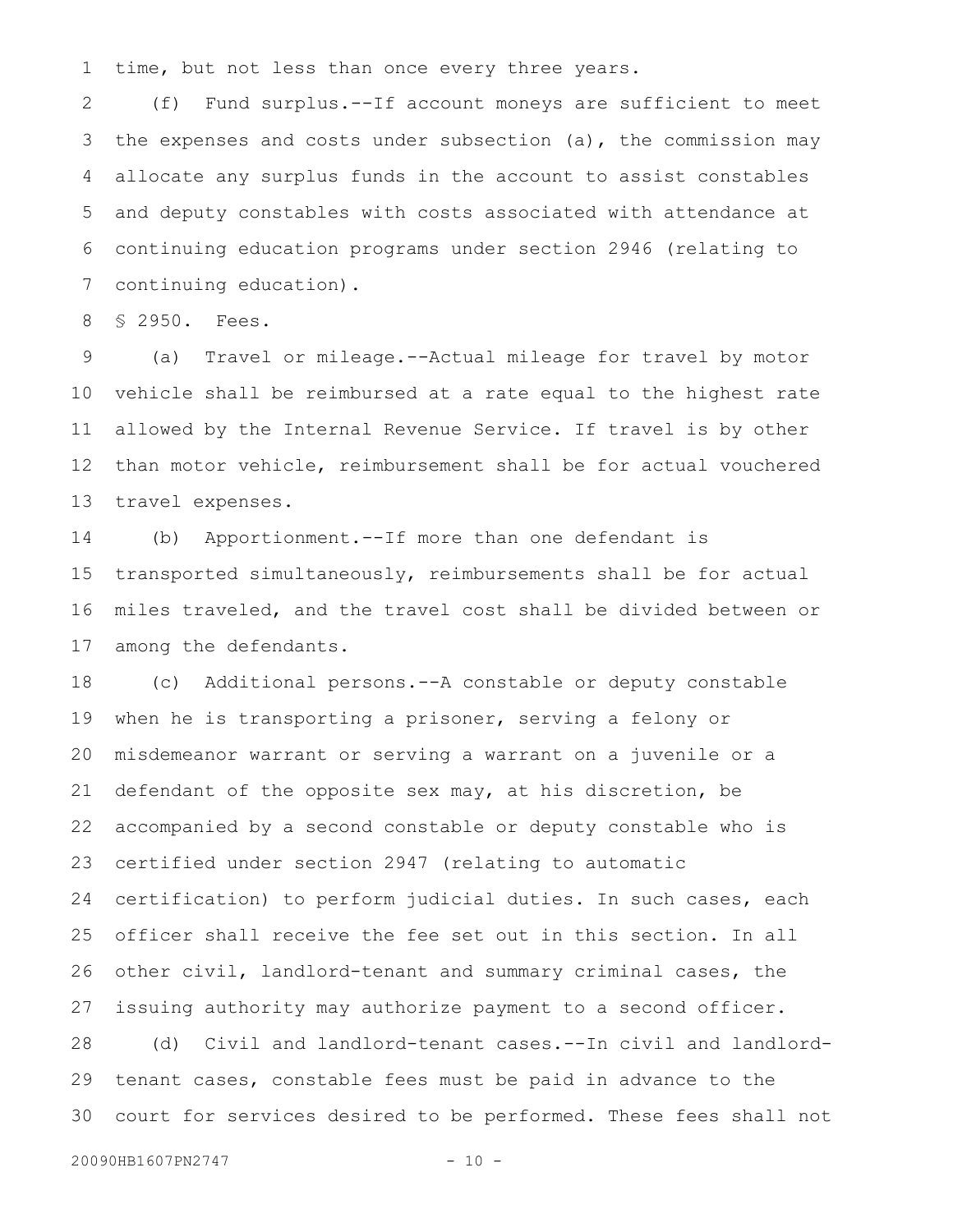time, but not less than once every three years.

(f) Fund surplus.--If account moneys are sufficient to meet the expenses and costs under subsection (a), the commission may allocate any surplus funds in the account to assist constables and deputy constables with costs associated with attendance at continuing education programs under section 2946 (relating to continuing education).

§ 2950. Fees.

(a) Travel or mileage.--Actual mileage for travel by motor vehicle shall be reimbursed at a rate equal to the highest rate allowed by the Internal Revenue Service. If travel is by other than motor vehicle, reimbursement shall be for actual vouchered travel expenses.

(b) Apportionment.--If more than one defendant is transported simultaneously, reimbursements shall be for actual miles traveled, and the travel cost shall be divided between or among the defendants.

(c) Additional persons.--A constable or deputy constable when he is transporting a prisoner, serving a felony or misdemeanor warrant or serving a warrant on a juvenile or a defendant of the opposite sex may, at his discretion, be accompanied by a second constable or deputy constable who is certified under section 2947 (relating to automatic certification) to perform judicial duties. In such cases, each officer shall receive the fee set out in this section. In all other civil, landlord-tenant and summary criminal cases, the issuing authority may authorize payment to a second officer.

(d) Civil and landlord-tenant cases.--In civil and landlord-tenant cases, constable fees must be paid in advance to the court for services desired to be performed. These fees shall not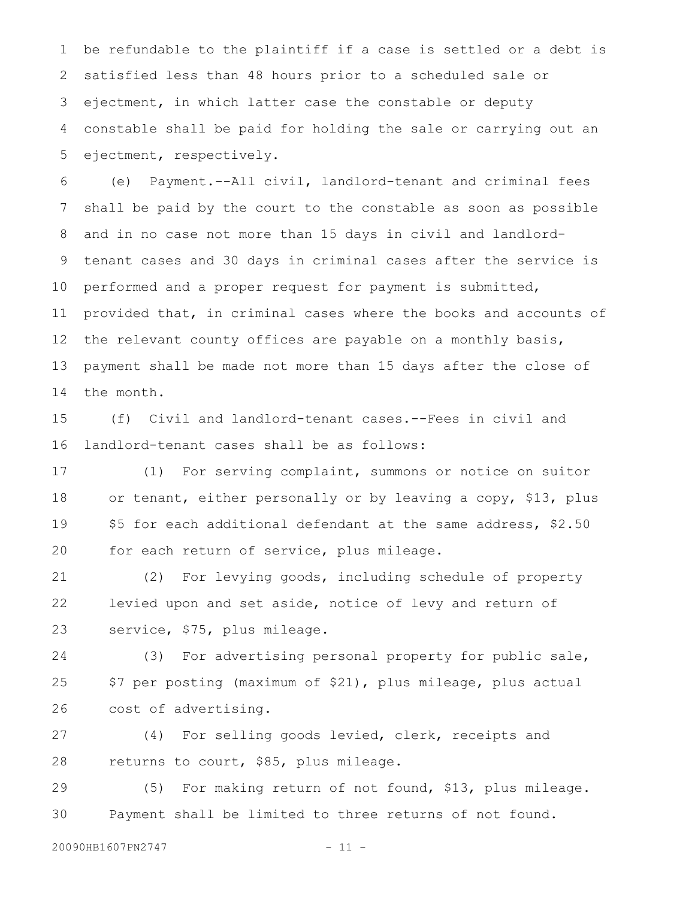be refundable to the plaintiff if a case is settled or a debt is satisfied less than 48 hours prior to a scheduled sale or ejectment, in which latter case the constable or deputy constable shall be paid for holding the sale or carrying out an ejectment, respectively.

(e) Payment.--All civil, landlord-tenant and criminal fees shall be paid by the court to the constable as soon as possible and in no case not more than 15 days in civil and landlord-tenant cases and 30 days in criminal cases after the service is performed and a proper request for payment is submitted, provided that, in criminal cases where the books and accounts of the relevant county offices are payable on a monthly basis, payment shall be made not more than 15 days after the close of the month.

(f) Civil and landlord-tenant cases.--Fees in civil and landlord-tenant cases shall be as follows:

(1) For serving complaint, summons or notice on suitor or tenant, either personally or by leaving a copy, $13, plus $5 for each additional defendant at the same address, $2.50 for each return of service, plus mileage.

(2) For levying goods, including schedule of property levied upon and set aside, notice of levy and return of service, $75, plus mileage.

(3) For advertising personal property for public sale, $7 per posting (maximum of $21), plus mileage, plus actual cost of advertising.

(4) For selling goods levied, clerk, receipts and returns to court, $85, plus mileage.

(5) For making return of not found, $13, plus mileage. Payment shall be limited to three returns of not found.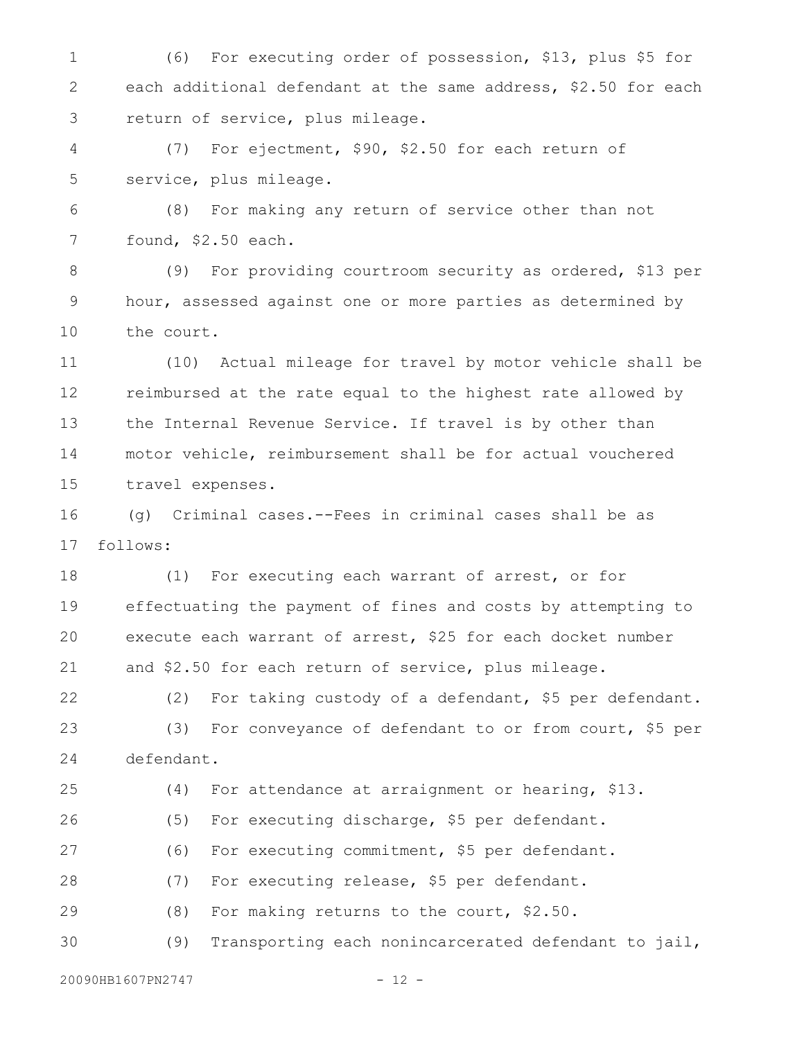(6) For executing order of possession, $13, plus $5 for each additional defendant at the same address, $2.50 for each return of service, plus mileage.

(7) For ejectment, $90, $2.50 for each return of service, plus mileage.

(8) For making any return of service other than not found, $2.50 each.

(9) For providing courtroom security as ordered, $13 per hour, assessed against one or more parties as determined by the court.

(10) Actual mileage for travel by motor vehicle shall be reimbursed at the rate equal to the highest rate allowed by the Internal Revenue Service. If travel is by other than motor vehicle, reimbursement shall be for actual vouchered travel expenses.

(g) Criminal cases.--Fees in criminal cases shall be as follows:

(1) For executing each warrant of arrest, or for effectuating the payment of fines and costs by attempting to execute each warrant of arrest, $25 for each docket number and $2.50 for each return of service, plus mileage.

(2) For taking custody of a defendant, $5 per defendant.

(3) For conveyance of defendant to or from court, $5 per defendant.

(4) For attendance at arraignment or hearing, $13.

(5) For executing discharge, $5 per defendant.

(6) For executing commitment, $5 per defendant.

(7) For executing release, $5 per defendant.

(8) For making returns to the court, $2.50.

(9) Transporting each nonincarcerated defendant to jail,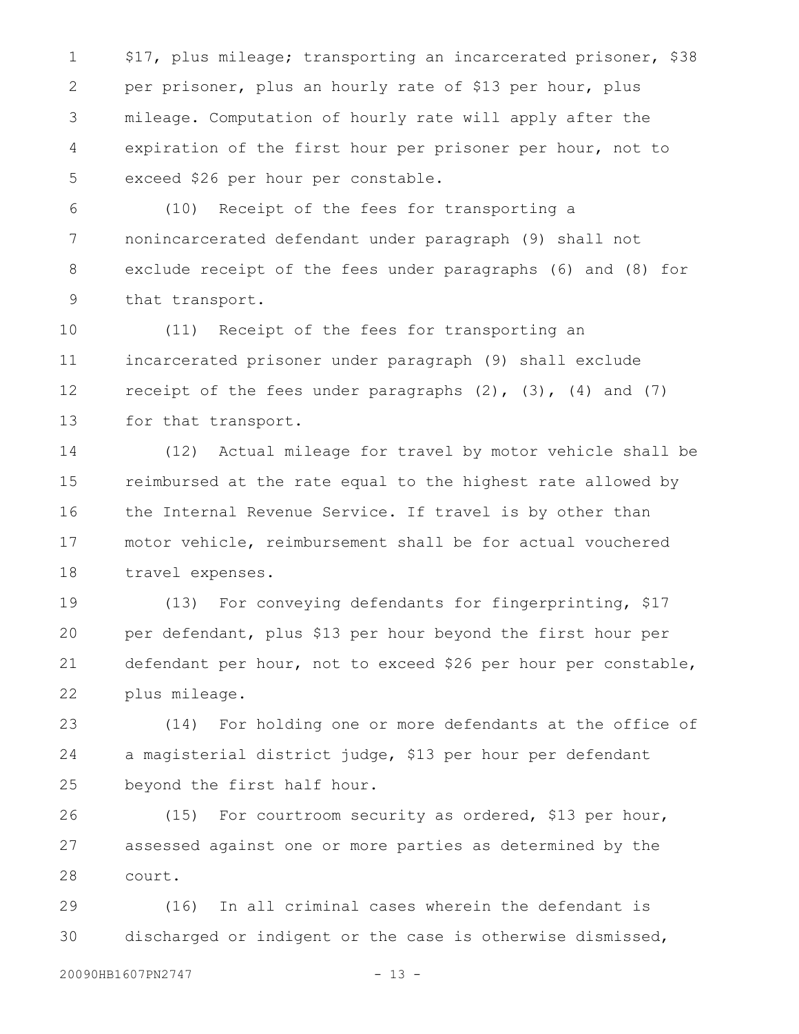$17, plus mileage; transporting an incarcerated prisoner, $38 per prisoner, plus an hourly rate of $13 per hour, plus mileage. Computation of hourly rate will apply after the expiration of the first hour per prisoner per hour, not to exceed $26 per hour per constable.

(10) Receipt of the fees for transporting a nonincarcerated defendant under paragraph (9) shall not exclude receipt of the fees under paragraphs (6) and (8) for that transport.

(11) Receipt of the fees for transporting an incarcerated prisoner under paragraph (9) shall exclude receipt of the fees under paragraphs (2), (3), (4) and (7) for that transport.

(12) Actual mileage for travel by motor vehicle shall be reimbursed at the rate equal to the highest rate allowed by the Internal Revenue Service. If travel is by other than motor vehicle, reimbursement shall be for actual vouchered travel expenses.

(13) For conveying defendants for fingerprinting, $17 per defendant, plus $13 per hour beyond the first hour per defendant per hour, not to exceed $26 per hour per constable, plus mileage.

(14) For holding one or more defendants at the office of a magisterial district judge, $13 per hour per defendant beyond the first half hour.

(15) For courtroom security as ordered, $13 per hour, assessed against one or more parties as determined by the court.

(16) In all criminal cases wherein the defendant is discharged or indigent or the case is otherwise dismissed,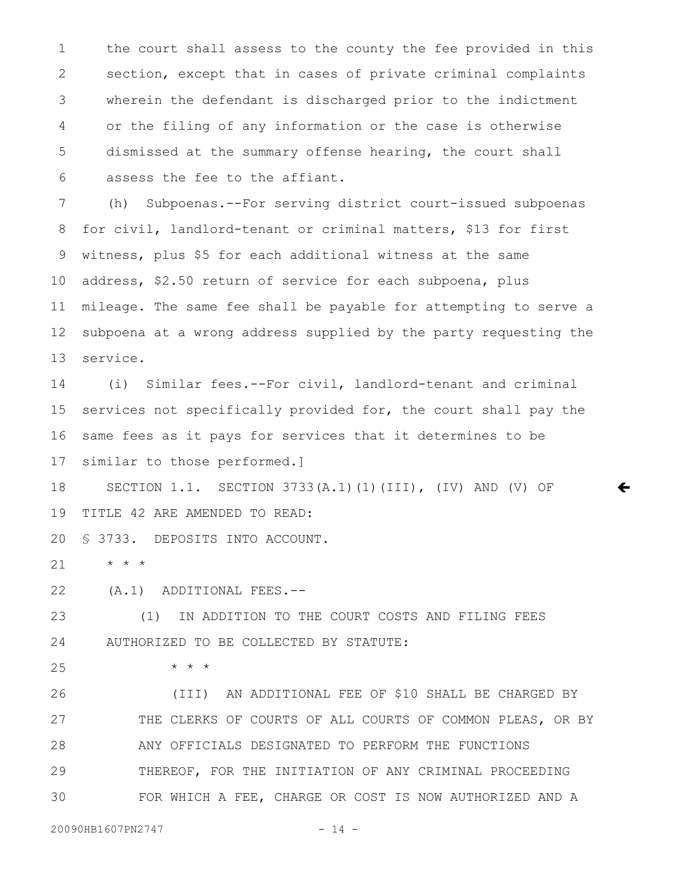the court shall assess to the county the fee provided in this section, except that in cases of private criminal complaints wherein the defendant is discharged prior to the indictment or the filing of any information or the case is otherwise dismissed at the summary offense hearing, the court shall assess the fee to the affiant.

(h) Subpoenas.--For serving district court-issued subpoenas for civil, landlord-tenant or criminal matters, $13 for first witness, plus $5 for each additional witness at the same address, $2.50 return of service for each subpoena, plus mileage. The same fee shall be payable for attempting to serve a subpoena at a wrong address supplied by the party requesting the service.

(i) Similar fees.--For civil, landlord-tenant and criminal services not specifically provided for, the court shall pay the same fees as it pays for services that it determines to be similar to those performed.]

SECTION 1.1. SECTION 3733(A.1)(1)(III), (IV) AND (V) OF TITLE 42 ARE AMENDED TO READ:

§ 3733. DEPOSITS INTO ACCOUNT.

* * *

(A.1) ADDITIONAL FEES.--

(1) IN ADDITION TO THE COURT COSTS AND FILING FEES AUTHORIZED TO BE COLLECTED BY STATUTE:

* * *

(III) AN ADDITIONAL FEE OF $10 SHALL BE CHARGED BY THE CLERKS OF COURTS OF ALL COURTS OF COMMON PLEAS, OR BY ANY OFFICIALS DESIGNATED TO PERFORM THE FUNCTIONS THEREOF, FOR THE INITIATION OF ANY CRIMINAL PROCEEDING FOR WHICH A FEE, CHARGE OR COST IS NOW AUTHORIZED AND A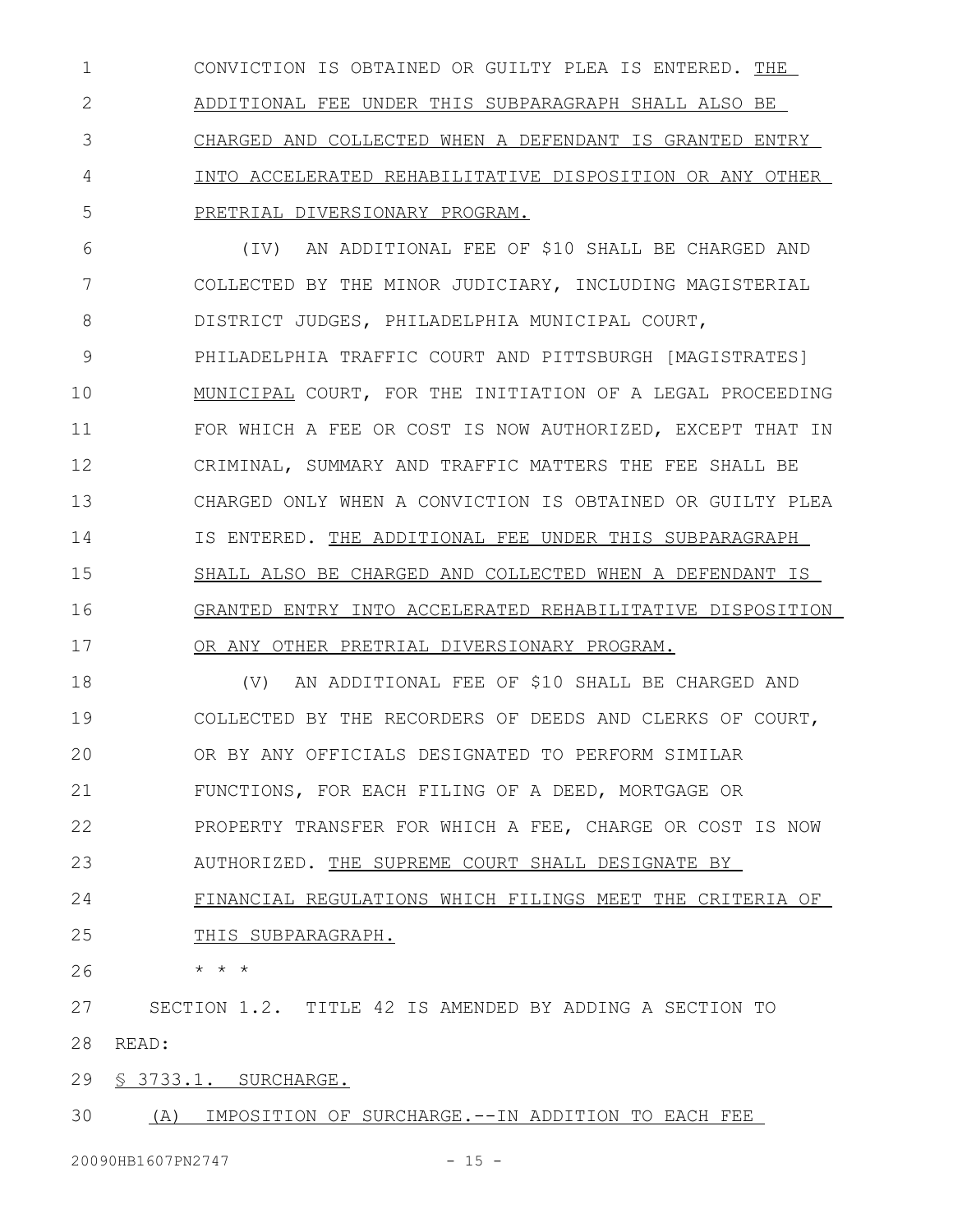CONVICTION IS OBTAINED OR GUILTY PLEA IS ENTERED. THE ADDITIONAL FEE UNDER THIS SUBPARAGRAPH SHALL ALSO BE CHARGED AND COLLECTED WHEN A DEFENDANT IS GRANTED ENTRY INTO ACCELERATED REHABILITATIVE DISPOSITION OR ANY OTHER PRETRIAL DIVERSIONARY PROGRAM.

(IV) AN ADDITIONAL FEE OF $10 SHALL BE CHARGED AND COLLECTED BY THE MINOR JUDICIARY, INCLUDING MAGISTERIAL DISTRICT JUDGES, PHILADELPHIA MUNICIPAL COURT, PHILADELPHIA TRAFFIC COURT AND PITTSBURGH [MAGISTRATES] MUNICIPAL COURT, FOR THE INITIATION OF A LEGAL PROCEEDING FOR WHICH A FEE OR COST IS NOW AUTHORIZED, EXCEPT THAT IN CRIMINAL, SUMMARY AND TRAFFIC MATTERS THE FEE SHALL BE CHARGED ONLY WHEN A CONVICTION IS OBTAINED OR GUILTY PLEA IS ENTERED. THE ADDITIONAL FEE UNDER THIS SUBPARAGRAPH SHALL ALSO BE CHARGED AND COLLECTED WHEN A DEFENDANT IS GRANTED ENTRY INTO ACCELERATED REHABILITATIVE DISPOSITION OR ANY OTHER PRETRIAL DIVERSIONARY PROGRAM.

(V) AN ADDITIONAL FEE OF $10 SHALL BE CHARGED AND COLLECTED BY THE RECORDERS OF DEEDS AND CLERKS OF COURT, OR BY ANY OFFICIALS DESIGNATED TO PERFORM SIMILAR FUNCTIONS, FOR EACH FILING OF A DEED, MORTGAGE OR PROPERTY TRANSFER FOR WHICH A FEE, CHARGE OR COST IS NOW AUTHORIZED. THE SUPREME COURT SHALL DESIGNATE BY FINANCIAL REGULATIONS WHICH FILINGS MEET THE CRITERIA OF THIS SUBPARAGRAPH.

\* \* \*

SECTION 1.2. TITLE 42 IS AMENDED BY ADDING A SECTION TO READ:

§ 3733.1. SURCHARGE.

(A) IMPOSITION OF SURCHARGE.--IN ADDITION TO EACH FEE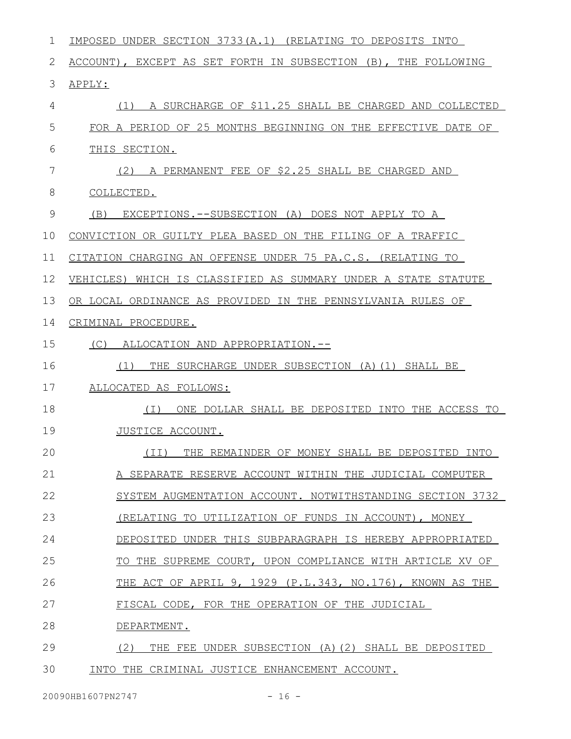IMPOSED UNDER SECTION 3733(A.1) (RELATING TO DEPOSITS INTO ACCOUNT), EXCEPT AS SET FORTH IN SUBSECTION (B), THE FOLLOWING APPLY:

(1) A SURCHARGE OF $11.25 SHALL BE CHARGED AND COLLECTED FOR A PERIOD OF 25 MONTHS BEGINNING ON THE EFFECTIVE DATE OF THIS SECTION.

(2) A PERMANENT FEE OF $2.25 SHALL BE CHARGED AND COLLECTED.

(B) EXCEPTIONS.--SUBSECTION (A) DOES NOT APPLY TO A CONVICTION OR GUILTY PLEA BASED ON THE FILING OF A TRAFFIC CITATION CHARGING AN OFFENSE UNDER 75 PA.C.S. (RELATING TO VEHICLES) WHICH IS CLASSIFIED AS SUMMARY UNDER A STATE STATUTE OR LOCAL ORDINANCE AS PROVIDED IN THE PENNSYLVANIA RULES OF CRIMINAL PROCEDURE.

(C) ALLOCATION AND APPROPRIATION.--

(1) THE SURCHARGE UNDER SUBSECTION (A)(1) SHALL BE ALLOCATED AS FOLLOWS:

(I) ONE DOLLAR SHALL BE DEPOSITED INTO THE ACCESS TO JUSTICE ACCOUNT.

(II) THE REMAINDER OF MONEY SHALL BE DEPOSITED INTO A SEPARATE RESERVE ACCOUNT WITHIN THE JUDICIAL COMPUTER SYSTEM AUGMENTATION ACCOUNT. NOTWITHSTANDING SECTION 3732 (RELATING TO UTILIZATION OF FUNDS IN ACCOUNT), MONEY DEPOSITED UNDER THIS SUBPARAGRAPH IS HEREBY APPROPRIATED TO THE SUPREME COURT, UPON COMPLIANCE WITH ARTICLE XV OF THE ACT OF APRIL 9, 1929 (P.L.343, NO.176), KNOWN AS THE FISCAL CODE, FOR THE OPERATION OF THE JUDICIAL DEPARTMENT.

(2) THE FEE UNDER SUBSECTION (A)(2) SHALL BE DEPOSITED INTO THE CRIMINAL JUSTICE ENHANCEMENT ACCOUNT.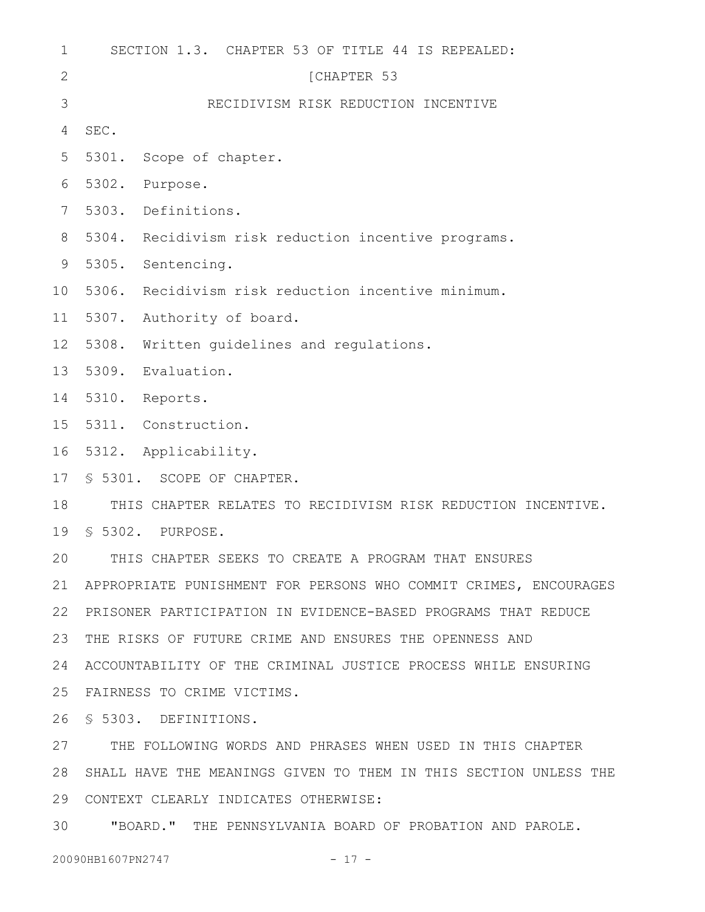SECTION 1.3. CHAPTER 53 OF TITLE 44 IS REPEALED:

[CHAPTER 53

RECIDIVISM RISK REDUCTION INCENTIVE

SEC.

5301. Scope of chapter.

5302. Purpose.

5303. Definitions.

5304. Recidivism risk reduction incentive programs.

5305. Sentencing.

5306. Recidivism risk reduction incentive minimum.

5307. Authority of board.

5308. Written guidelines and regulations.

5309. Evaluation.

5310. Reports.

5311. Construction.

5312. Applicability.

§ 5301. SCOPE OF CHAPTER.

THIS CHAPTER RELATES TO RECIDIVISM RISK REDUCTION INCENTIVE.

§ 5302. PURPOSE.

THIS CHAPTER SEEKS TO CREATE A PROGRAM THAT ENSURES APPROPRIATE PUNISHMENT FOR PERSONS WHO COMMIT CRIMES, ENCOURAGES PRISONER PARTICIPATION IN EVIDENCE-BASED PROGRAMS THAT REDUCE THE RISKS OF FUTURE CRIME AND ENSURES THE OPENNESS AND ACCOUNTABILITY OF THE CRIMINAL JUSTICE PROCESS WHILE ENSURING FAIRNESS TO CRIME VICTIMS.

§ 5303. DEFINITIONS.

THE FOLLOWING WORDS AND PHRASES WHEN USED IN THIS CHAPTER SHALL HAVE THE MEANINGS GIVEN TO THEM IN THIS SECTION UNLESS THE CONTEXT CLEARLY INDICATES OTHERWISE:

"BOARD." THE PENNSYLVANIA BOARD OF PROBATION AND PAROLE.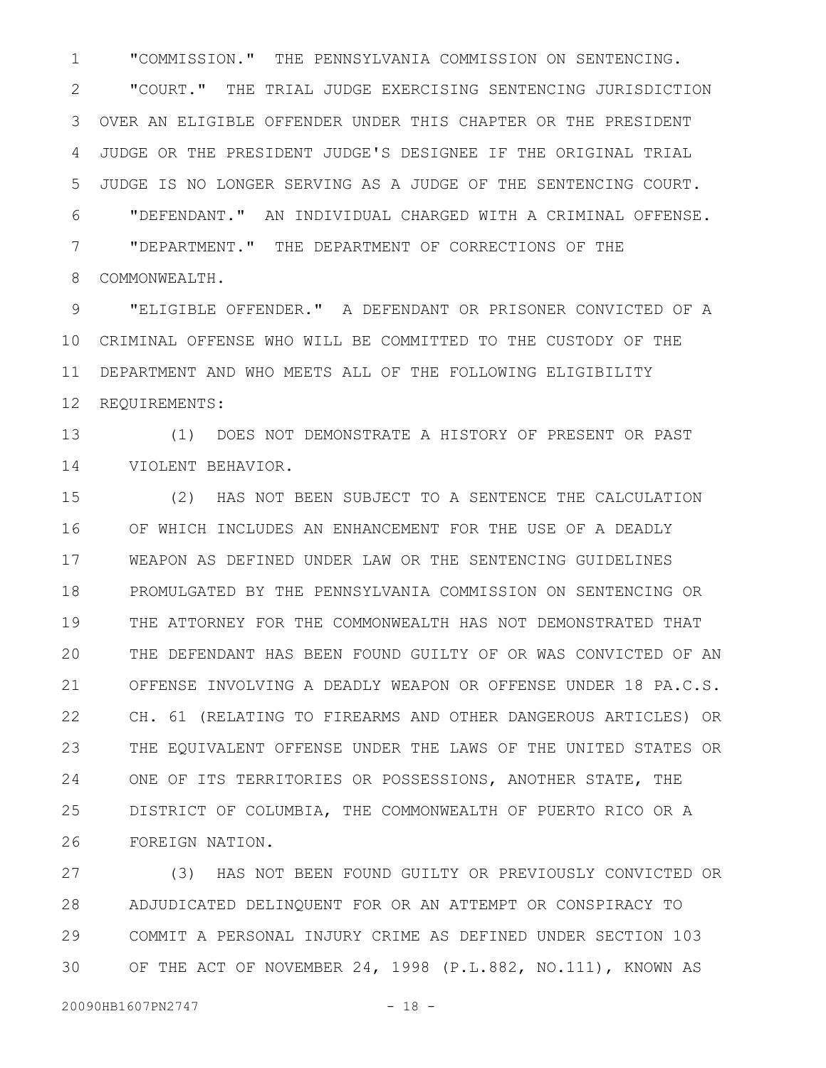"COMMISSION." THE PENNSYLVANIA COMMISSION ON SENTENCING.

"COURT." THE TRIAL JUDGE EXERCISING SENTENCING JURISDICTION OVER AN ELIGIBLE OFFENDER UNDER THIS CHAPTER OR THE PRESIDENT JUDGE OR THE PRESIDENT JUDGE'S DESIGNEE IF THE ORIGINAL TRIAL JUDGE IS NO LONGER SERVING AS A JUDGE OF THE SENTENCING COURT.

"DEFENDANT." AN INDIVIDUAL CHARGED WITH A CRIMINAL OFFENSE.

"DEPARTMENT." THE DEPARTMENT OF CORRECTIONS OF THE COMMONWEALTH.

"ELIGIBLE OFFENDER." A DEFENDANT OR PRISONER CONVICTED OF A CRIMINAL OFFENSE WHO WILL BE COMMITTED TO THE CUSTODY OF THE DEPARTMENT AND WHO MEETS ALL OF THE FOLLOWING ELIGIBILITY REQUIREMENTS:

(1) DOES NOT DEMONSTRATE A HISTORY OF PRESENT OR PAST VIOLENT BEHAVIOR.

(2) HAS NOT BEEN SUBJECT TO A SENTENCE THE CALCULATION OF WHICH INCLUDES AN ENHANCEMENT FOR THE USE OF A DEADLY WEAPON AS DEFINED UNDER LAW OR THE SENTENCING GUIDELINES PROMULGATED BY THE PENNSYLVANIA COMMISSION ON SENTENCING OR THE ATTORNEY FOR THE COMMONWEALTH HAS NOT DEMONSTRATED THAT THE DEFENDANT HAS BEEN FOUND GUILTY OF OR WAS CONVICTED OF AN OFFENSE INVOLVING A DEADLY WEAPON OR OFFENSE UNDER 18 PA.C.S. CH. 61 (RELATING TO FIREARMS AND OTHER DANGEROUS ARTICLES) OR THE EQUIVALENT OFFENSE UNDER THE LAWS OF THE UNITED STATES OR ONE OF ITS TERRITORIES OR POSSESSIONS, ANOTHER STATE, THE DISTRICT OF COLUMBIA, THE COMMONWEALTH OF PUERTO RICO OR A FOREIGN NATION.

(3) HAS NOT BEEN FOUND GUILTY OR PREVIOUSLY CONVICTED OR ADJUDICATED DELINQUENT FOR OR AN ATTEMPT OR CONSPIRACY TO COMMIT A PERSONAL INJURY CRIME AS DEFINED UNDER SECTION 103 OF THE ACT OF NOVEMBER 24, 1998 (P.L.882, NO.111), KNOWN AS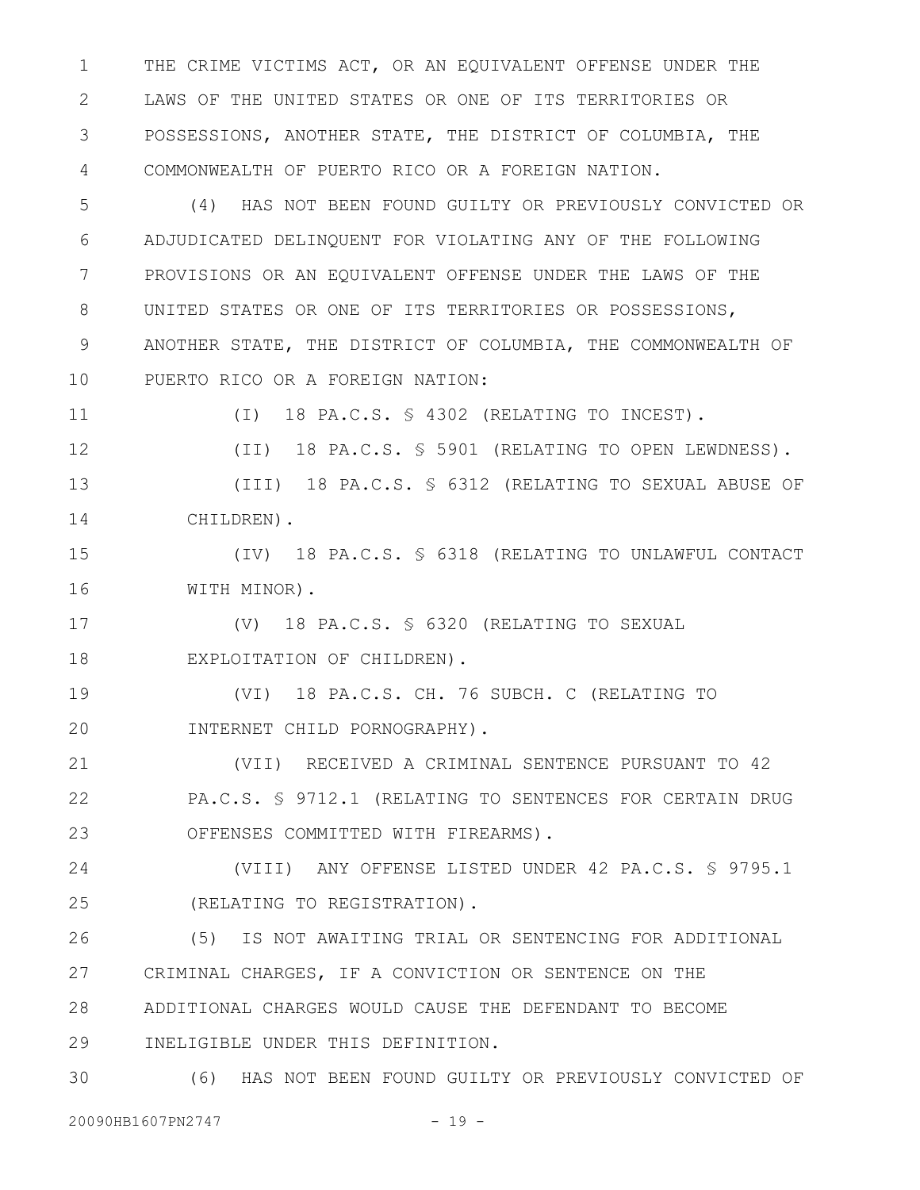THE CRIME VICTIMS ACT, OR AN EQUIVALENT OFFENSE UNDER THE LAWS OF THE UNITED STATES OR ONE OF ITS TERRITORIES OR POSSESSIONS, ANOTHER STATE, THE DISTRICT OF COLUMBIA, THE COMMONWEALTH OF PUERTO RICO OR A FOREIGN NATION.

(4) HAS NOT BEEN FOUND GUILTY OR PREVIOUSLY CONVICTED OR ADJUDICATED DELINQUENT FOR VIOLATING ANY OF THE FOLLOWING PROVISIONS OR AN EQUIVALENT OFFENSE UNDER THE LAWS OF THE UNITED STATES OR ONE OF ITS TERRITORIES OR POSSESSIONS, ANOTHER STATE, THE DISTRICT OF COLUMBIA, THE COMMONWEALTH OF PUERTO RICO OR A FOREIGN NATION:

(I) 18 PA.C.S. § 4302 (RELATING TO INCEST).

(II) 18 PA.C.S. § 5901 (RELATING TO OPEN LEWDNESS).

(III) 18 PA.C.S. § 6312 (RELATING TO SEXUAL ABUSE OF CHILDREN).

(IV) 18 PA.C.S. § 6318 (RELATING TO UNLAWFUL CONTACT WITH MINOR).

(V) 18 PA.C.S. § 6320 (RELATING TO SEXUAL EXPLOITATION OF CHILDREN).

(VI) 18 PA.C.S. CH. 76 SUBCH. C (RELATING TO INTERNET CHILD PORNOGRAPHY).

(VII) RECEIVED A CRIMINAL SENTENCE PURSUANT TO 42 PA.C.S. § 9712.1 (RELATING TO SENTENCES FOR CERTAIN DRUG OFFENSES COMMITTED WITH FIREARMS).

(VIII) ANY OFFENSE LISTED UNDER 42 PA.C.S. § 9795.1 (RELATING TO REGISTRATION).

(5) IS NOT AWAITING TRIAL OR SENTENCING FOR ADDITIONAL CRIMINAL CHARGES, IF A CONVICTION OR SENTENCE ON THE ADDITIONAL CHARGES WOULD CAUSE THE DEFENDANT TO BECOME INELIGIBLE UNDER THIS DEFINITION.

(6) HAS NOT BEEN FOUND GUILTY OR PREVIOUSLY CONVICTED OF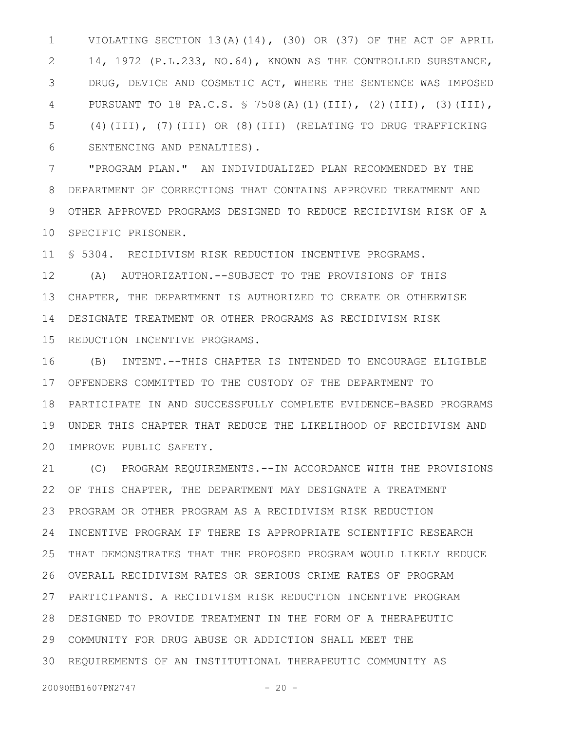VIOLATING SECTION 13(A)(14), (30) OR (37) OF THE ACT OF APRIL 14, 1972 (P.L.233, NO.64), KNOWN AS THE CONTROLLED SUBSTANCE, DRUG, DEVICE AND COSMETIC ACT, WHERE THE SENTENCE WAS IMPOSED PURSUANT TO 18 PA.C.S. § 7508(A)(1)(III), (2)(III), (3)(III), (4)(III), (7)(III) OR (8)(III) (RELATING TO DRUG TRAFFICKING SENTENCING AND PENALTIES).

"PROGRAM PLAN." AN INDIVIDUALIZED PLAN RECOMMENDED BY THE DEPARTMENT OF CORRECTIONS THAT CONTAINS APPROVED TREATMENT AND OTHER APPROVED PROGRAMS DESIGNED TO REDUCE RECIDIVISM RISK OF A SPECIFIC PRISONER.

§ 5304. RECIDIVISM RISK REDUCTION INCENTIVE PROGRAMS.

(A) AUTHORIZATION.--SUBJECT TO THE PROVISIONS OF THIS CHAPTER, THE DEPARTMENT IS AUTHORIZED TO CREATE OR OTHERWISE DESIGNATE TREATMENT OR OTHER PROGRAMS AS RECIDIVISM RISK REDUCTION INCENTIVE PROGRAMS.

(B) INTENT.--THIS CHAPTER IS INTENDED TO ENCOURAGE ELIGIBLE OFFENDERS COMMITTED TO THE CUSTODY OF THE DEPARTMENT TO PARTICIPATE IN AND SUCCESSFULLY COMPLETE EVIDENCE-BASED PROGRAMS UNDER THIS CHAPTER THAT REDUCE THE LIKELIHOOD OF RECIDIVISM AND IMPROVE PUBLIC SAFETY.

(C) PROGRAM REQUIREMENTS.--IN ACCORDANCE WITH THE PROVISIONS OF THIS CHAPTER, THE DEPARTMENT MAY DESIGNATE A TREATMENT PROGRAM OR OTHER PROGRAM AS A RECIDIVISM RISK REDUCTION INCENTIVE PROGRAM IF THERE IS APPROPRIATE SCIENTIFIC RESEARCH THAT DEMONSTRATES THAT THE PROPOSED PROGRAM WOULD LIKELY REDUCE OVERALL RECIDIVISM RATES OR SERIOUS CRIME RATES OF PROGRAM PARTICIPANTS. A RECIDIVISM RISK REDUCTION INCENTIVE PROGRAM DESIGNED TO PROVIDE TREATMENT IN THE FORM OF A THERAPEUTIC COMMUNITY FOR DRUG ABUSE OR ADDICTION SHALL MEET THE REQUIREMENTS OF AN INSTITUTIONAL THERAPEUTIC COMMUNITY AS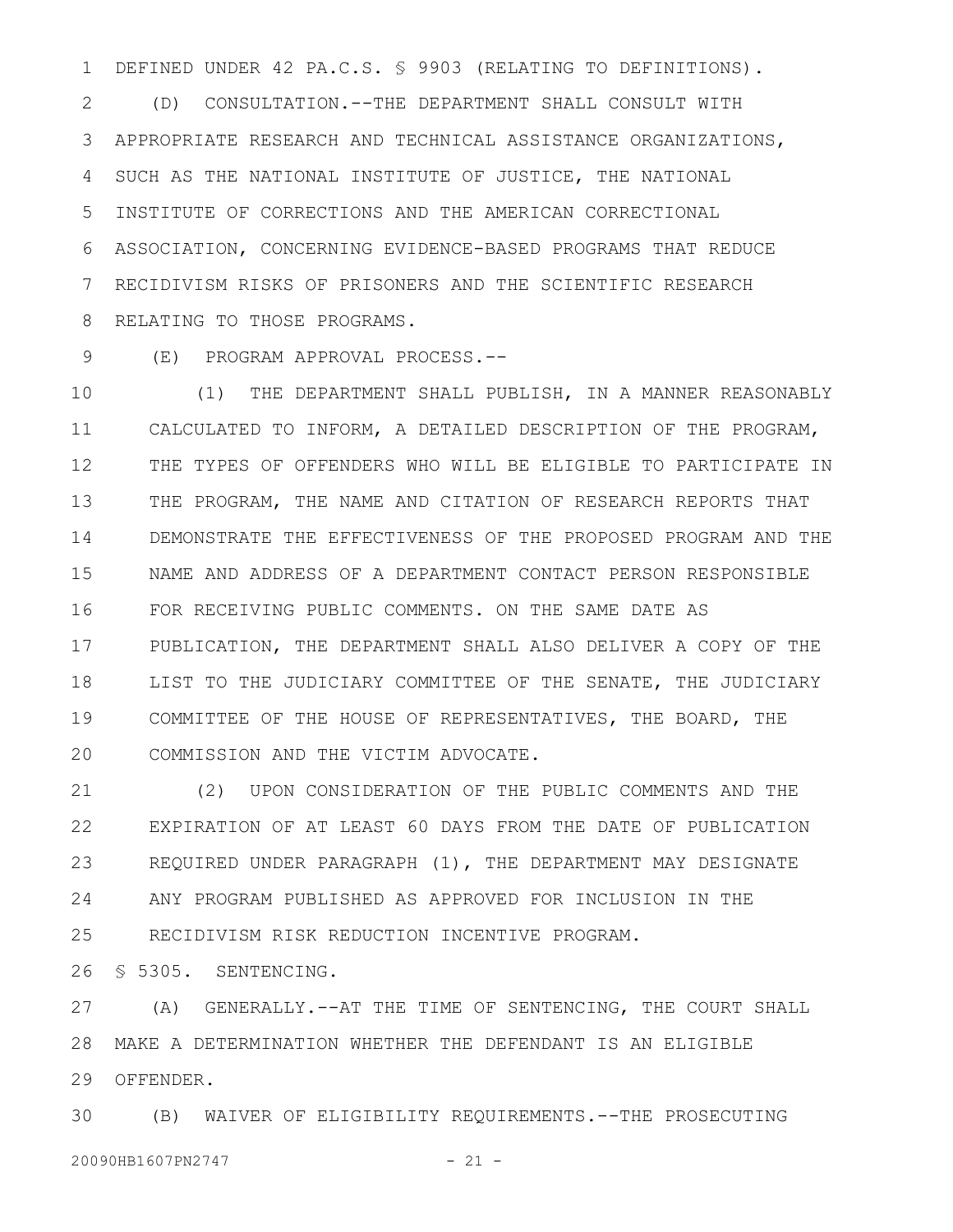DEFINED UNDER 42 PA.C.S. § 9903 (RELATING TO DEFINITIONS).

(D) CONSULTATION.--THE DEPARTMENT SHALL CONSULT WITH APPROPRIATE RESEARCH AND TECHNICAL ASSISTANCE ORGANIZATIONS, SUCH AS THE NATIONAL INSTITUTE OF JUSTICE, THE NATIONAL INSTITUTE OF CORRECTIONS AND THE AMERICAN CORRECTIONAL ASSOCIATION, CONCERNING EVIDENCE-BASED PROGRAMS THAT REDUCE RECIDIVISM RISKS OF PRISONERS AND THE SCIENTIFIC RESEARCH RELATING TO THOSE PROGRAMS.

(E) PROGRAM APPROVAL PROCESS.--

(1) THE DEPARTMENT SHALL PUBLISH, IN A MANNER REASONABLY CALCULATED TO INFORM, A DETAILED DESCRIPTION OF THE PROGRAM, THE TYPES OF OFFENDERS WHO WILL BE ELIGIBLE TO PARTICIPATE IN THE PROGRAM, THE NAME AND CITATION OF RESEARCH REPORTS THAT DEMONSTRATE THE EFFECTIVENESS OF THE PROPOSED PROGRAM AND THE NAME AND ADDRESS OF A DEPARTMENT CONTACT PERSON RESPONSIBLE FOR RECEIVING PUBLIC COMMENTS. ON THE SAME DATE AS PUBLICATION, THE DEPARTMENT SHALL ALSO DELIVER A COPY OF THE LIST TO THE JUDICIARY COMMITTEE OF THE SENATE, THE JUDICIARY COMMITTEE OF THE HOUSE OF REPRESENTATIVES, THE BOARD, THE COMMISSION AND THE VICTIM ADVOCATE.

(2) UPON CONSIDERATION OF THE PUBLIC COMMENTS AND THE EXPIRATION OF AT LEAST 60 DAYS FROM THE DATE OF PUBLICATION REQUIRED UNDER PARAGRAPH (1), THE DEPARTMENT MAY DESIGNATE ANY PROGRAM PUBLISHED AS APPROVED FOR INCLUSION IN THE RECIDIVISM RISK REDUCTION INCENTIVE PROGRAM.

§ 5305. SENTENCING.

(A) GENERALLY.--AT THE TIME OF SENTENCING, THE COURT SHALL MAKE A DETERMINATION WHETHER THE DEFENDANT IS AN ELIGIBLE OFFENDER.

(B) WAIVER OF ELIGIBILITY REQUIREMENTS.--THE PROSECUTING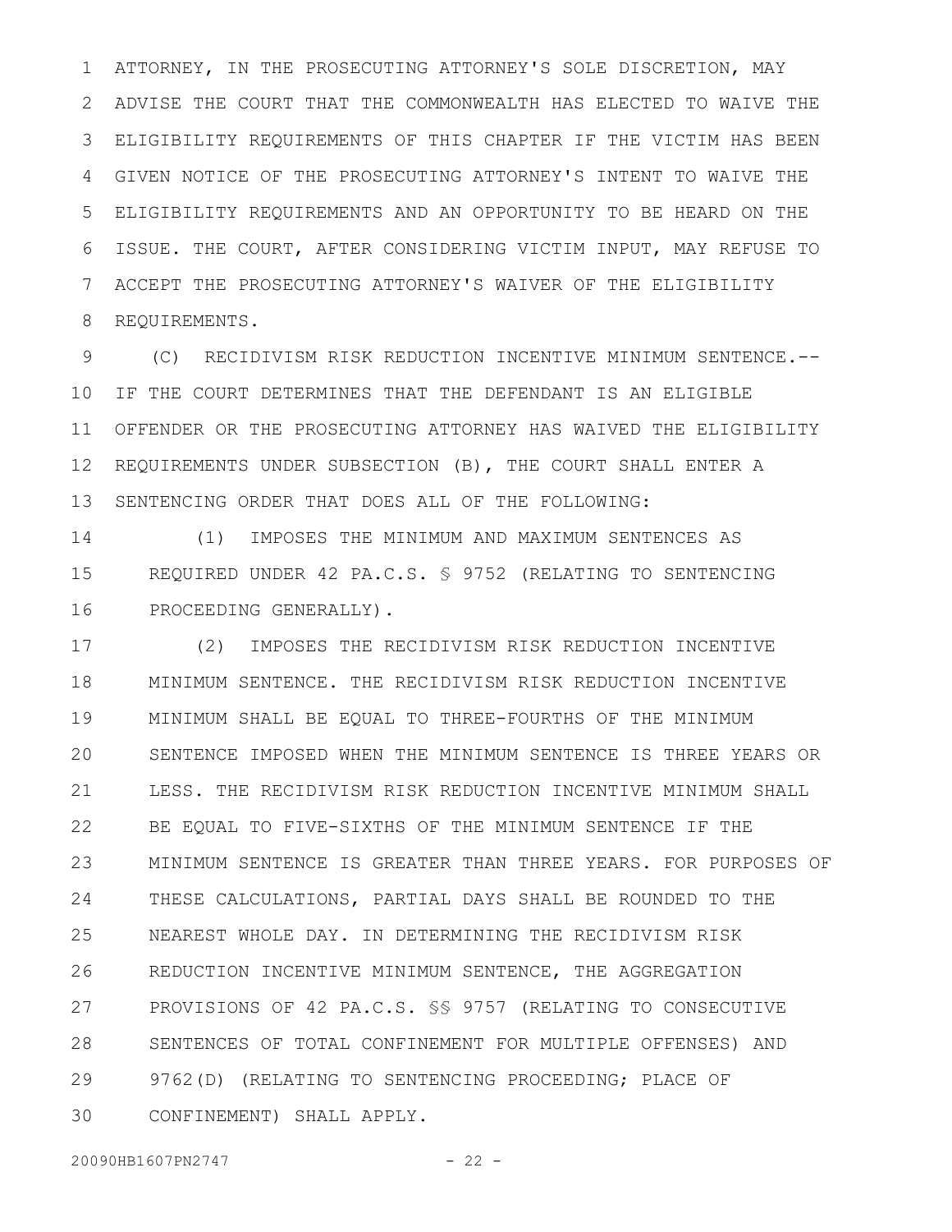ATTORNEY, IN THE PROSECUTING ATTORNEY'S SOLE DISCRETION, MAY ADVISE THE COURT THAT THE COMMONWEALTH HAS ELECTED TO WAIVE THE ELIGIBILITY REQUIREMENTS OF THIS CHAPTER IF THE VICTIM HAS BEEN GIVEN NOTICE OF THE PROSECUTING ATTORNEY'S INTENT TO WAIVE THE ELIGIBILITY REQUIREMENTS AND AN OPPORTUNITY TO BE HEARD ON THE ISSUE. THE COURT, AFTER CONSIDERING VICTIM INPUT, MAY REFUSE TO ACCEPT THE PROSECUTING ATTORNEY'S WAIVER OF THE ELIGIBILITY REQUIREMENTS.

(C) RECIDIVISM RISK REDUCTION INCENTIVE MINIMUM SENTENCE.-- IF THE COURT DETERMINES THAT THE DEFENDANT IS AN ELIGIBLE OFFENDER OR THE PROSECUTING ATTORNEY HAS WAIVED THE ELIGIBILITY REQUIREMENTS UNDER SUBSECTION (B), THE COURT SHALL ENTER A SENTENCING ORDER THAT DOES ALL OF THE FOLLOWING:

(1) IMPOSES THE MINIMUM AND MAXIMUM SENTENCES AS REQUIRED UNDER 42 PA.C.S. § 9752 (RELATING TO SENTENCING PROCEEDING GENERALLY).

(2) IMPOSES THE RECIDIVISM RISK REDUCTION INCENTIVE MINIMUM SENTENCE. THE RECIDIVISM RISK REDUCTION INCENTIVE MINIMUM SHALL BE EQUAL TO THREE-FOURTHS OF THE MINIMUM SENTENCE IMPOSED WHEN THE MINIMUM SENTENCE IS THREE YEARS OR LESS. THE RECIDIVISM RISK REDUCTION INCENTIVE MINIMUM SHALL BE EQUAL TO FIVE-SIXTHS OF THE MINIMUM SENTENCE IF THE MINIMUM SENTENCE IS GREATER THAN THREE YEARS. FOR PURPOSES OF THESE CALCULATIONS, PARTIAL DAYS SHALL BE ROUNDED TO THE NEAREST WHOLE DAY. IN DETERMINING THE RECIDIVISM RISK REDUCTION INCENTIVE MINIMUM SENTENCE, THE AGGREGATION PROVISIONS OF 42 PA.C.S. §§ 9757 (RELATING TO CONSECUTIVE SENTENCES OF TOTAL CONFINEMENT FOR MULTIPLE OFFENSES) AND 9762(D) (RELATING TO SENTENCING PROCEEDING; PLACE OF CONFINEMENT) SHALL APPLY.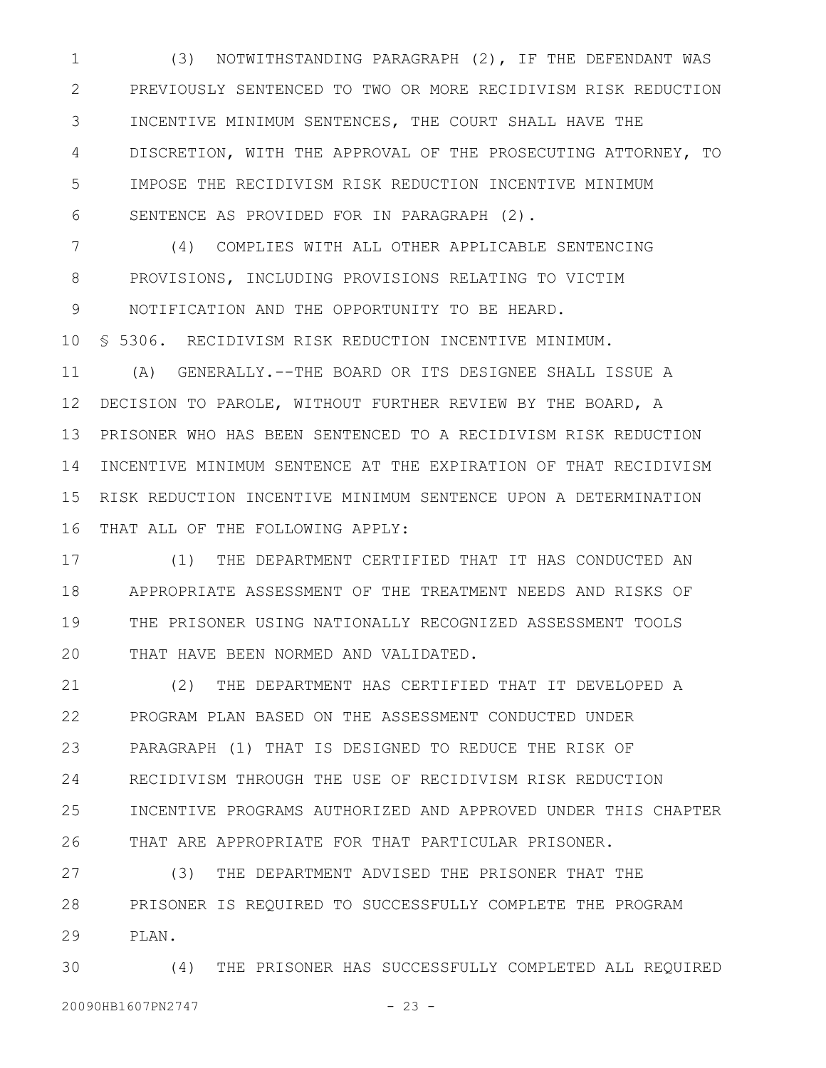(3) NOTWITHSTANDING PARAGRAPH (2), IF THE DEFENDANT WAS PREVIOUSLY SENTENCED TO TWO OR MORE RECIDIVISM RISK REDUCTION INCENTIVE MINIMUM SENTENCES, THE COURT SHALL HAVE THE DISCRETION, WITH THE APPROVAL OF THE PROSECUTING ATTORNEY, TO IMPOSE THE RECIDIVISM RISK REDUCTION INCENTIVE MINIMUM SENTENCE AS PROVIDED FOR IN PARAGRAPH (2).

(4) COMPLIES WITH ALL OTHER APPLICABLE SENTENCING PROVISIONS, INCLUDING PROVISIONS RELATING TO VICTIM NOTIFICATION AND THE OPPORTUNITY TO BE HEARD.

§ 5306. RECIDIVISM RISK REDUCTION INCENTIVE MINIMUM.

(A) GENERALLY.--THE BOARD OR ITS DESIGNEE SHALL ISSUE A DECISION TO PAROLE, WITHOUT FURTHER REVIEW BY THE BOARD, A PRISONER WHO HAS BEEN SENTENCED TO A RECIDIVISM RISK REDUCTION INCENTIVE MINIMUM SENTENCE AT THE EXPIRATION OF THAT RECIDIVISM RISK REDUCTION INCENTIVE MINIMUM SENTENCE UPON A DETERMINATION THAT ALL OF THE FOLLOWING APPLY:

(1) THE DEPARTMENT CERTIFIED THAT IT HAS CONDUCTED AN APPROPRIATE ASSESSMENT OF THE TREATMENT NEEDS AND RISKS OF THE PRISONER USING NATIONALLY RECOGNIZED ASSESSMENT TOOLS THAT HAVE BEEN NORMED AND VALIDATED.

(2) THE DEPARTMENT HAS CERTIFIED THAT IT DEVELOPED A PROGRAM PLAN BASED ON THE ASSESSMENT CONDUCTED UNDER PARAGRAPH (1) THAT IS DESIGNED TO REDUCE THE RISK OF RECIDIVISM THROUGH THE USE OF RECIDIVISM RISK REDUCTION INCENTIVE PROGRAMS AUTHORIZED AND APPROVED UNDER THIS CHAPTER THAT ARE APPROPRIATE FOR THAT PARTICULAR PRISONER.

(3) THE DEPARTMENT ADVISED THE PRISONER THAT THE PRISONER IS REQUIRED TO SUCCESSFULLY COMPLETE THE PROGRAM PLAN.

(4) THE PRISONER HAS SUCCESSFULLY COMPLETED ALL REQUIRED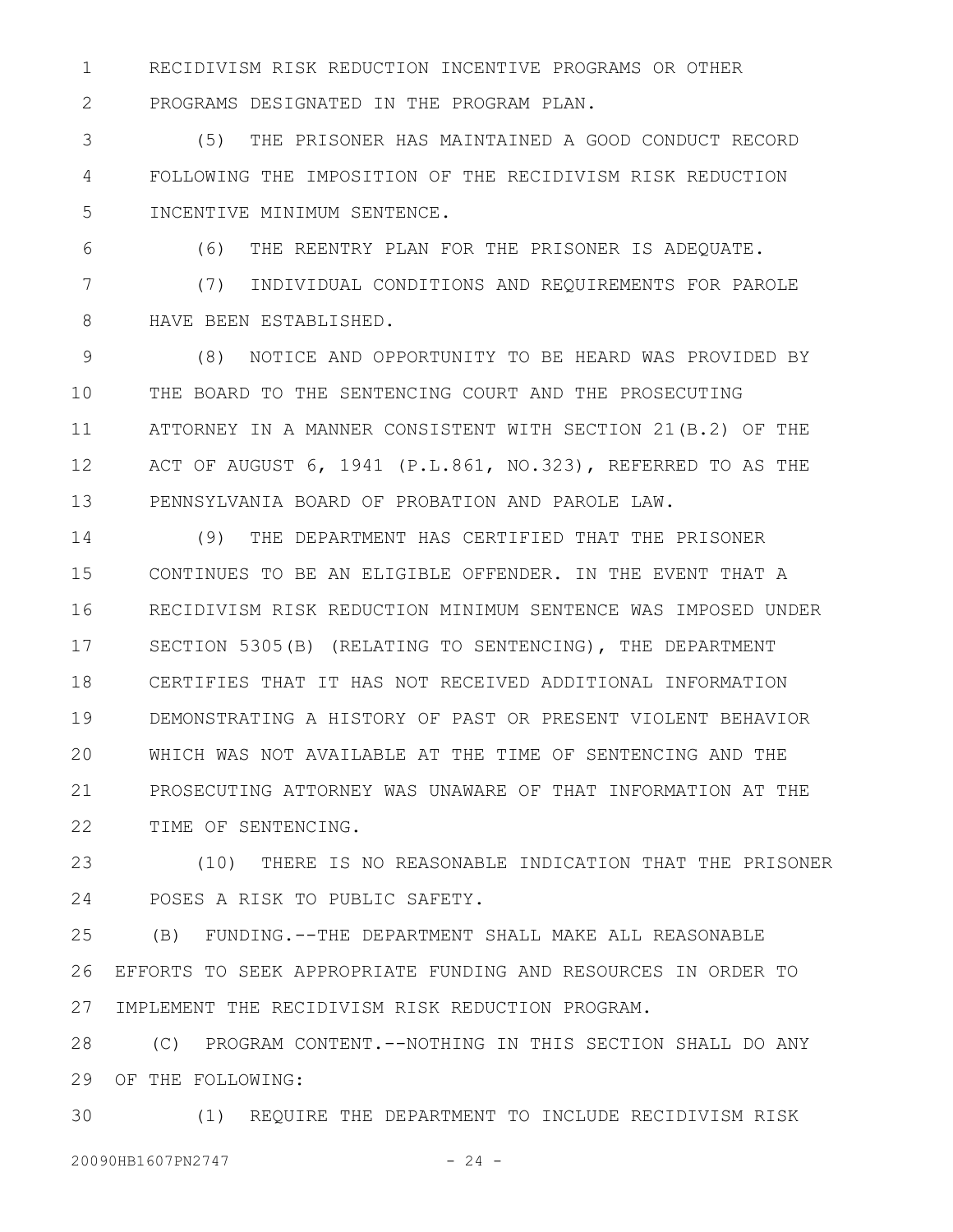RECIDIVISM RISK REDUCTION INCENTIVE PROGRAMS OR OTHER PROGRAMS DESIGNATED IN THE PROGRAM PLAN.

(5) THE PRISONER HAS MAINTAINED A GOOD CONDUCT RECORD FOLLOWING THE IMPOSITION OF THE RECIDIVISM RISK REDUCTION INCENTIVE MINIMUM SENTENCE.

(6) THE REENTRY PLAN FOR THE PRISONER IS ADEQUATE.

(7) INDIVIDUAL CONDITIONS AND REQUIREMENTS FOR PAROLE HAVE BEEN ESTABLISHED.

(8) NOTICE AND OPPORTUNITY TO BE HEARD WAS PROVIDED BY THE BOARD TO THE SENTENCING COURT AND THE PROSECUTING ATTORNEY IN A MANNER CONSISTENT WITH SECTION 21(B.2) OF THE ACT OF AUGUST 6, 1941 (P.L.861, NO.323), REFERRED TO AS THE PENNSYLVANIA BOARD OF PROBATION AND PAROLE LAW.

(9) THE DEPARTMENT HAS CERTIFIED THAT THE PRISONER CONTINUES TO BE AN ELIGIBLE OFFENDER. IN THE EVENT THAT A RECIDIVISM RISK REDUCTION MINIMUM SENTENCE WAS IMPOSED UNDER SECTION 5305(B) (RELATING TO SENTENCING), THE DEPARTMENT CERTIFIES THAT IT HAS NOT RECEIVED ADDITIONAL INFORMATION DEMONSTRATING A HISTORY OF PAST OR PRESENT VIOLENT BEHAVIOR WHICH WAS NOT AVAILABLE AT THE TIME OF SENTENCING AND THE PROSECUTING ATTORNEY WAS UNAWARE OF THAT INFORMATION AT THE TIME OF SENTENCING.

(10) THERE IS NO REASONABLE INDICATION THAT THE PRISONER POSES A RISK TO PUBLIC SAFETY.

(B) FUNDING.--THE DEPARTMENT SHALL MAKE ALL REASONABLE EFFORTS TO SEEK APPROPRIATE FUNDING AND RESOURCES IN ORDER TO IMPLEMENT THE RECIDIVISM RISK REDUCTION PROGRAM.

(C) PROGRAM CONTENT.--NOTHING IN THIS SECTION SHALL DO ANY OF THE FOLLOWING:

(1) REQUIRE THE DEPARTMENT TO INCLUDE RECIDIVISM RISK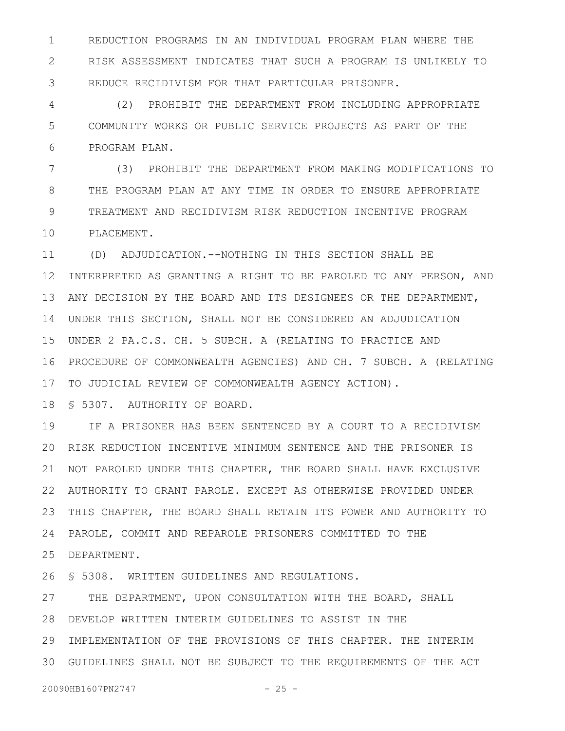REDUCTION PROGRAMS IN AN INDIVIDUAL PROGRAM PLAN WHERE THE RISK ASSESSMENT INDICATES THAT SUCH A PROGRAM IS UNLIKELY TO REDUCE RECIDIVISM FOR THAT PARTICULAR PRISONER.

(2) PROHIBIT THE DEPARTMENT FROM INCLUDING APPROPRIATE COMMUNITY WORKS OR PUBLIC SERVICE PROJECTS AS PART OF THE PROGRAM PLAN.

(3) PROHIBIT THE DEPARTMENT FROM MAKING MODIFICATIONS TO THE PROGRAM PLAN AT ANY TIME IN ORDER TO ENSURE APPROPRIATE TREATMENT AND RECIDIVISM RISK REDUCTION INCENTIVE PROGRAM PLACEMENT.

(D) ADJUDICATION.--NOTHING IN THIS SECTION SHALL BE INTERPRETED AS GRANTING A RIGHT TO BE PAROLED TO ANY PERSON, AND ANY DECISION BY THE BOARD AND ITS DESIGNEES OR THE DEPARTMENT, UNDER THIS SECTION, SHALL NOT BE CONSIDERED AN ADJUDICATION UNDER 2 PA.C.S. CH. 5 SUBCH. A (RELATING TO PRACTICE AND PROCEDURE OF COMMONWEALTH AGENCIES) AND CH. 7 SUBCH. A (RELATING TO JUDICIAL REVIEW OF COMMONWEALTH AGENCY ACTION).

§ 5307. AUTHORITY OF BOARD.

IF A PRISONER HAS BEEN SENTENCED BY A COURT TO A RECIDIVISM RISK REDUCTION INCENTIVE MINIMUM SENTENCE AND THE PRISONER IS NOT PAROLED UNDER THIS CHAPTER, THE BOARD SHALL HAVE EXCLUSIVE AUTHORITY TO GRANT PAROLE. EXCEPT AS OTHERWISE PROVIDED UNDER THIS CHAPTER, THE BOARD SHALL RETAIN ITS POWER AND AUTHORITY TO PAROLE, COMMIT AND REPAROLE PRISONERS COMMITTED TO THE DEPARTMENT.

§ 5308. WRITTEN GUIDELINES AND REGULATIONS.

THE DEPARTMENT, UPON CONSULTATION WITH THE BOARD, SHALL DEVELOP WRITTEN INTERIM GUIDELINES TO ASSIST IN THE IMPLEMENTATION OF THE PROVISIONS OF THIS CHAPTER. THE INTERIM GUIDELINES SHALL NOT BE SUBJECT TO THE REQUIREMENTS OF THE ACT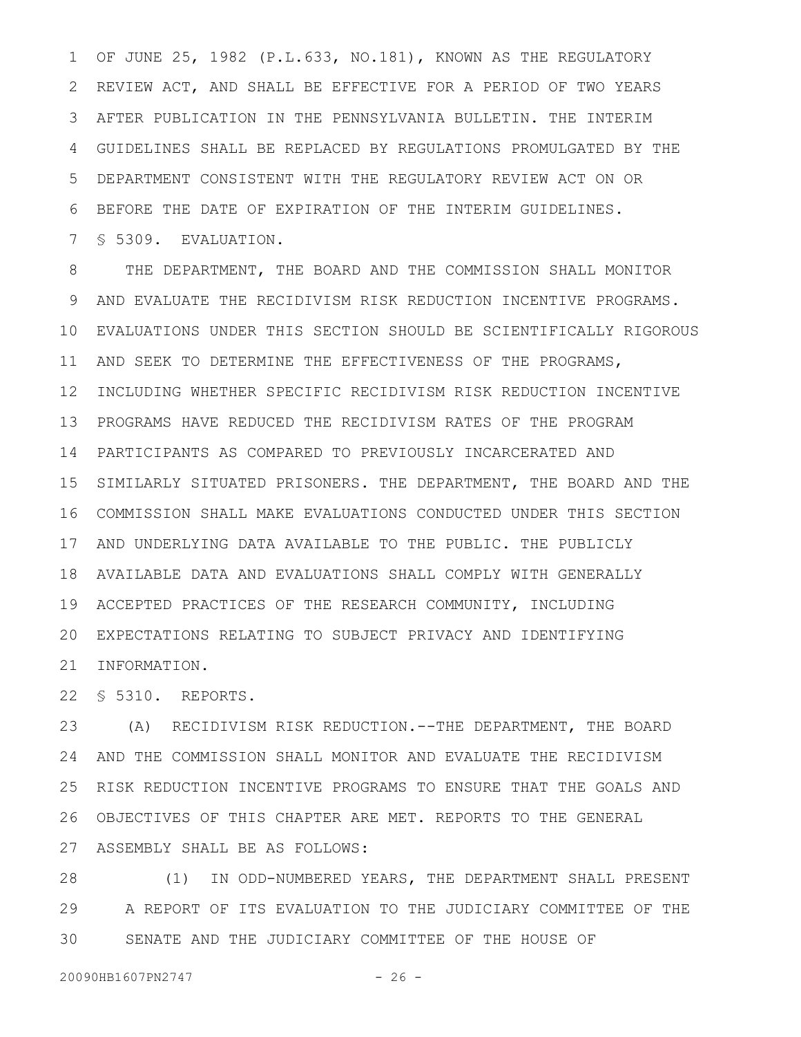OF JUNE 25, 1982 (P.L.633, NO.181), KNOWN AS THE REGULATORY REVIEW ACT, AND SHALL BE EFFECTIVE FOR A PERIOD OF TWO YEARS AFTER PUBLICATION IN THE PENNSYLVANIA BULLETIN. THE INTERIM GUIDELINES SHALL BE REPLACED BY REGULATIONS PROMULGATED BY THE DEPARTMENT CONSISTENT WITH THE REGULATORY REVIEW ACT ON OR BEFORE THE DATE OF EXPIRATION OF THE INTERIM GUIDELINES.

§ 5309. EVALUATION.

THE DEPARTMENT, THE BOARD AND THE COMMISSION SHALL MONITOR AND EVALUATE THE RECIDIVISM RISK REDUCTION INCENTIVE PROGRAMS. EVALUATIONS UNDER THIS SECTION SHOULD BE SCIENTIFICALLY RIGOROUS AND SEEK TO DETERMINE THE EFFECTIVENESS OF THE PROGRAMS, INCLUDING WHETHER SPECIFIC RECIDIVISM RISK REDUCTION INCENTIVE PROGRAMS HAVE REDUCED THE RECIDIVISM RATES OF THE PROGRAM PARTICIPANTS AS COMPARED TO PREVIOUSLY INCARCERATED AND SIMILARLY SITUATED PRISONERS. THE DEPARTMENT, THE BOARD AND THE COMMISSION SHALL MAKE EVALUATIONS CONDUCTED UNDER THIS SECTION AND UNDERLYING DATA AVAILABLE TO THE PUBLIC. THE PUBLICLY AVAILABLE DATA AND EVALUATIONS SHALL COMPLY WITH GENERALLY ACCEPTED PRACTICES OF THE RESEARCH COMMUNITY, INCLUDING EXPECTATIONS RELATING TO SUBJECT PRIVACY AND IDENTIFYING INFORMATION.

§ 5310. REPORTS.

(A) RECIDIVISM RISK REDUCTION.--THE DEPARTMENT, THE BOARD AND THE COMMISSION SHALL MONITOR AND EVALUATE THE RECIDIVISM RISK REDUCTION INCENTIVE PROGRAMS TO ENSURE THAT THE GOALS AND OBJECTIVES OF THIS CHAPTER ARE MET. REPORTS TO THE GENERAL ASSEMBLY SHALL BE AS FOLLOWS:

(1) IN ODD-NUMBERED YEARS, THE DEPARTMENT SHALL PRESENT A REPORT OF ITS EVALUATION TO THE JUDICIARY COMMITTEE OF THE SENATE AND THE JUDICIARY COMMITTEE OF THE HOUSE OF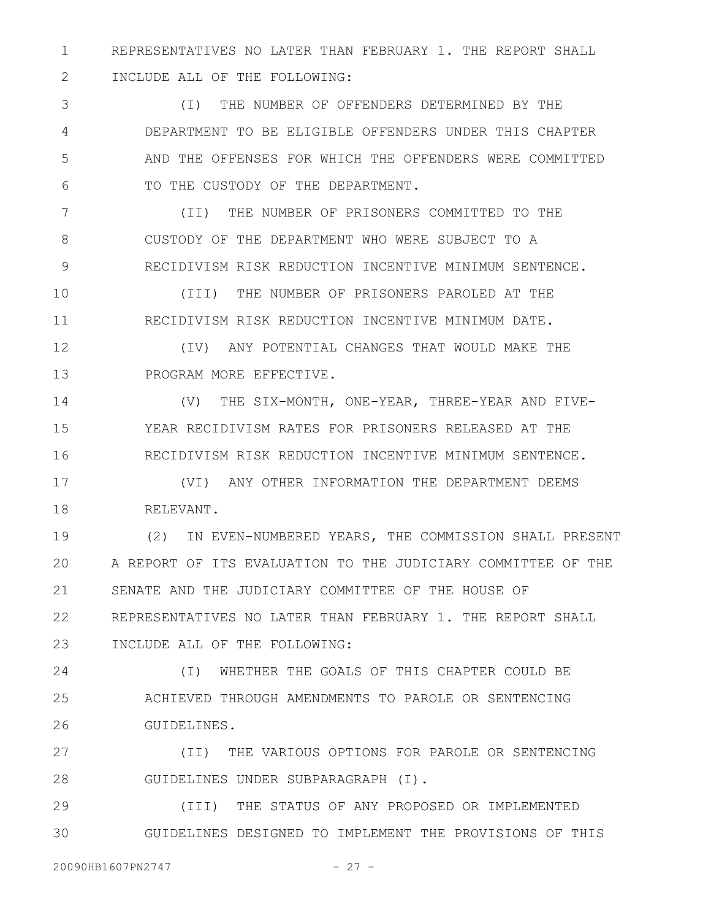REPRESENTATIVES NO LATER THAN FEBRUARY 1. THE REPORT SHALL INCLUDE ALL OF THE FOLLOWING:

(I) THE NUMBER OF OFFENDERS DETERMINED BY THE DEPARTMENT TO BE ELIGIBLE OFFENDERS UNDER THIS CHAPTER AND THE OFFENSES FOR WHICH THE OFFENDERS WERE COMMITTED TO THE CUSTODY OF THE DEPARTMENT.

(II) THE NUMBER OF PRISONERS COMMITTED TO THE CUSTODY OF THE DEPARTMENT WHO WERE SUBJECT TO A RECIDIVISM RISK REDUCTION INCENTIVE MINIMUM SENTENCE.

(III) THE NUMBER OF PRISONERS PAROLED AT THE RECIDIVISM RISK REDUCTION INCENTIVE MINIMUM DATE.

(IV) ANY POTENTIAL CHANGES THAT WOULD MAKE THE PROGRAM MORE EFFECTIVE.

(V) THE SIX-MONTH, ONE-YEAR, THREE-YEAR AND FIVE-YEAR RECIDIVISM RATES FOR PRISONERS RELEASED AT THE RECIDIVISM RISK REDUCTION INCENTIVE MINIMUM SENTENCE.

(VI) ANY OTHER INFORMATION THE DEPARTMENT DEEMS RELEVANT.

(2) IN EVEN-NUMBERED YEARS, THE COMMISSION SHALL PRESENT A REPORT OF ITS EVALUATION TO THE JUDICIARY COMMITTEE OF THE SENATE AND THE JUDICIARY COMMITTEE OF THE HOUSE OF REPRESENTATIVES NO LATER THAN FEBRUARY 1. THE REPORT SHALL INCLUDE ALL OF THE FOLLOWING:

(I) WHETHER THE GOALS OF THIS CHAPTER COULD BE ACHIEVED THROUGH AMENDMENTS TO PAROLE OR SENTENCING GUIDELINES.

(II) THE VARIOUS OPTIONS FOR PAROLE OR SENTENCING GUIDELINES UNDER SUBPARAGRAPH (I).

(III) THE STATUS OF ANY PROPOSED OR IMPLEMENTED GUIDELINES DESIGNED TO IMPLEMENT THE PROVISIONS OF THIS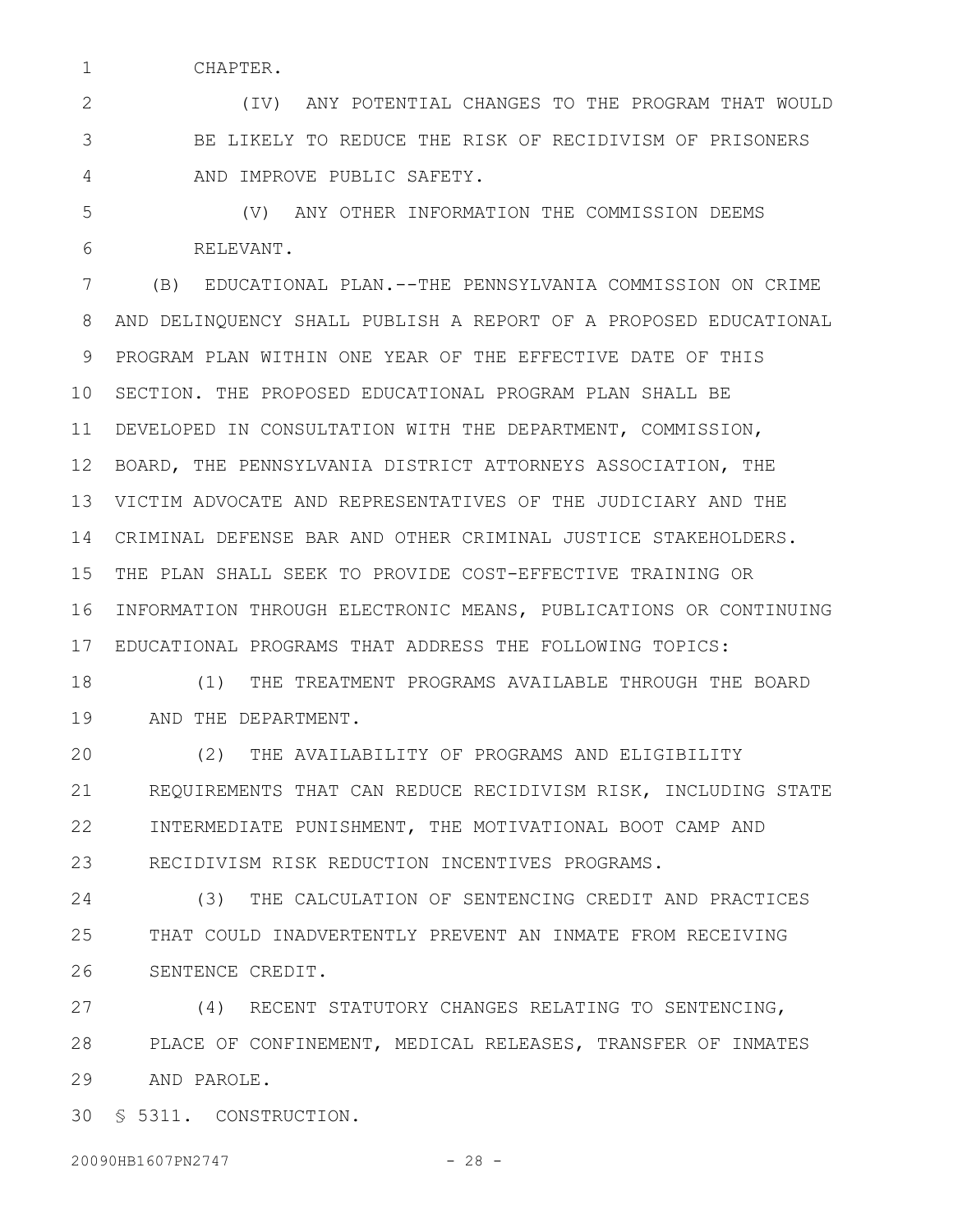CHAPTER.

(IV) ANY POTENTIAL CHANGES TO THE PROGRAM THAT WOULD BE LIKELY TO REDUCE THE RISK OF RECIDIVISM OF PRISONERS AND IMPROVE PUBLIC SAFETY.

(V) ANY OTHER INFORMATION THE COMMISSION DEEMS RELEVANT.

(B) EDUCATIONAL PLAN.--THE PENNSYLVANIA COMMISSION ON CRIME AND DELINQUENCY SHALL PUBLISH A REPORT OF A PROPOSED EDUCATIONAL PROGRAM PLAN WITHIN ONE YEAR OF THE EFFECTIVE DATE OF THIS SECTION. THE PROPOSED EDUCATIONAL PROGRAM PLAN SHALL BE DEVELOPED IN CONSULTATION WITH THE DEPARTMENT, COMMISSION, BOARD, THE PENNSYLVANIA DISTRICT ATTORNEYS ASSOCIATION, THE VICTIM ADVOCATE AND REPRESENTATIVES OF THE JUDICIARY AND THE CRIMINAL DEFENSE BAR AND OTHER CRIMINAL JUSTICE STAKEHOLDERS. THE PLAN SHALL SEEK TO PROVIDE COST-EFFECTIVE TRAINING OR INFORMATION THROUGH ELECTRONIC MEANS, PUBLICATIONS OR CONTINUING EDUCATIONAL PROGRAMS THAT ADDRESS THE FOLLOWING TOPICS:

(1) THE TREATMENT PROGRAMS AVAILABLE THROUGH THE BOARD AND THE DEPARTMENT.

(2) THE AVAILABILITY OF PROGRAMS AND ELIGIBILITY REQUIREMENTS THAT CAN REDUCE RECIDIVISM RISK, INCLUDING STATE INTERMEDIATE PUNISHMENT, THE MOTIVATIONAL BOOT CAMP AND RECIDIVISM RISK REDUCTION INCENTIVES PROGRAMS.

(3) THE CALCULATION OF SENTENCING CREDIT AND PRACTICES THAT COULD INADVERTENTLY PREVENT AN INMATE FROM RECEIVING SENTENCE CREDIT.

(4) RECENT STATUTORY CHANGES RELATING TO SENTENCING, PLACE OF CONFINEMENT, MEDICAL RELEASES, TRANSFER OF INMATES AND PAROLE.

§ 5311. CONSTRUCTION.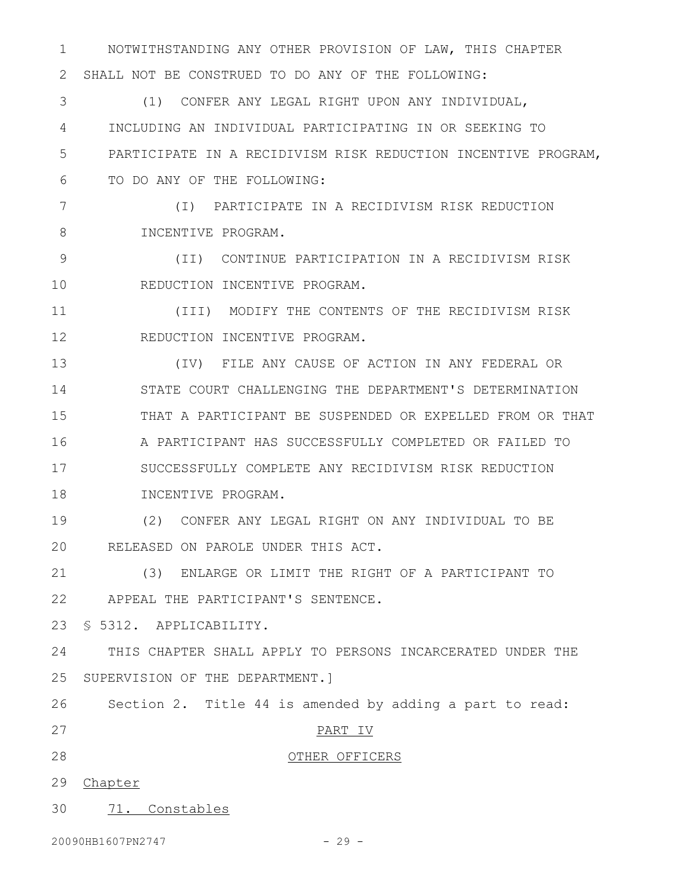NOTWITHSTANDING ANY OTHER PROVISION OF LAW, THIS CHAPTER SHALL NOT BE CONSTRUED TO DO ANY OF THE FOLLOWING:

(1) CONFER ANY LEGAL RIGHT UPON ANY INDIVIDUAL, INCLUDING AN INDIVIDUAL PARTICIPATING IN OR SEEKING TO PARTICIPATE IN A RECIDIVISM RISK REDUCTION INCENTIVE PROGRAM, TO DO ANY OF THE FOLLOWING:

(I) PARTICIPATE IN A RECIDIVISM RISK REDUCTION INCENTIVE PROGRAM.

(II) CONTINUE PARTICIPATION IN A RECIDIVISM RISK REDUCTION INCENTIVE PROGRAM.

(III) MODIFY THE CONTENTS OF THE RECIDIVISM RISK REDUCTION INCENTIVE PROGRAM.

(IV) FILE ANY CAUSE OF ACTION IN ANY FEDERAL OR STATE COURT CHALLENGING THE DEPARTMENT'S DETERMINATION THAT A PARTICIPANT BE SUSPENDED OR EXPELLED FROM OR THAT A PARTICIPANT HAS SUCCESSFULLY COMPLETED OR FAILED TO SUCCESSFULLY COMPLETE ANY RECIDIVISM RISK REDUCTION INCENTIVE PROGRAM.

(2) CONFER ANY LEGAL RIGHT ON ANY INDIVIDUAL TO BE RELEASED ON PAROLE UNDER THIS ACT.

(3) ENLARGE OR LIMIT THE RIGHT OF A PARTICIPANT TO APPEAL THE PARTICIPANT'S SENTENCE.

§ 5312. APPLICABILITY.

THIS CHAPTER SHALL APPLY TO PERSONS INCARCERATED UNDER THE SUPERVISION OF THE DEPARTMENT.]

Section 2. Title 44 is amended by adding a part to read:

PART IV

OTHER OFFICERS

Chapter

71. Constables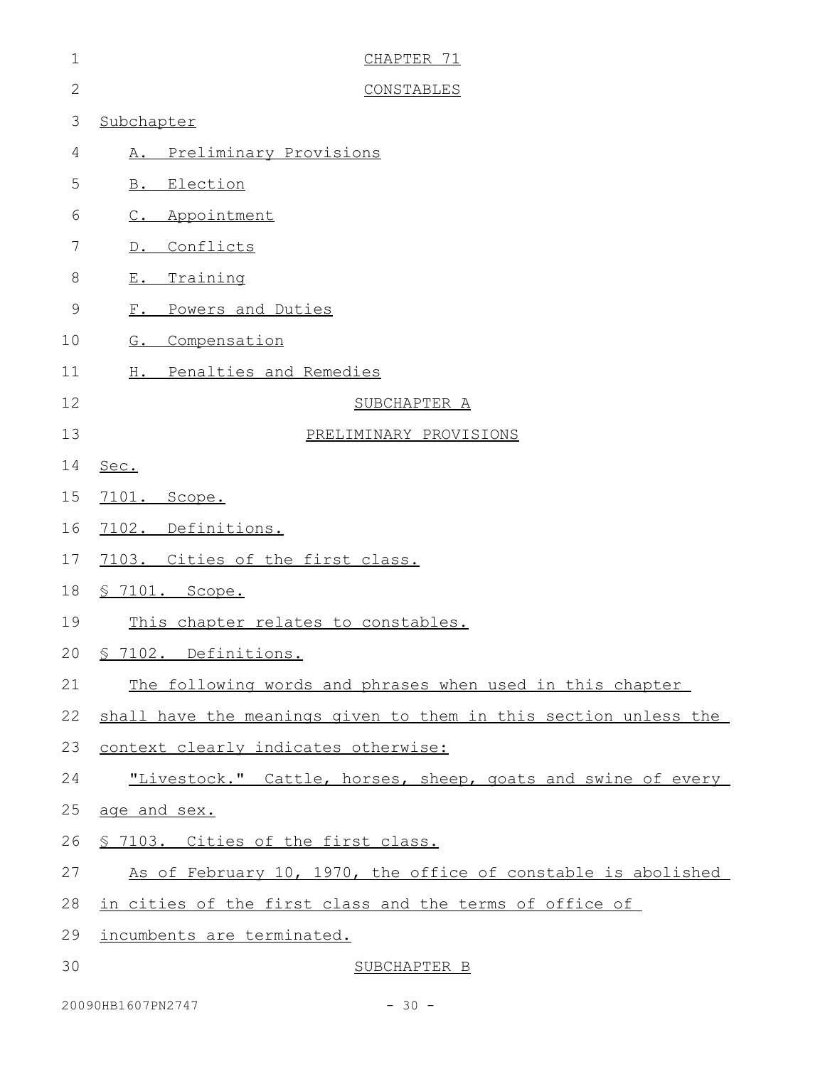# CHAPTER 71

# CONSTABLES

Subchapter

A. Preliminary Provisions

B. Election

C. Appointment

D. Conflicts

E. Training

F. Powers and Duties

G. Compensation

H. Penalties and Remedies

## SUBCHAPTER A

## PRELIMINARY PROVISIONS

Sec.

7101. Scope.

7102. Definitions.

7103. Cities of the first class.

§ 7101. Scope.

This chapter relates to constables.

§ 7102. Definitions.

The following words and phrases when used in this chapter shall have the meanings given to them in this section unless the context clearly indicates otherwise:

"Livestock." Cattle, horses, sheep, goats and swine of every age and sex.

§ 7103. Cities of the first class.

As of February 10, 1970, the office of constable is abolished in cities of the first class and the terms of office of incumbents are terminated.

## SUBCHAPTER B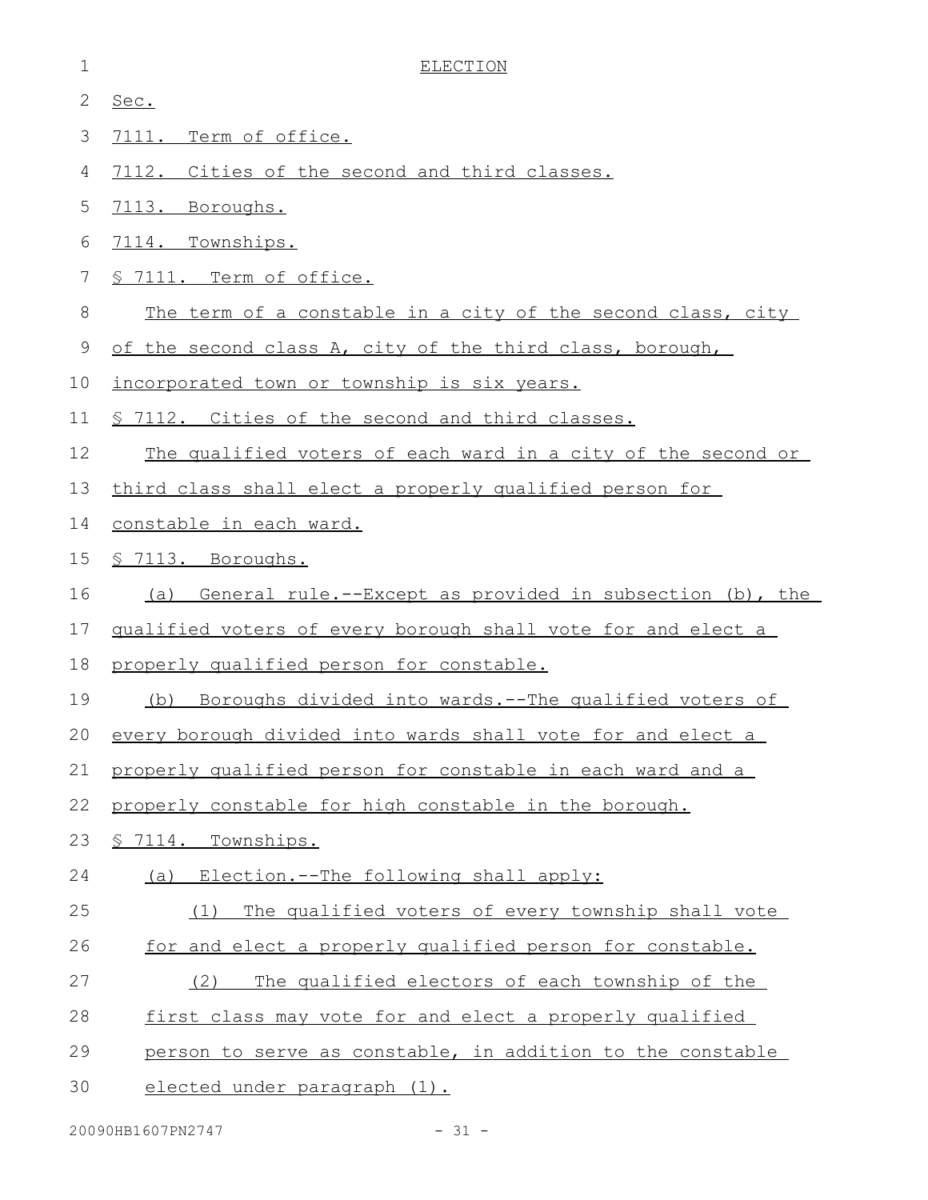ELECTION

Sec.

7111. Term of office.

7112. Cities of the second and third classes.

7113. Boroughs.

7114. Townships.

§ 7111. Term of office.

The term of a constable in a city of the second class, city of the second class A, city of the third class, borough, incorporated town or township is six years.

§ 7112. Cities of the second and third classes.

The qualified voters of each ward in a city of the second or third class shall elect a properly qualified person for constable in each ward.

§ 7113. Boroughs.

(a) General rule.--Except as provided in subsection (b), the qualified voters of every borough shall vote for and elect a properly qualified person for constable.

(b) Boroughs divided into wards.--The qualified voters of every borough divided into wards shall vote for and elect a properly qualified person for constable in each ward and a properly constable for high constable in the borough.

§ 7114. Townships.

(a) Election.--The following shall apply:

(1) The qualified voters of every township shall vote for and elect a properly qualified person for constable.

(2) The qualified electors of each township of the first class may vote for and elect a properly qualified person to serve as constable, in addition to the constable elected under paragraph (1).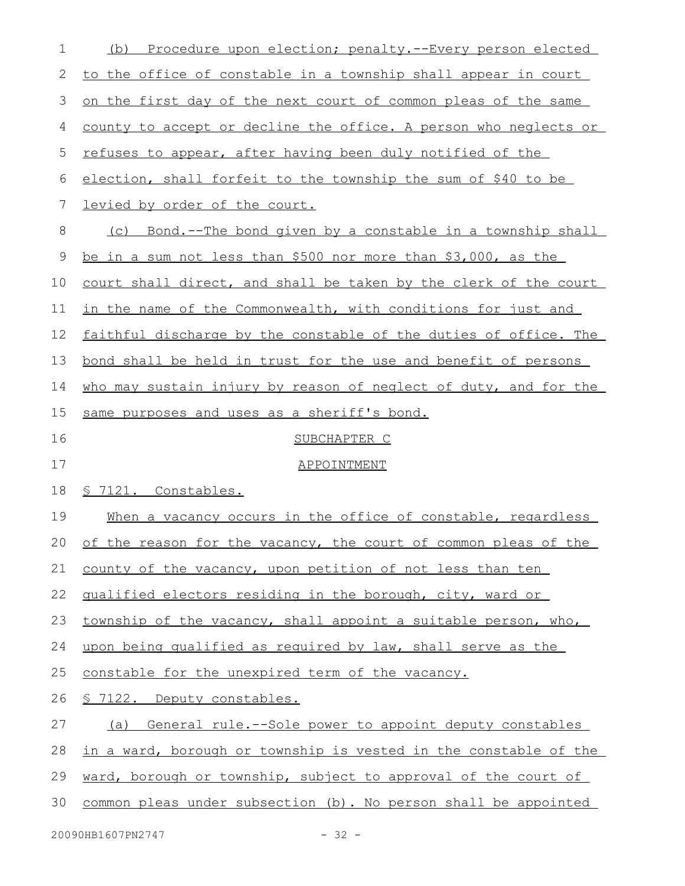(b) Procedure upon election; penalty.--Every person elected to the office of constable in a township shall appear in court on the first day of the next court of common pleas of the same county to accept or decline the office. A person who neglects or refuses to appear, after having been duly notified of the election, shall forfeit to the township the sum of $40 to be levied by order of the court.

(c) Bond.--The bond given by a constable in a township shall be in a sum not less than $500 nor more than $3,000, as the court shall direct, and shall be taken by the clerk of the court in the name of the Commonwealth, with conditions for just and faithful discharge by the constable of the duties of office. The bond shall be held in trust for the use and benefit of persons who may sustain injury by reason of neglect of duty, and for the same purposes and uses as a sheriff's bond.

SUBCHAPTER C

APPOINTMENT

§ 7121. Constables.

When a vacancy occurs in the office of constable, regardless of the reason for the vacancy, the court of common pleas of the county of the vacancy, upon petition of not less than ten qualified electors residing in the borough, city, ward or township of the vacancy, shall appoint a suitable person, who, upon being qualified as required by law, shall serve as the constable for the unexpired term of the vacancy.

§ 7122. Deputy constables.

(a) General rule.--Sole power to appoint deputy constables in a ward, borough or township is vested in the constable of the ward, borough or township, subject to approval of the court of common pleas under subsection (b). No person shall be appointed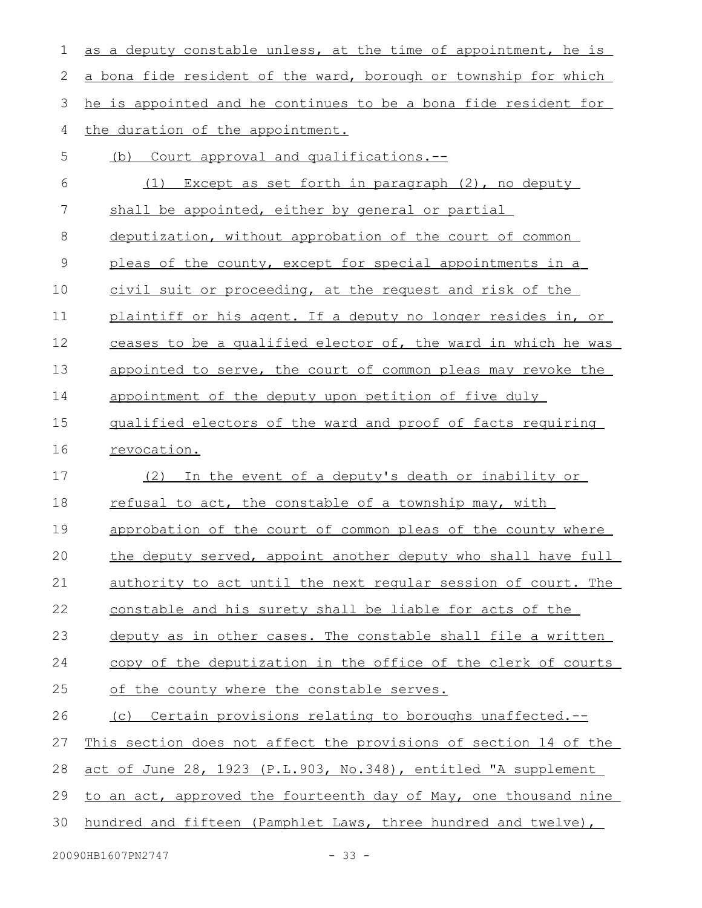as a deputy constable unless, at the time of appointment, he is a bona fide resident of the ward, borough or township for which he is appointed and he continues to be a bona fide resident for the duration of the appointment.

(b) Court approval and qualifications.--

(1) Except as set forth in paragraph (2), no deputy shall be appointed, either by general or partial deputization, without approbation of the court of common pleas of the county, except for special appointments in a civil suit or proceeding, at the request and risk of the plaintiff or his agent. If a deputy no longer resides in, or ceases to be a qualified elector of, the ward in which he was appointed to serve, the court of common pleas may revoke the appointment of the deputy upon petition of five duly qualified electors of the ward and proof of facts requiring revocation.

(2) In the event of a deputy's death or inability or refusal to act, the constable of a township may, with approbation of the court of common pleas of the county where the deputy served, appoint another deputy who shall have full authority to act until the next regular session of court. The constable and his surety shall be liable for acts of the deputy as in other cases. The constable shall file a written copy of the deputization in the office of the clerk of courts of the county where the constable serves.

(c) Certain provisions relating to boroughs unaffected.-- This section does not affect the provisions of section 14 of the act of June 28, 1923 (P.L.903, No.348), entitled "A supplement to an act, approved the fourteenth day of May, one thousand nine hundred and fifteen (Pamphlet Laws, three hundred and twelve),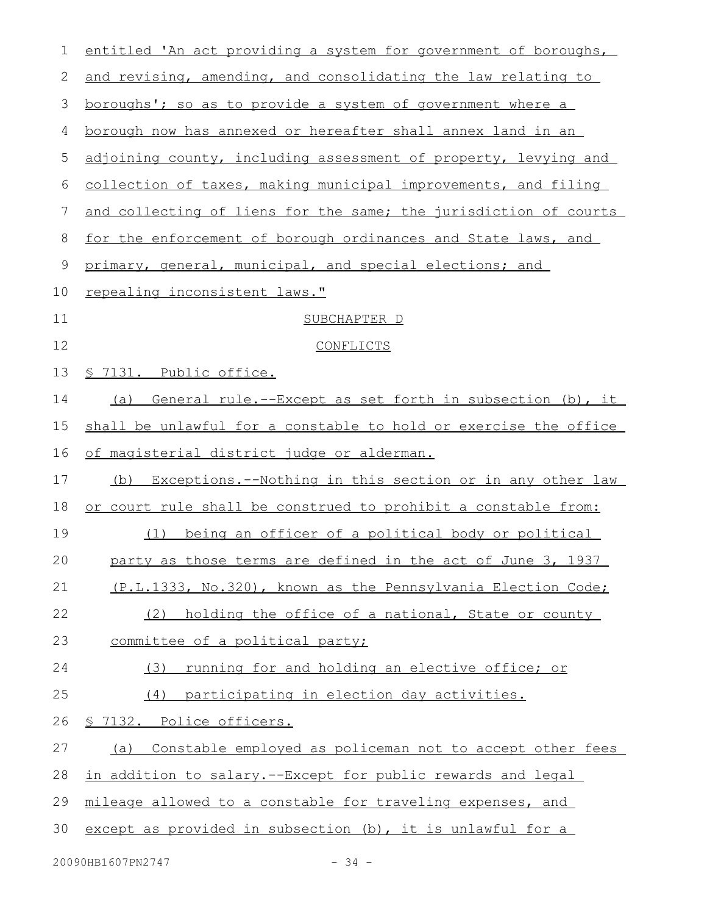entitled 'An act providing a system for government of boroughs, and revising, amending, and consolidating the law relating to boroughs'; so as to provide a system of government where a borough now has annexed or hereafter shall annex land in an adjoining county, including assessment of property, levying and collection of taxes, making municipal improvements, and filing and collecting of liens for the same; the jurisdiction of courts for the enforcement of borough ordinances and State laws, and primary, general, municipal, and special elections; and repealing inconsistent laws."

SUBCHAPTER D

CONFLICTS

§ 7131. Public office.

(a) General rule.--Except as set forth in subsection (b), it shall be unlawful for a constable to hold or exercise the office of magisterial district judge or alderman.

(b) Exceptions.--Nothing in this section or in any other law or court rule shall be construed to prohibit a constable from:

(1) being an officer of a political body or political party as those terms are defined in the act of June 3, 1937 (P.L.1333, No.320), known as the Pennsylvania Election Code;

(2) holding the office of a national, State or county committee of a political party;

(3) running for and holding an elective office; or

(4) participating in election day activities.

§ 7132. Police officers.

(a) Constable employed as policeman not to accept other fees in addition to salary.--Except for public rewards and legal mileage allowed to a constable for traveling expenses, and except as provided in subsection (b), it is unlawful for a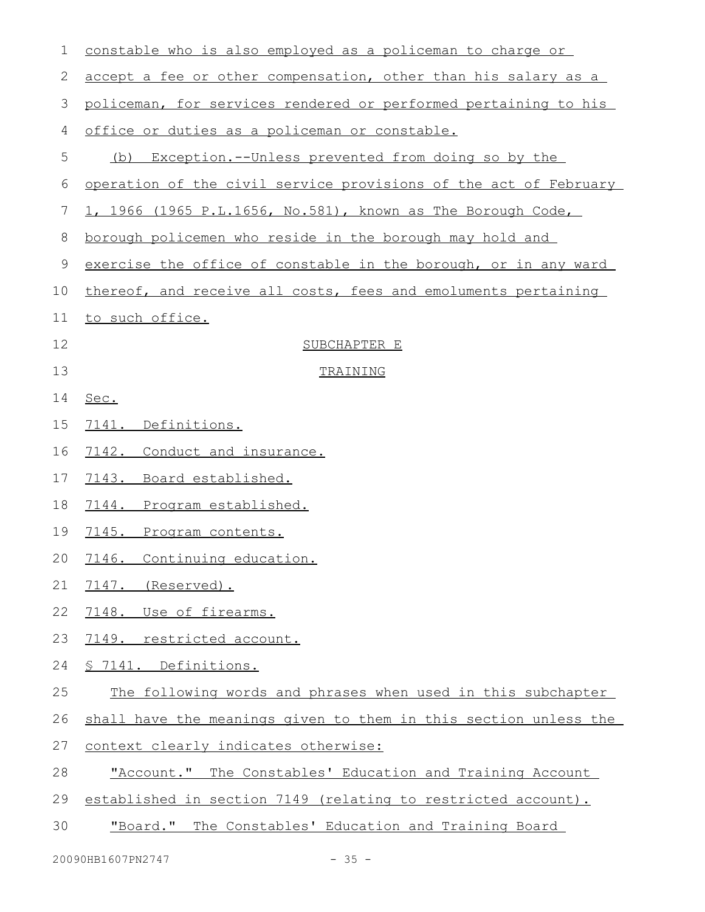constable who is also employed as a policeman to charge or accept a fee or other compensation, other than his salary as a policeman, for services rendered or performed pertaining to his office or duties as a policeman or constable.

(b) Exception.--Unless prevented from doing so by the operation of the civil service provisions of the act of February 1, 1966 (1965 P.L.1656, No.581), known as The Borough Code, borough policemen who reside in the borough may hold and exercise the office of constable in the borough, or in any ward thereof, and receive all costs, fees and emoluments pertaining to such office.

SUBCHAPTER E

TRAINING

Sec.

7141. Definitions.

7142. Conduct and insurance.

7143. Board established.

7144. Program established.

7145. Program contents.

7146. Continuing education.

7147. (Reserved).

7148. Use of firearms.

7149. restricted account.

§ 7141. Definitions.

The following words and phrases when used in this subchapter shall have the meanings given to them in this section unless the context clearly indicates otherwise:

"Account." The Constables' Education and Training Account established in section 7149 (relating to restricted account).

"Board." The Constables' Education and Training Board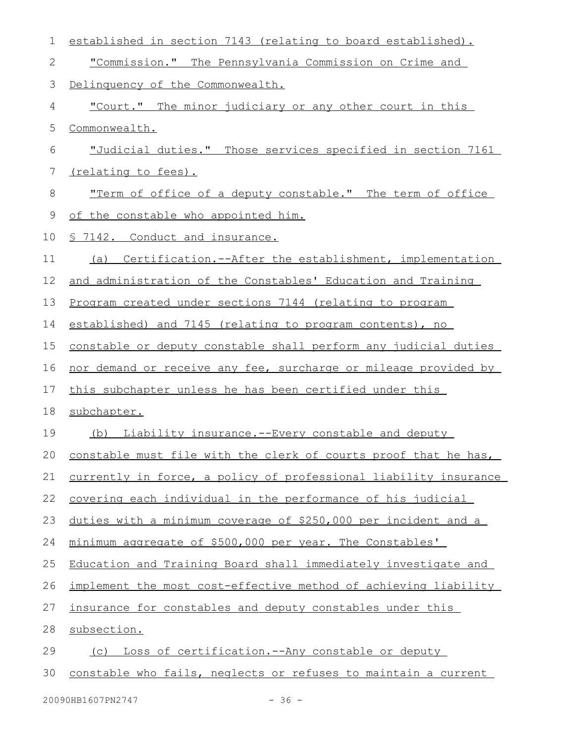established in section 7143 (relating to board established).

"Commission." The Pennsylvania Commission on Crime and Delinquency of the Commonwealth.

"Court." The minor judiciary or any other court in this Commonwealth.

"Judicial duties." Those services specified in section 7161 (relating to fees).

"Term of office of a deputy constable." The term of office of the constable who appointed him.

§ 7142. Conduct and insurance.

(a) Certification.--After the establishment, implementation and administration of the Constables' Education and Training Program created under sections 7144 (relating to program established) and 7145 (relating to program contents), no constable or deputy constable shall perform any judicial duties nor demand or receive any fee, surcharge or mileage provided by this subchapter unless he has been certified under this subchapter.

(b) Liability insurance.--Every constable and deputy constable must file with the clerk of courts proof that he has, currently in force, a policy of professional liability insurance covering each individual in the performance of his judicial duties with a minimum coverage of $250,000 per incident and a minimum aggregate of $500,000 per year. The Constables' Education and Training Board shall immediately investigate and implement the most cost-effective method of achieving liability insurance for constables and deputy constables under this subsection.

(c) Loss of certification.--Any constable or deputy constable who fails, neglects or refuses to maintain a current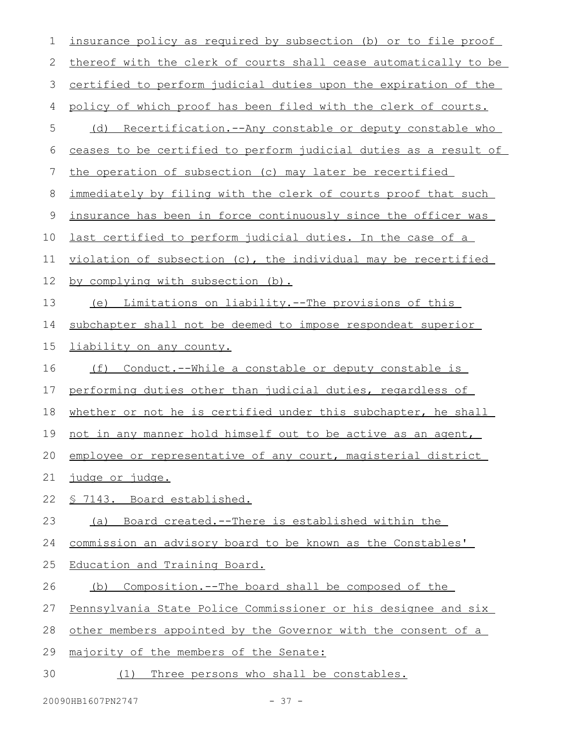insurance policy as required by subsection (b) or to file proof thereof with the clerk of courts shall cease automatically to be certified to perform judicial duties upon the expiration of the policy of which proof has been filed with the clerk of courts.

(d) Recertification.--Any constable or deputy constable who ceases to be certified to perform judicial duties as a result of the operation of subsection (c) may later be recertified immediately by filing with the clerk of courts proof that such insurance has been in force continuously since the officer was last certified to perform judicial duties. In the case of a violation of subsection (c), the individual may be recertified by complying with subsection (b).

(e) Limitations on liability.--The provisions of this subchapter shall not be deemed to impose respondeat superior liability on any county.

(f) Conduct.--While a constable or deputy constable is performing duties other than judicial duties, regardless of whether or not he is certified under this subchapter, he shall not in any manner hold himself out to be active as an agent, employee or representative of any court, magisterial district judge or judge.

§ 7143. Board established.

(a) Board created.--There is established within the commission an advisory board to be known as the Constables' Education and Training Board.

(b) Composition.--The board shall be composed of the Pennsylvania State Police Commissioner or his designee and six other members appointed by the Governor with the consent of a majority of the members of the Senate:

(1) Three persons who shall be constables.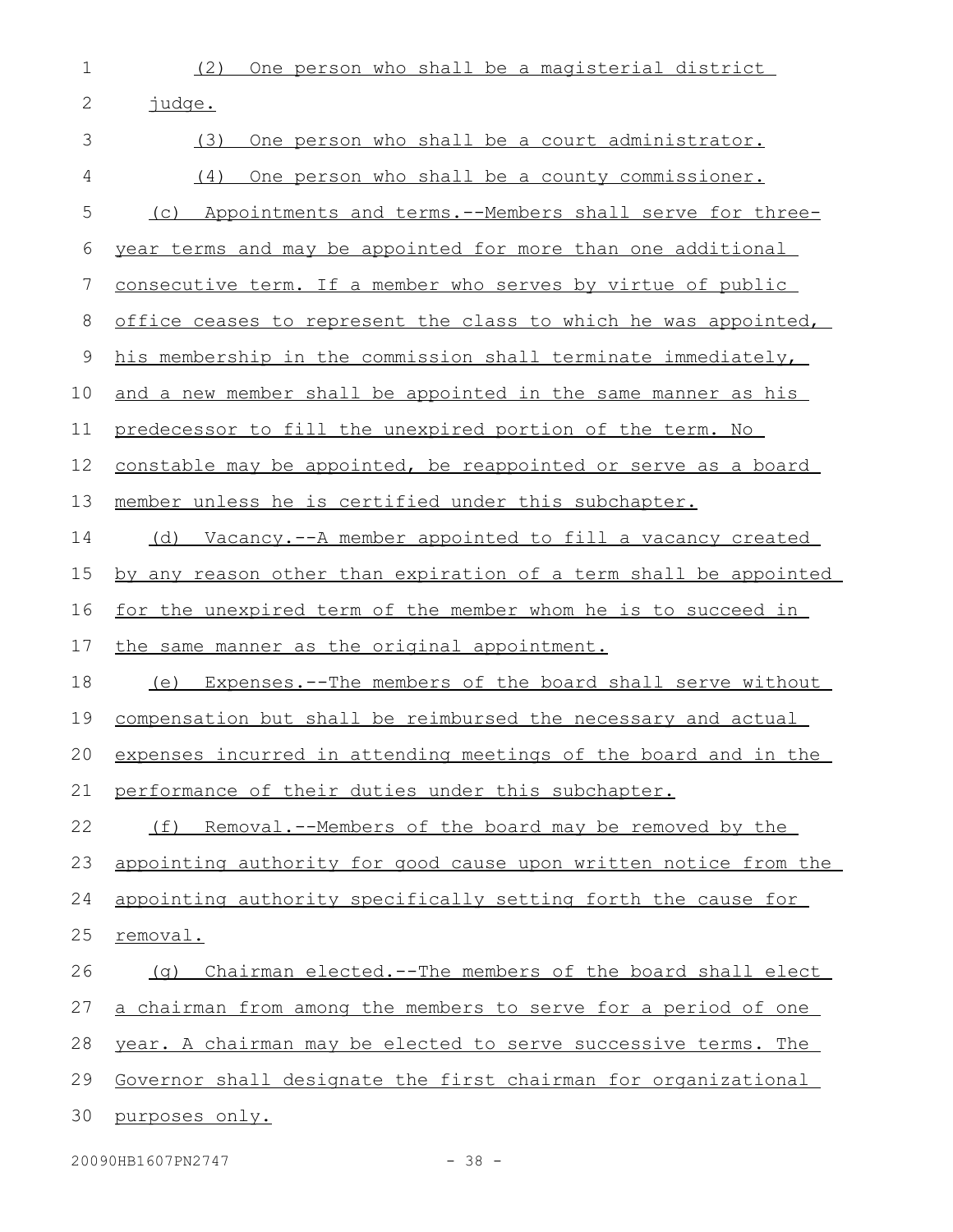(2) One person who shall be a magisterial district judge.

(3) One person who shall be a court administrator.

(4) One person who shall be a county commissioner.

(c) Appointments and terms.--Members shall serve for three-year terms and may be appointed for more than one additional consecutive term. If a member who serves by virtue of public office ceases to represent the class to which he was appointed, his membership in the commission shall terminate immediately, and a new member shall be appointed in the same manner as his predecessor to fill the unexpired portion of the term. No constable may be appointed, be reappointed or serve as a board member unless he is certified under this subchapter.

(d) Vacancy.--A member appointed to fill a vacancy created by any reason other than expiration of a term shall be appointed for the unexpired term of the member whom he is to succeed in the same manner as the original appointment.

(e) Expenses.--The members of the board shall serve without compensation but shall be reimbursed the necessary and actual expenses incurred in attending meetings of the board and in the performance of their duties under this subchapter.

(f) Removal.--Members of the board may be removed by the appointing authority for good cause upon written notice from the appointing authority specifically setting forth the cause for removal.

(g) Chairman elected.--The members of the board shall elect a chairman from among the members to serve for a period of one year. A chairman may be elected to serve successive terms. The Governor shall designate the first chairman for organizational purposes only.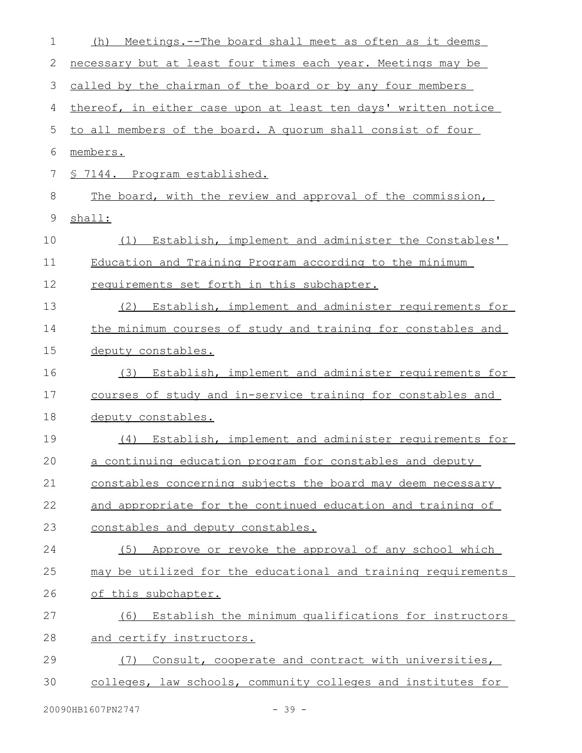(h) Meetings.--The board shall meet as often as it deems necessary but at least four times each year. Meetings may be called by the chairman of the board or by any four members thereof, in either case upon at least ten days' written notice to all members of the board. A quorum shall consist of four members.

§ 7144. Program established.

The board, with the review and approval of the commission, shall:

(1) Establish, implement and administer the Constables' Education and Training Program according to the minimum requirements set forth in this subchapter.

(2) Establish, implement and administer requirements for the minimum courses of study and training for constables and deputy constables.

(3) Establish, implement and administer requirements for courses of study and in-service training for constables and deputy constables.

(4) Establish, implement and administer requirements for a continuing education program for constables and deputy constables concerning subjects the board may deem necessary and appropriate for the continued education and training of constables and deputy constables.

(5) Approve or revoke the approval of any school which may be utilized for the educational and training requirements of this subchapter.

(6) Establish the minimum qualifications for instructors and certify instructors.

(7) Consult, cooperate and contract with universities, colleges, law schools, community colleges and institutes for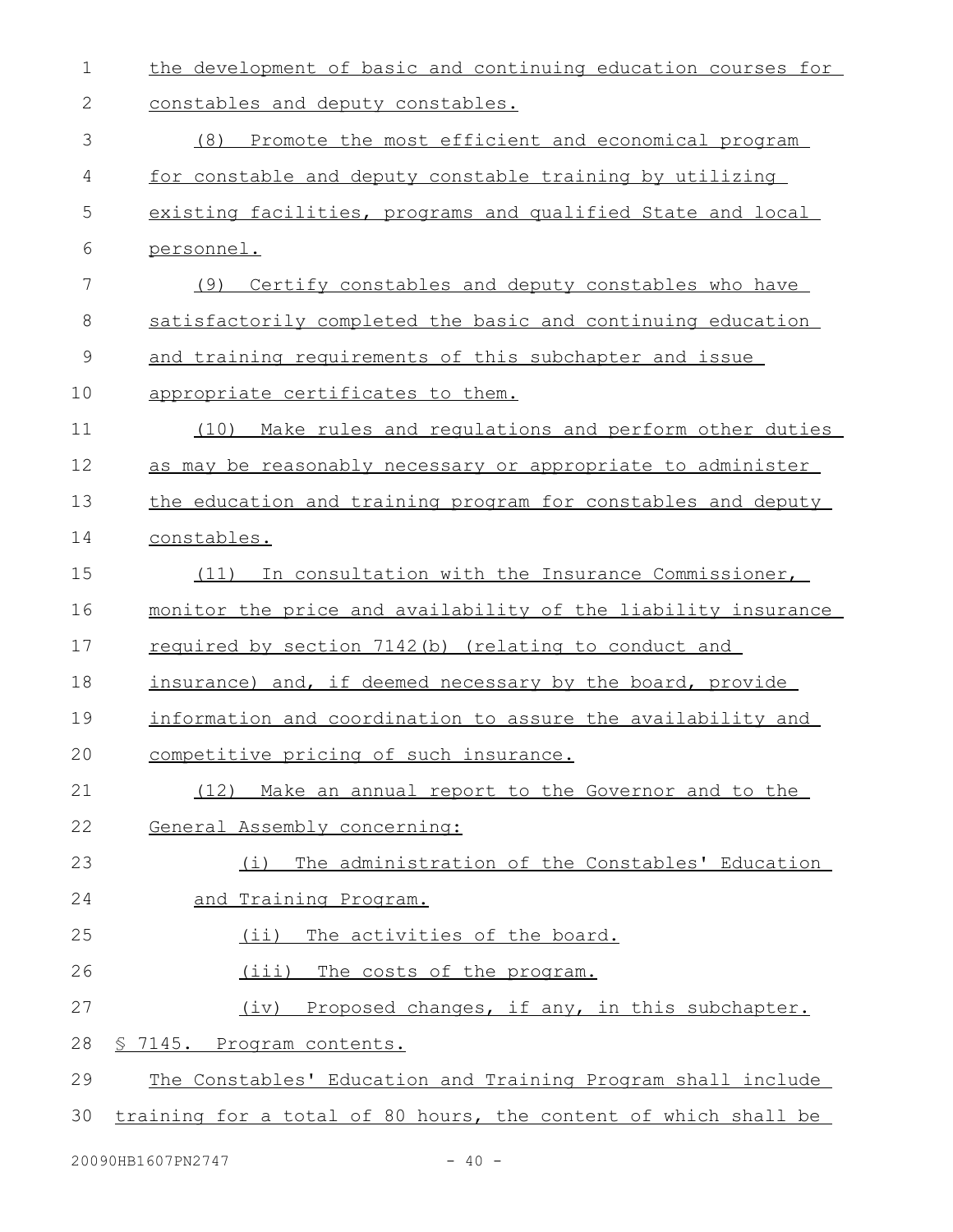the development of basic and continuing education courses for constables and deputy constables.

(8) Promote the most efficient and economical program for constable and deputy constable training by utilizing existing facilities, programs and qualified State and local personnel.

(9) Certify constables and deputy constables who have satisfactorily completed the basic and continuing education and training requirements of this subchapter and issue appropriate certificates to them.

(10) Make rules and regulations and perform other duties as may be reasonably necessary or appropriate to administer the education and training program for constables and deputy constables.

(11) In consultation with the Insurance Commissioner, monitor the price and availability of the liability insurance required by section 7142(b) (relating to conduct and insurance) and, if deemed necessary by the board, provide information and coordination to assure the availability and competitive pricing of such insurance.

(12) Make an annual report to the Governor and to the General Assembly concerning:

(i) The administration of the Constables' Education and Training Program.

(ii) The activities of the board.

(iii) The costs of the program.

(iv) Proposed changes, if any, in this subchapter.

§ 7145. Program contents.

The Constables' Education and Training Program shall include training for a total of 80 hours, the content of which shall be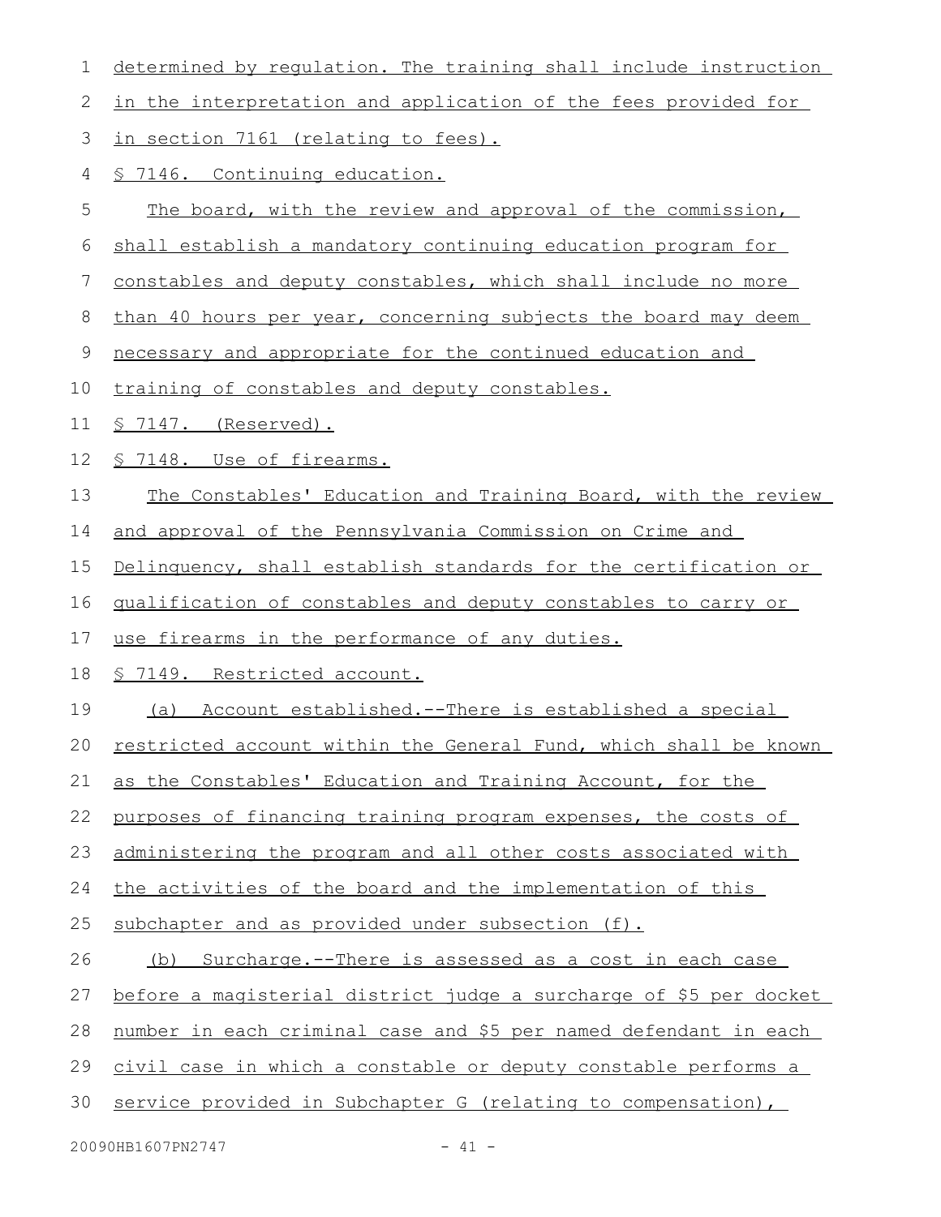determined by regulation. The training shall include instruction in the interpretation and application of the fees provided for in section 7161 (relating to fees).

§ 7146. Continuing education.

The board, with the review and approval of the commission, shall establish a mandatory continuing education program for constables and deputy constables, which shall include no more than 40 hours per year, concerning subjects the board may deem necessary and appropriate for the continued education and training of constables and deputy constables.

§ 7147. (Reserved).

§ 7148. Use of firearms.

The Constables' Education and Training Board, with the review and approval of the Pennsylvania Commission on Crime and Delinquency, shall establish standards for the certification or qualification of constables and deputy constables to carry or use firearms in the performance of any duties.

§ 7149. Restricted account.

(a) Account established.--There is established a special restricted account within the General Fund, which shall be known as the Constables' Education and Training Account, for the purposes of financing training program expenses, the costs of administering the program and all other costs associated with the activities of the board and the implementation of this subchapter and as provided under subsection (f).

(b) Surcharge.--There is assessed as a cost in each case before a magisterial district judge a surcharge of $5 per docket number in each criminal case and $5 per named defendant in each civil case in which a constable or deputy constable performs a service provided in Subchapter G (relating to compensation),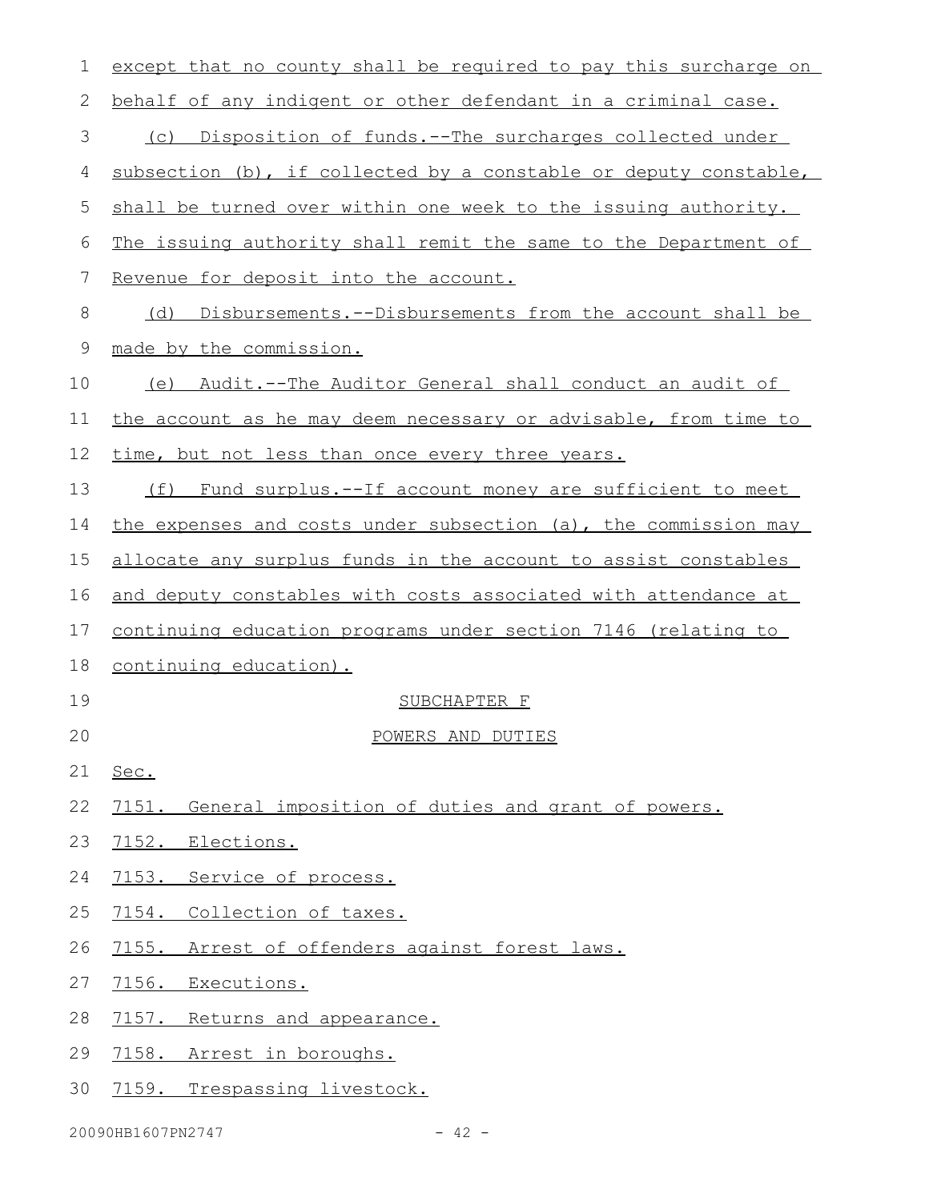except that no county shall be required to pay this surcharge on behalf of any indigent or other defendant in a criminal case.

(c) Disposition of funds.--The surcharges collected under subsection (b), if collected by a constable or deputy constable, shall be turned over within one week to the issuing authority. The issuing authority shall remit the same to the Department of Revenue for deposit into the account.

(d) Disbursements.--Disbursements from the account shall be made by the commission.

(e) Audit.--The Auditor General shall conduct an audit of the account as he may deem necessary or advisable, from time to time, but not less than once every three years.

(f) Fund surplus.--If account money are sufficient to meet the expenses and costs under subsection (a), the commission may allocate any surplus funds in the account to assist constables and deputy constables with costs associated with attendance at continuing education programs under section 7146 (relating to continuing education).

SUBCHAPTER F

POWERS AND DUTIES

Sec.

7151. General imposition of duties and grant of powers.

7152. Elections.

7153. Service of process.

7154. Collection of taxes.

7155. Arrest of offenders against forest laws.

7156. Executions.

7157. Returns and appearance.

7158. Arrest in boroughs.

7159. Trespassing livestock.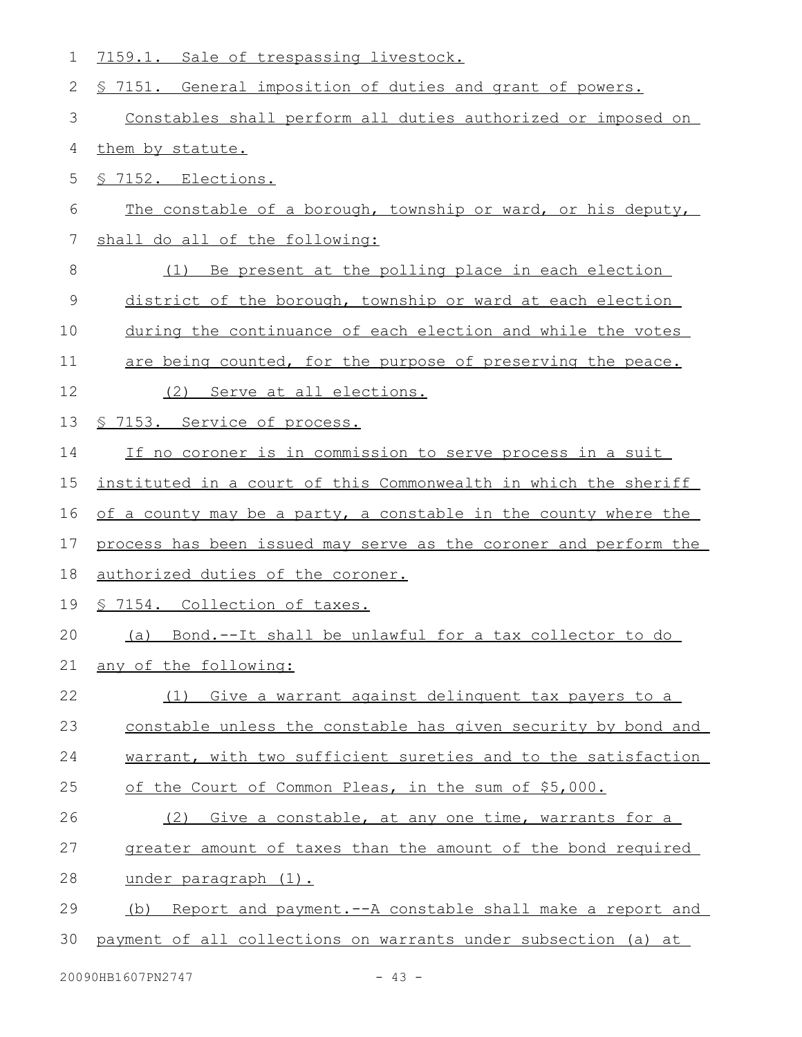7159.1. Sale of trespassing livestock.

§ 7151. General imposition of duties and grant of powers.

Constables shall perform all duties authorized or imposed on them by statute.

§ 7152. Elections.

The constable of a borough, township or ward, or his deputy, shall do all of the following:

(1) Be present at the polling place in each election district of the borough, township or ward at each election during the continuance of each election and while the votes are being counted, for the purpose of preserving the peace.

(2) Serve at all elections.

§ 7153. Service of process.

If no coroner is in commission to serve process in a suit instituted in a court of this Commonwealth in which the sheriff of a county may be a party, a constable in the county where the process has been issued may serve as the coroner and perform the authorized duties of the coroner.

§ 7154. Collection of taxes.

(a) Bond.--It shall be unlawful for a tax collector to do any of the following:

(1) Give a warrant against delinquent tax payers to a constable unless the constable has given security by bond and warrant, with two sufficient sureties and to the satisfaction of the Court of Common Pleas, in the sum of $5,000.

(2) Give a constable, at any one time, warrants for a greater amount of taxes than the amount of the bond required under paragraph (1).

(b) Report and payment.--A constable shall make a report and payment of all collections on warrants under subsection (a) at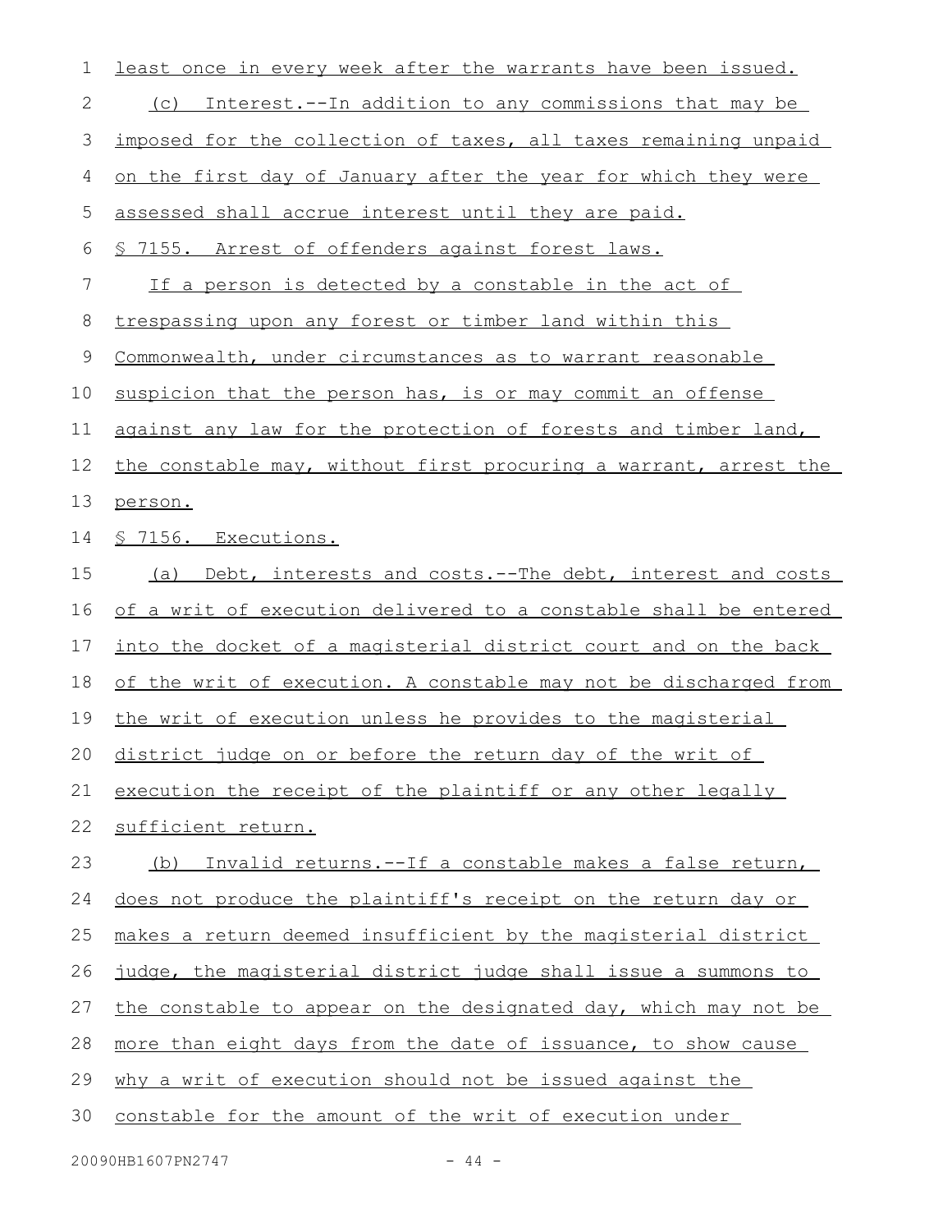least once in every week after the warrants have been issued.

(c) Interest.--In addition to any commissions that may be imposed for the collection of taxes, all taxes remaining unpaid on the first day of January after the year for which they were assessed shall accrue interest until they are paid.

§ 7155. Arrest of offenders against forest laws.

If a person is detected by a constable in the act of trespassing upon any forest or timber land within this Commonwealth, under circumstances as to warrant reasonable suspicion that the person has, is or may commit an offense against any law for the protection of forests and timber land, the constable may, without first procuring a warrant, arrest the person.

§ 7156. Executions.

(a) Debt, interests and costs.--The debt, interest and costs of a writ of execution delivered to a constable shall be entered into the docket of a magisterial district court and on the back of the writ of execution. A constable may not be discharged from the writ of execution unless he provides to the magisterial district judge on or before the return day of the writ of execution the receipt of the plaintiff or any other legally sufficient return.

(b) Invalid returns.--If a constable makes a false return, does not produce the plaintiff's receipt on the return day or makes a return deemed insufficient by the magisterial district judge, the magisterial district judge shall issue a summons to the constable to appear on the designated day, which may not be more than eight days from the date of issuance, to show cause why a writ of execution should not be issued against the constable for the amount of the writ of execution under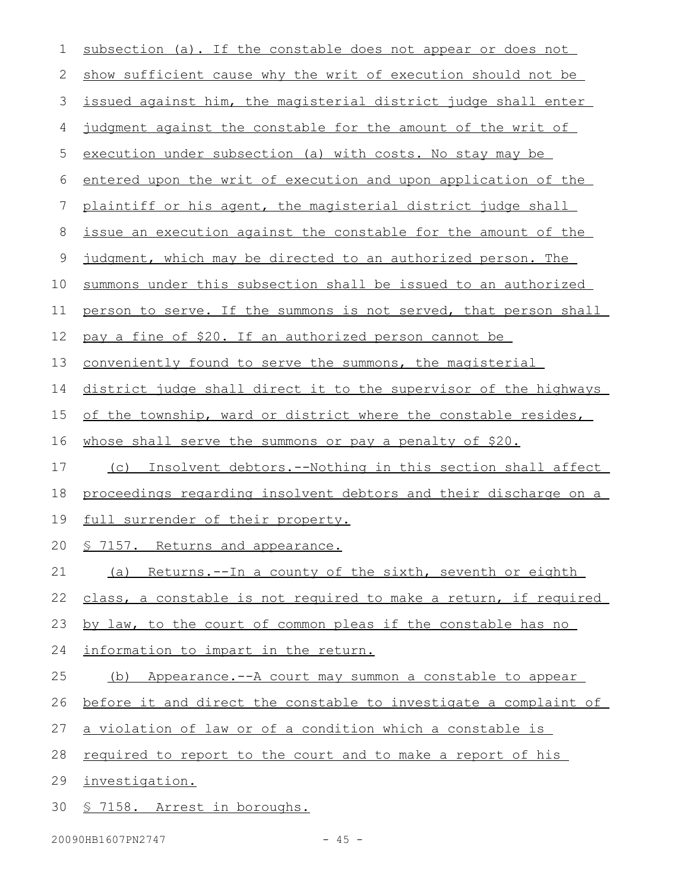subsection (a). If the constable does not appear or does not show sufficient cause why the writ of execution should not be issued against him, the magisterial district judge shall enter judgment against the constable for the amount of the writ of execution under subsection (a) with costs. No stay may be entered upon the writ of execution and upon application of the plaintiff or his agent, the magisterial district judge shall issue an execution against the constable for the amount of the judgment, which may be directed to an authorized person. The summons under this subsection shall be issued to an authorized person to serve. If the summons is not served, that person shall pay a fine of $20. If an authorized person cannot be conveniently found to serve the summons, the magisterial district judge shall direct it to the supervisor of the highways of the township, ward or district where the constable resides, whose shall serve the summons or pay a penalty of $20.

(c) Insolvent debtors.--Nothing in this section shall affect proceedings regarding insolvent debtors and their discharge on a full surrender of their property.

§ 7157. Returns and appearance.

(a) Returns.--In a county of the sixth, seventh or eighth class, a constable is not required to make a return, if required by law, to the court of common pleas if the constable has no information to impart in the return.

(b) Appearance.--A court may summon a constable to appear before it and direct the constable to investigate a complaint of a violation of law or of a condition which a constable is required to report to the court and to make a report of his investigation.

§ 7158. Arrest in boroughs.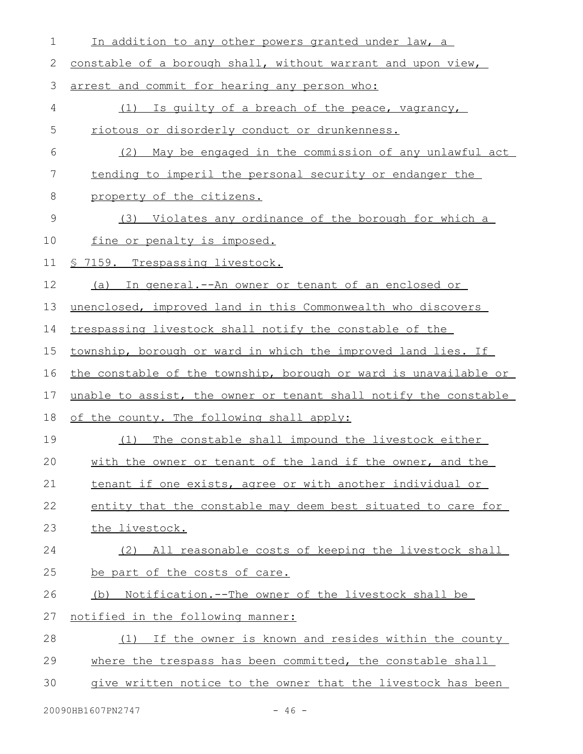In addition to any other powers granted under law, a constable of a borough shall, without warrant and upon view, arrest and commit for hearing any person who:

(1) Is guilty of a breach of the peace, vagrancy, riotous or disorderly conduct or drunkenness.

(2) May be engaged in the commission of any unlawful act tending to imperil the personal security or endanger the property of the citizens.

(3) Violates any ordinance of the borough for which a fine or penalty is imposed.

§ 7159. Trespassing livestock.

(a) In general.--An owner or tenant of an enclosed or unenclosed, improved land in this Commonwealth who discovers trespassing livestock shall notify the constable of the township, borough or ward in which the improved land lies. If the constable of the township, borough or ward is unavailable or unable to assist, the owner or tenant shall notify the constable of the county. The following shall apply:

(1) The constable shall impound the livestock either with the owner or tenant of the land if the owner, and the tenant if one exists, agree or with another individual or entity that the constable may deem best situated to care for the livestock.

(2) All reasonable costs of keeping the livestock shall be part of the costs of care.

(b) Notification.--The owner of the livestock shall be notified in the following manner:

(1) If the owner is known and resides within the county where the trespass has been committed, the constable shall give written notice to the owner that the livestock has been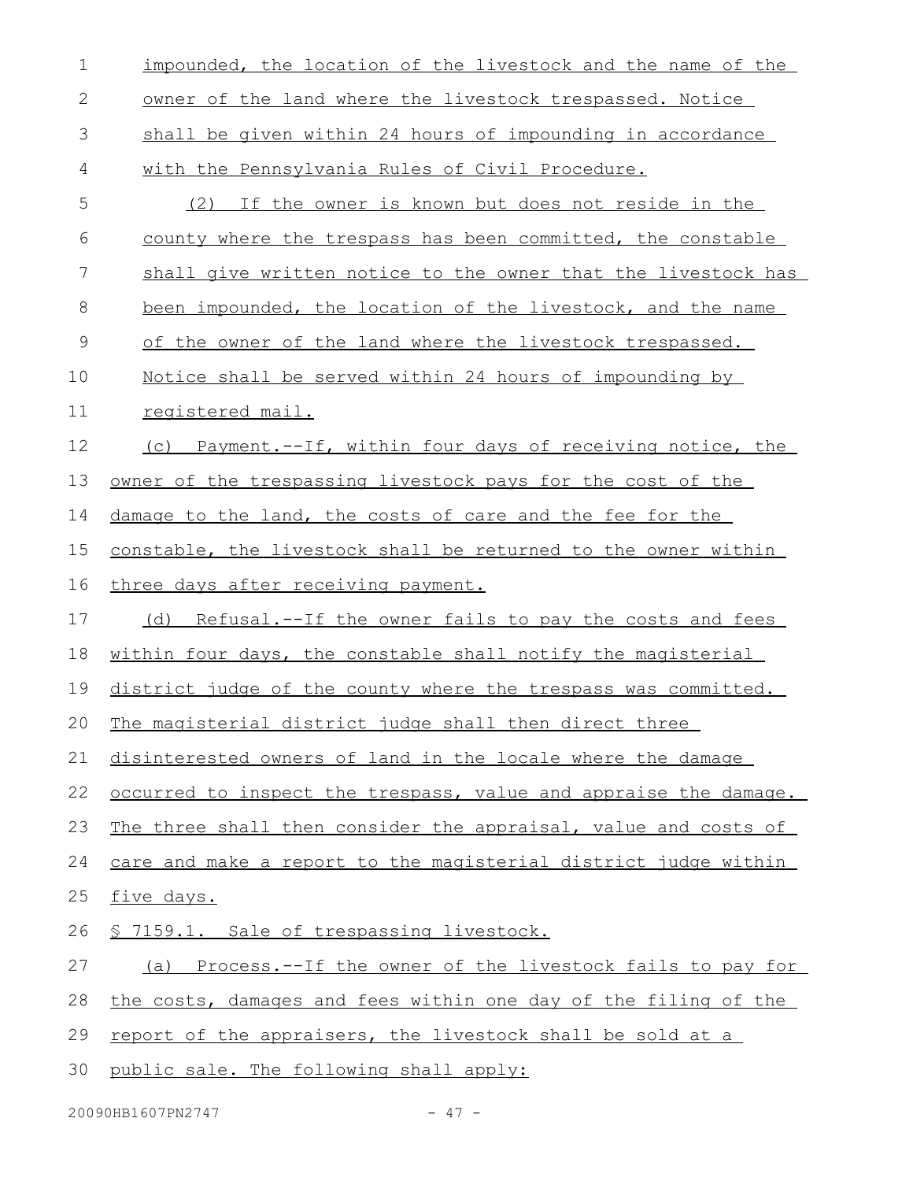impounded, the location of the livestock and the name of the owner of the land where the livestock trespassed. Notice shall be given within 24 hours of impounding in accordance with the Pennsylvania Rules of Civil Procedure.

(2) If the owner is known but does not reside in the county where the trespass has been committed, the constable shall give written notice to the owner that the livestock has been impounded, the location of the livestock, and the name of the owner of the land where the livestock trespassed. Notice shall be served within 24 hours of impounding by registered mail.

(c) Payment.--If, within four days of receiving notice, the owner of the trespassing livestock pays for the cost of the damage to the land, the costs of care and the fee for the constable, the livestock shall be returned to the owner within three days after receiving payment.

(d) Refusal.--If the owner fails to pay the costs and fees within four days, the constable shall notify the magisterial district judge of the county where the trespass was committed. The magisterial district judge shall then direct three disinterested owners of land in the locale where the damage occurred to inspect the trespass, value and appraise the damage. The three shall then consider the appraisal, value and costs of care and make a report to the magisterial district judge within five days.

§ 7159.1. Sale of trespassing livestock.

(a) Process.--If the owner of the livestock fails to pay for the costs, damages and fees within one day of the filing of the report of the appraisers, the livestock shall be sold at a public sale. The following shall apply: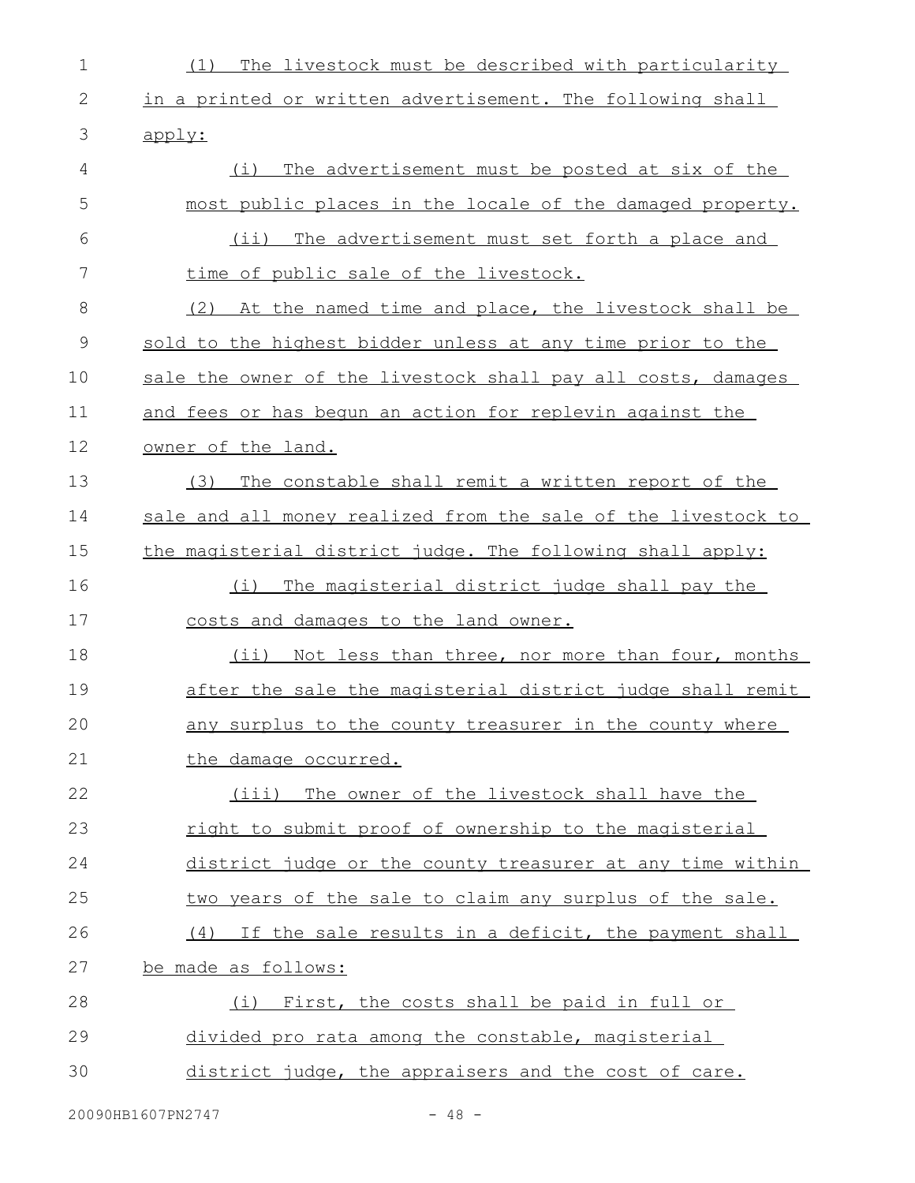(1) The livestock must be described with particularity in a printed or written advertisement. The following shall apply:

(i) The advertisement must be posted at six of the most public places in the locale of the damaged property.

(ii) The advertisement must set forth a place and time of public sale of the livestock.

(2) At the named time and place, the livestock shall be sold to the highest bidder unless at any time prior to the sale the owner of the livestock shall pay all costs, damages and fees or has begun an action for replevin against the owner of the land.

(3) The constable shall remit a written report of the sale and all money realized from the sale of the livestock to the magisterial district judge. The following shall apply:

(i) The magisterial district judge shall pay the costs and damages to the land owner.

(ii) Not less than three, nor more than four, months after the sale the magisterial district judge shall remit any surplus to the county treasurer in the county where the damage occurred.

(iii) The owner of the livestock shall have the right to submit proof of ownership to the magisterial district judge or the county treasurer at any time within two years of the sale to claim any surplus of the sale.

(4) If the sale results in a deficit, the payment shall be made as follows:

(i) First, the costs shall be paid in full or divided pro rata among the constable, magisterial district judge, the appraisers and the cost of care.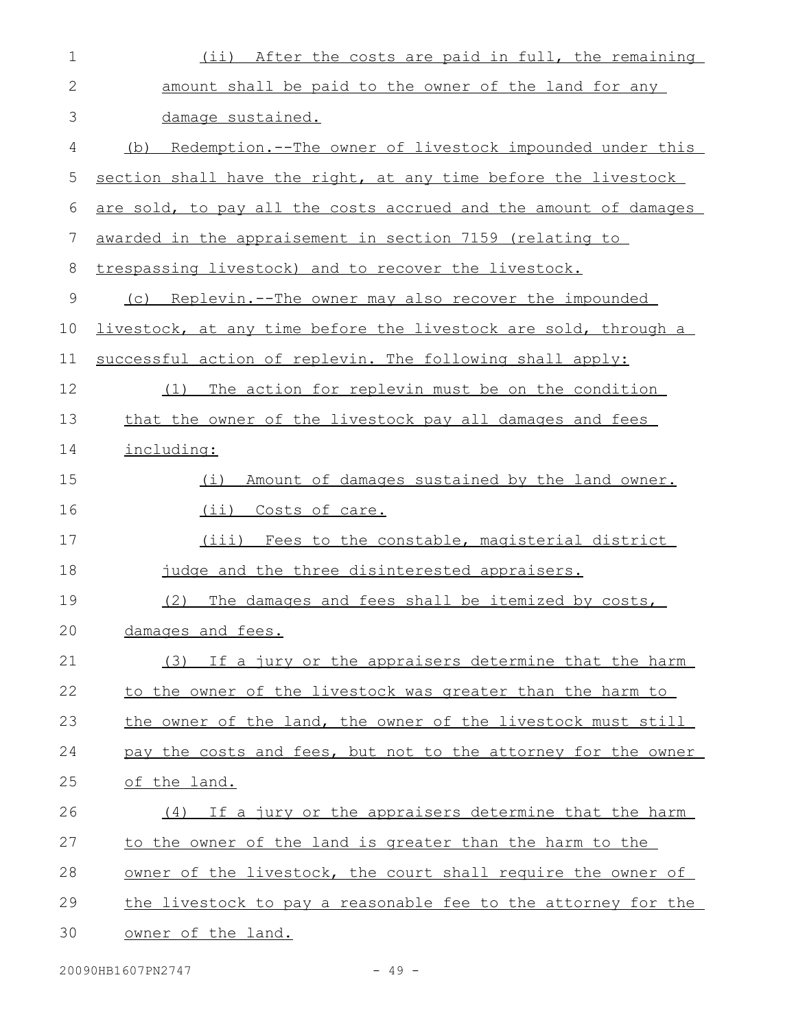(ii) After the costs are paid in full, the remaining amount shall be paid to the owner of the land for any damage sustained.

(b) Redemption.--The owner of livestock impounded under this section shall have the right, at any time before the livestock are sold, to pay all the costs accrued and the amount of damages awarded in the appraisement in section 7159 (relating to trespassing livestock) and to recover the livestock.

(c) Replevin.--The owner may also recover the impounded livestock, at any time before the livestock are sold, through a successful action of replevin. The following shall apply:

(1) The action for replevin must be on the condition that the owner of the livestock pay all damages and fees including:

(i) Amount of damages sustained by the land owner.

(ii) Costs of care.

(iii) Fees to the constable, magisterial district judge and the three disinterested appraisers.

(2) The damages and fees shall be itemized by costs, damages and fees.

(3) If a jury or the appraisers determine that the harm to the owner of the livestock was greater than the harm to the owner of the land, the owner of the livestock must still pay the costs and fees, but not to the attorney for the owner of the land.

(4) If a jury or the appraisers determine that the harm to the owner of the land is greater than the harm to the owner of the livestock, the court shall require the owner of the livestock to pay a reasonable fee to the attorney for the owner of the land.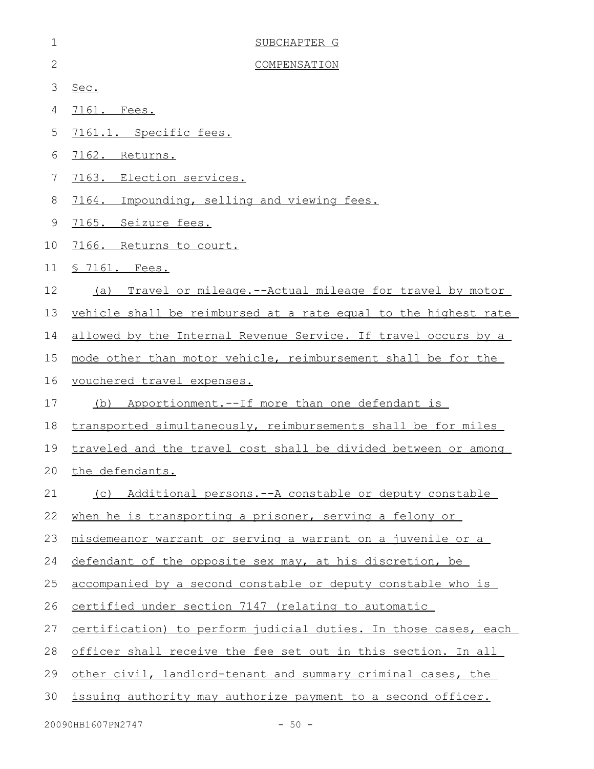SUBCHAPTER G

COMPENSATION

Sec.

7161. Fees.

7161.1. Specific fees.

7162. Returns.

7163. Election services.

7164. Impounding, selling and viewing fees.

7165. Seizure fees.

7166. Returns to court.

§ 7161. Fees.

(a) Travel or mileage.--Actual mileage for travel by motor vehicle shall be reimbursed at a rate equal to the highest rate allowed by the Internal Revenue Service. If travel occurs by a mode other than motor vehicle, reimbursement shall be for the vouchered travel expenses.

(b) Apportionment.--If more than one defendant is transported simultaneously, reimbursements shall be for miles traveled and the travel cost shall be divided between or among the defendants.

(c) Additional persons.--A constable or deputy constable when he is transporting a prisoner, serving a felony or misdemeanor warrant or serving a warrant on a juvenile or a defendant of the opposite sex may, at his discretion, be accompanied by a second constable or deputy constable who is certified under section 7147 (relating to automatic certification) to perform judicial duties. In those cases, each officer shall receive the fee set out in this section. In all other civil, landlord-tenant and summary criminal cases, the issuing authority may authorize payment to a second officer.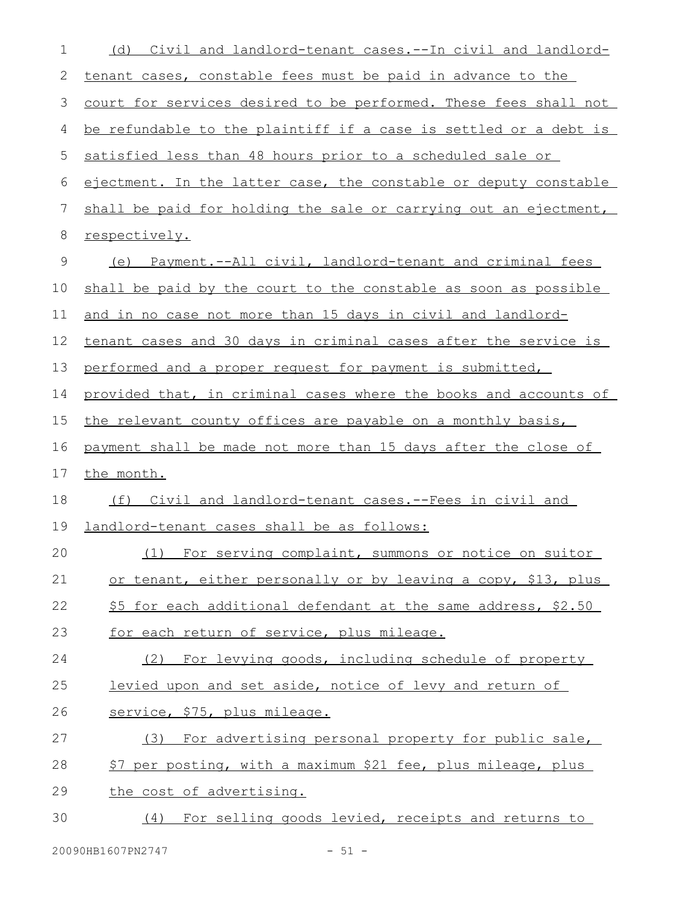(d) Civil and landlord-tenant cases.--In civil and landlord-tenant cases, constable fees must be paid in advance to the court for services desired to be performed. These fees shall not be refundable to the plaintiff if a case is settled or a debt is satisfied less than 48 hours prior to a scheduled sale or ejectment. In the latter case, the constable or deputy constable shall be paid for holding the sale or carrying out an ejectment, respectively.

(e) Payment.--All civil, landlord-tenant and criminal fees shall be paid by the court to the constable as soon as possible and in no case not more than 15 days in civil and landlord-tenant cases and 30 days in criminal cases after the service is performed and a proper request for payment is submitted, provided that, in criminal cases where the books and accounts of the relevant county offices are payable on a monthly basis, payment shall be made not more than 15 days after the close of the month.

(f) Civil and landlord-tenant cases.--Fees in civil and landlord-tenant cases shall be as follows:

(1) For serving complaint, summons or notice on suitor or tenant, either personally or by leaving a copy, $13, plus $5 for each additional defendant at the same address, $2.50 for each return of service, plus mileage.

(2) For levying goods, including schedule of property levied upon and set aside, notice of levy and return of service, $75, plus mileage.

(3) For advertising personal property for public sale, $7 per posting, with a maximum $21 fee, plus mileage, plus the cost of advertising.

(4) For selling goods levied, receipts and returns to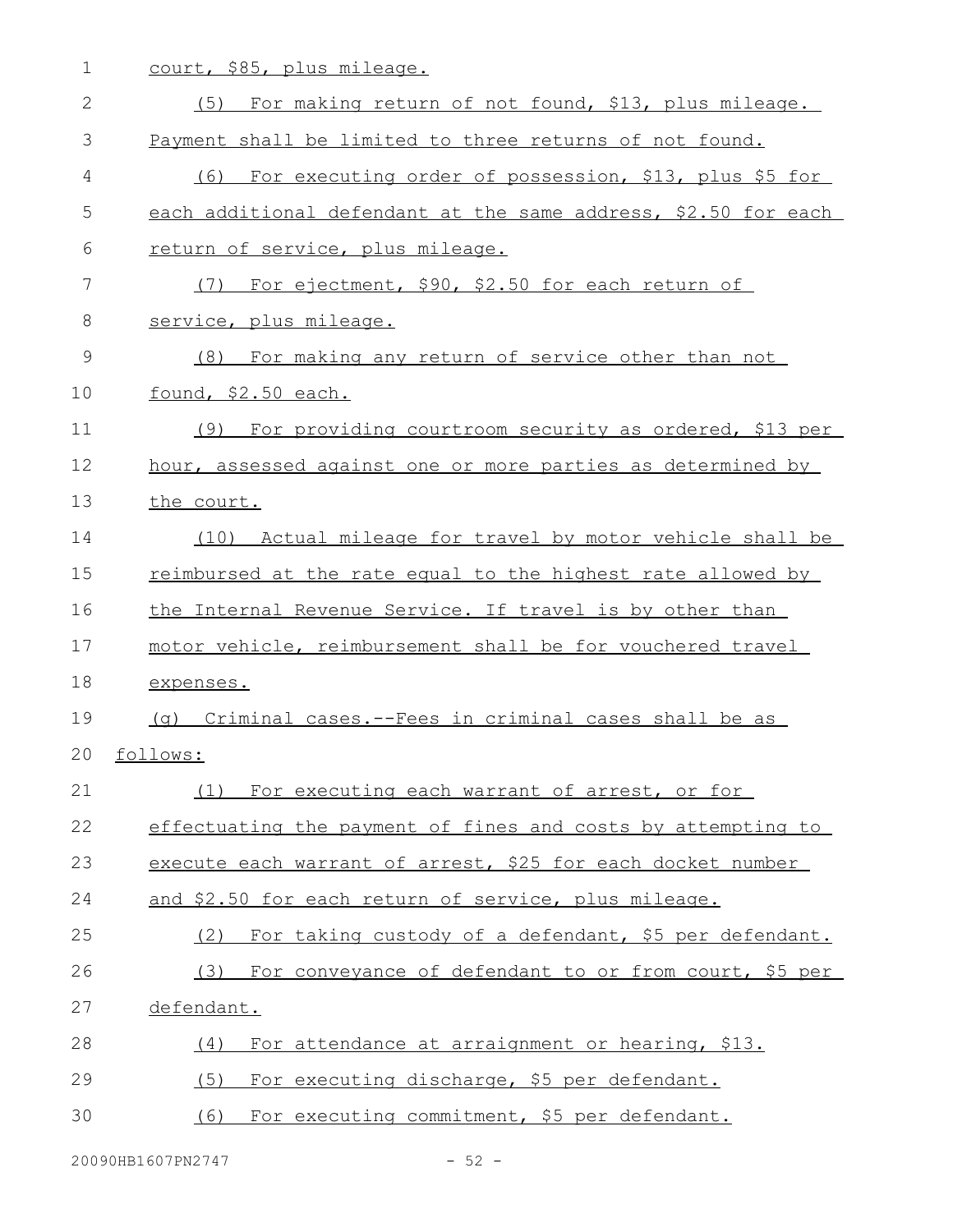court, $85, plus mileage.

(5) For making return of not found, $13, plus mileage. Payment shall be limited to three returns of not found.

(6) For executing order of possession, $13, plus $5 for each additional defendant at the same address, $2.50 for each return of service, plus mileage.

(7) For ejectment, $90, $2.50 for each return of service, plus mileage.

(8) For making any return of service other than not found, $2.50 each.

(9) For providing courtroom security as ordered, $13 per hour, assessed against one or more parties as determined by the court.

(10) Actual mileage for travel by motor vehicle shall be reimbursed at the rate equal to the highest rate allowed by the Internal Revenue Service. If travel is by other than motor vehicle, reimbursement shall be for vouchered travel expenses.

(g) Criminal cases.--Fees in criminal cases shall be as follows:

(1) For executing each warrant of arrest, or for effectuating the payment of fines and costs by attempting to execute each warrant of arrest, $25 for each docket number and $2.50 for each return of service, plus mileage.

(2) For taking custody of a defendant, $5 per defendant.

(3) For conveyance of defendant to or from court, $5 per defendant.

(4) For attendance at arraignment or hearing, $13.

(5) For executing discharge, $5 per defendant.

(6) For executing commitment, $5 per defendant.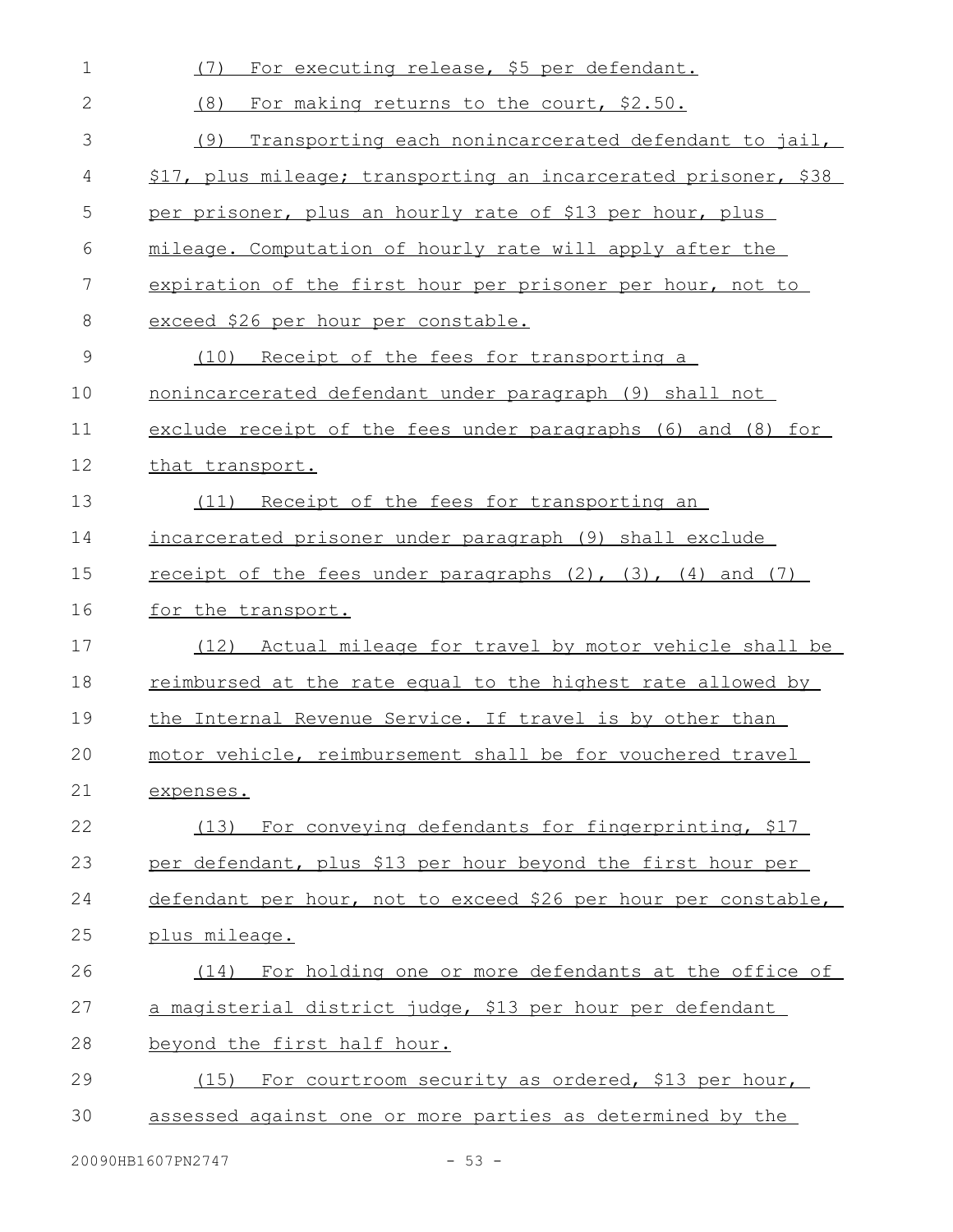(7) For executing release, $5 per defendant.

(8) For making returns to the court, $2.50.

(9) Transporting each nonincarcerated defendant to jail, $17, plus mileage; transporting an incarcerated prisoner, $38 per prisoner, plus an hourly rate of $13 per hour, plus mileage. Computation of hourly rate will apply after the expiration of the first hour per prisoner per hour, not to exceed $26 per hour per constable.

(10) Receipt of the fees for transporting a nonincarcerated defendant under paragraph (9) shall not exclude receipt of the fees under paragraphs (6) and (8) for that transport.

(11) Receipt of the fees for transporting an incarcerated prisoner under paragraph (9) shall exclude receipt of the fees under paragraphs (2), (3), (4) and (7) for the transport.

(12) Actual mileage for travel by motor vehicle shall be reimbursed at the rate equal to the highest rate allowed by the Internal Revenue Service. If travel is by other than motor vehicle, reimbursement shall be for vouchered travel expenses.

(13) For conveying defendants for fingerprinting, $17 per defendant, plus $13 per hour beyond the first hour per defendant per hour, not to exceed $26 per hour per constable, plus mileage.

(14) For holding one or more defendants at the office of a magisterial district judge, $13 per hour per defendant beyond the first half hour.

(15) For courtroom security as ordered, $13 per hour, assessed against one or more parties as determined by the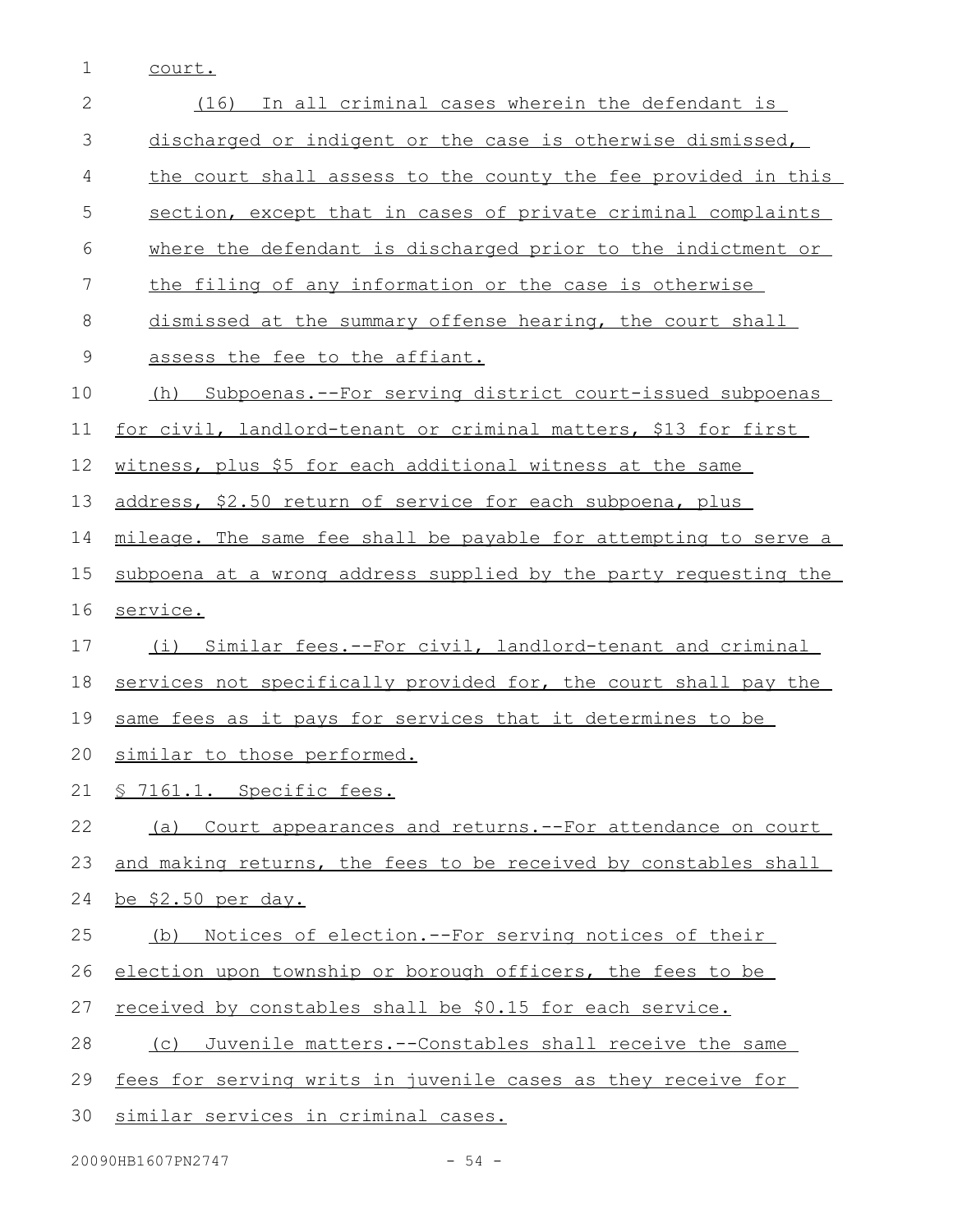court.

(16) In all criminal cases wherein the defendant is discharged or indigent or the case is otherwise dismissed, the court shall assess to the county the fee provided in this section, except that in cases of private criminal complaints where the defendant is discharged prior to the indictment or the filing of any information or the case is otherwise dismissed at the summary offense hearing, the court shall assess the fee to the affiant.

(h) Subpoenas.--For serving district court-issued subpoenas for civil, landlord-tenant or criminal matters, $13 for first witness, plus $5 for each additional witness at the same address, $2.50 return of service for each subpoena, plus mileage. The same fee shall be payable for attempting to serve a subpoena at a wrong address supplied by the party requesting the service.

(i) Similar fees.--For civil, landlord-tenant and criminal services not specifically provided for, the court shall pay the same fees as it pays for services that it determines to be similar to those performed.

§ 7161.1. Specific fees.

(a) Court appearances and returns.--For attendance on court and making returns, the fees to be received by constables shall be $2.50 per day.

(b) Notices of election.--For serving notices of their election upon township or borough officers, the fees to be received by constables shall be $0.15 for each service.

(c) Juvenile matters.--Constables shall receive the same fees for serving writs in juvenile cases as they receive for similar services in criminal cases.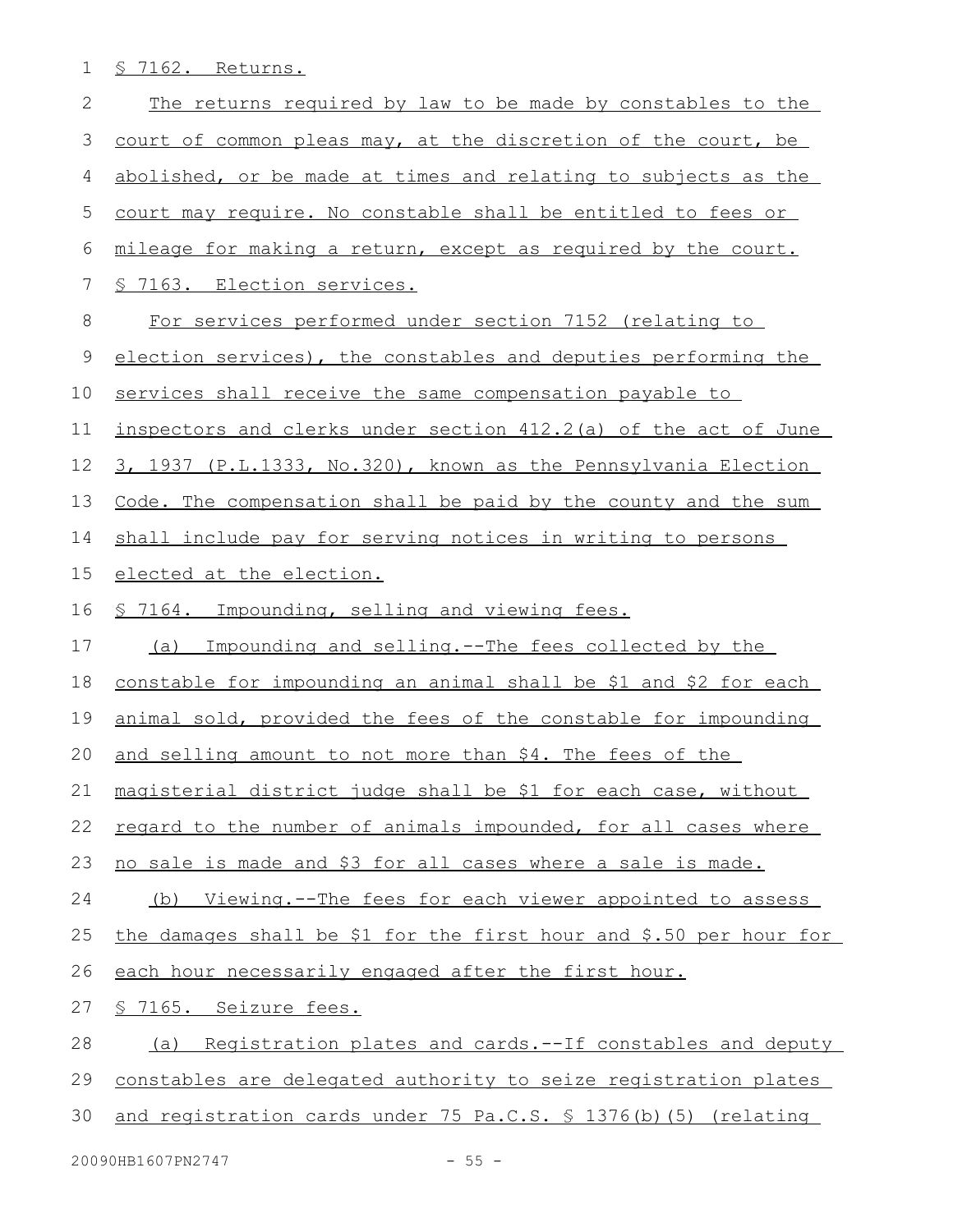§ 7162. Returns.

The returns required by law to be made by constables to the court of common pleas may, at the discretion of the court, be abolished, or be made at times and relating to subjects as the court may require. No constable shall be entitled to fees or mileage for making a return, except as required by the court.

§ 7163. Election services.

For services performed under section 7152 (relating to election services), the constables and deputies performing the services shall receive the same compensation payable to inspectors and clerks under section 412.2(a) of the act of June 3, 1937 (P.L.1333, No.320), known as the Pennsylvania Election Code. The compensation shall be paid by the county and the sum shall include pay for serving notices in writing to persons elected at the election.

§ 7164. Impounding, selling and viewing fees.

(a) Impounding and selling.--The fees collected by the constable for impounding an animal shall be $1 and $2 for each animal sold, provided the fees of the constable for impounding and selling amount to not more than $4. The fees of the magisterial district judge shall be $1 for each case, without regard to the number of animals impounded, for all cases where no sale is made and $3 for all cases where a sale is made.

(b) Viewing.--The fees for each viewer appointed to assess the damages shall be $1 for the first hour and $.50 per hour for each hour necessarily engaged after the first hour.

§ 7165. Seizure fees.

(a) Registration plates and cards.--If constables and deputy constables are delegated authority to seize registration plates and registration cards under 75 Pa.C.S. § 1376(b)(5) (relating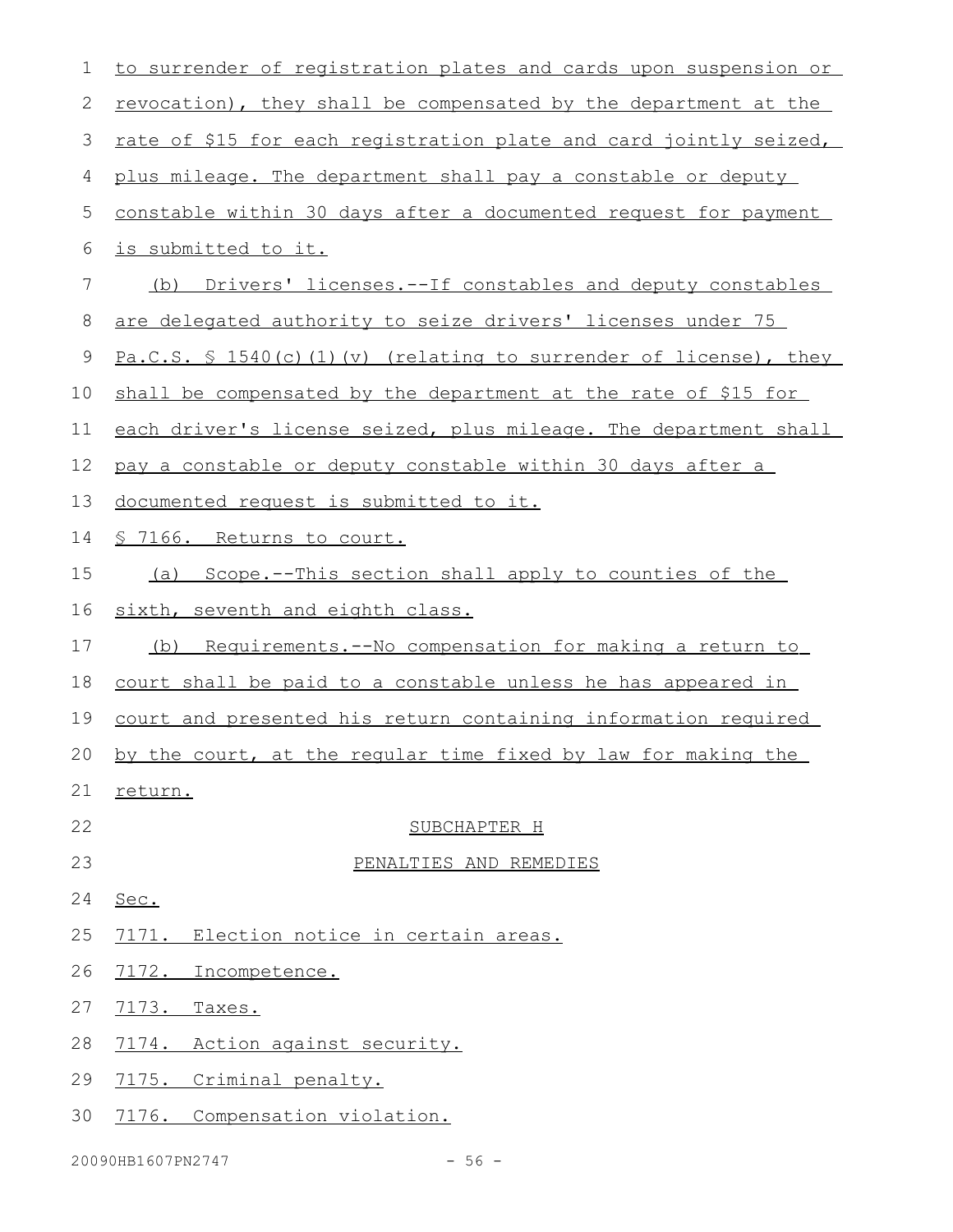to surrender of registration plates and cards upon suspension or revocation), they shall be compensated by the department at the rate of $15 for each registration plate and card jointly seized, plus mileage. The department shall pay a constable or deputy constable within 30 days after a documented request for payment is submitted to it.

(b) Drivers' licenses.--If constables and deputy constables are delegated authority to seize drivers' licenses under 75 Pa.C.S. § 1540(c)(1)(v) (relating to surrender of license), they shall be compensated by the department at the rate of $15 for each driver's license seized, plus mileage. The department shall pay a constable or deputy constable within 30 days after a documented request is submitted to it.

§ 7166. Returns to court.

(a) Scope.--This section shall apply to counties of the sixth, seventh and eighth class.

(b) Requirements.--No compensation for making a return to court shall be paid to a constable unless he has appeared in court and presented his return containing information required by the court, at the regular time fixed by law for making the return.

## SUBCHAPTER H

## PENALTIES AND REMEDIES

Sec.

7171. Election notice in certain areas.

7172. Incompetence.

7173. Taxes.

7174. Action against security.

7175. Criminal penalty.

7176. Compensation violation.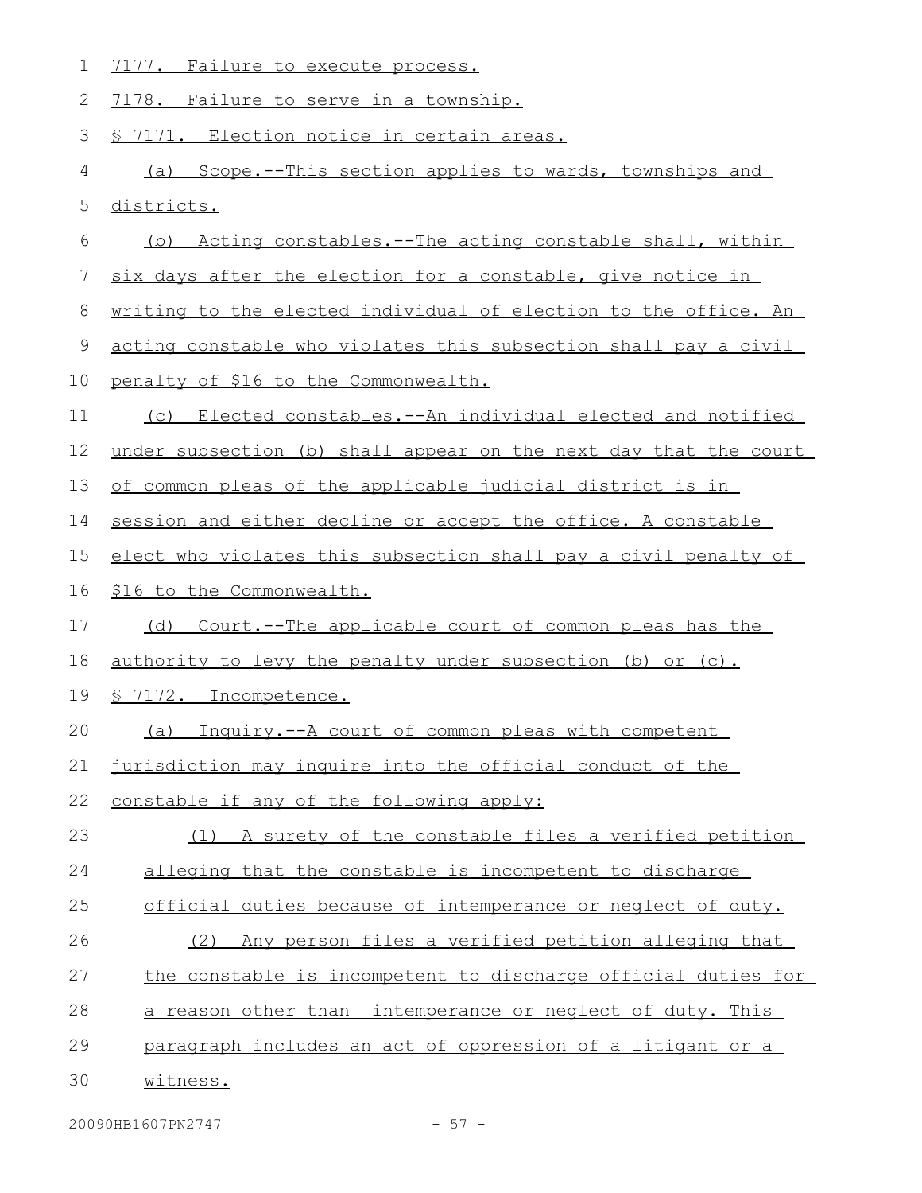7177. Failure to execute process.

7178. Failure to serve in a township.

§ 7171. Election notice in certain areas.

(a) Scope.--This section applies to wards, townships and districts.

(b) Acting constables.--The acting constable shall, within six days after the election for a constable, give notice in writing to the elected individual of election to the office. An acting constable who violates this subsection shall pay a civil penalty of $16 to the Commonwealth.

(c) Elected constables.--An individual elected and notified under subsection (b) shall appear on the next day that the court of common pleas of the applicable judicial district is in session and either decline or accept the office. A constable elect who violates this subsection shall pay a civil penalty of $16 to the Commonwealth.

(d) Court.--The applicable court of common pleas has the authority to levy the penalty under subsection (b) or (c).

§ 7172. Incompetence.

(a) Inquiry.--A court of common pleas with competent jurisdiction may inquire into the official conduct of the constable if any of the following apply:

(1) A surety of the constable files a verified petition alleging that the constable is incompetent to discharge official duties because of intemperance or neglect of duty.

(2) Any person files a verified petition alleging that the constable is incompetent to discharge official duties for a reason other than intemperance or neglect of duty. This paragraph includes an act of oppression of a litigant or a witness.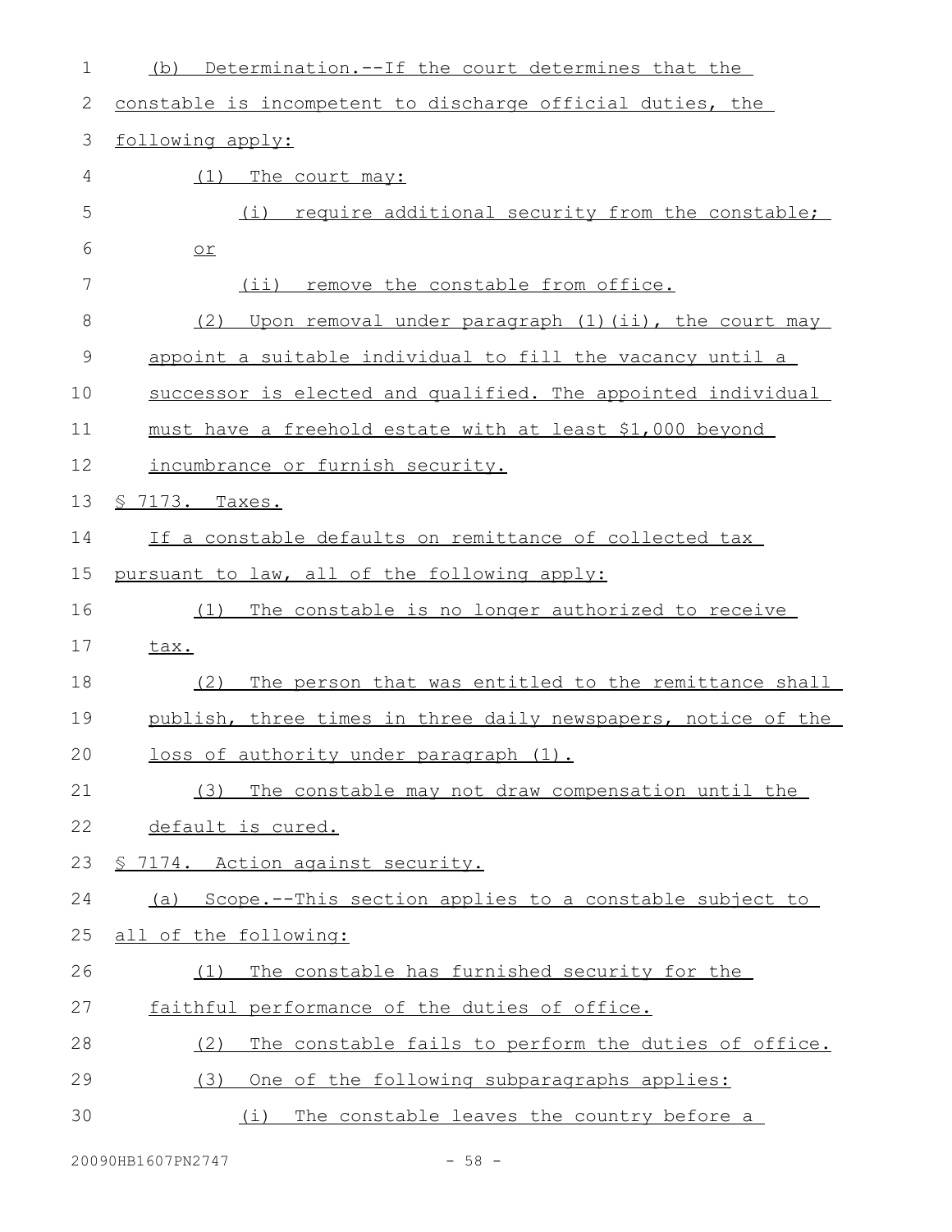(b) Determination.--If the court determines that the constable is incompetent to discharge official duties, the following apply:

(1) The court may:

(i) require additional security from the constable; or

(ii) remove the constable from office.

(2) Upon removal under paragraph (1)(ii), the court may appoint a suitable individual to fill the vacancy until a successor is elected and qualified. The appointed individual must have a freehold estate with at least $1,000 beyond incumbrance or furnish security.

§ 7173. Taxes.

If a constable defaults on remittance of collected tax pursuant to law, all of the following apply:

(1) The constable is no longer authorized to receive tax.

(2) The person that was entitled to the remittance shall publish, three times in three daily newspapers, notice of the loss of authority under paragraph (1).

(3) The constable may not draw compensation until the default is cured.

§ 7174. Action against security.

(a) Scope.--This section applies to a constable subject to all of the following:

(1) The constable has furnished security for the faithful performance of the duties of office.

(2) The constable fails to perform the duties of office.

(3) One of the following subparagraphs applies:

(i) The constable leaves the country before a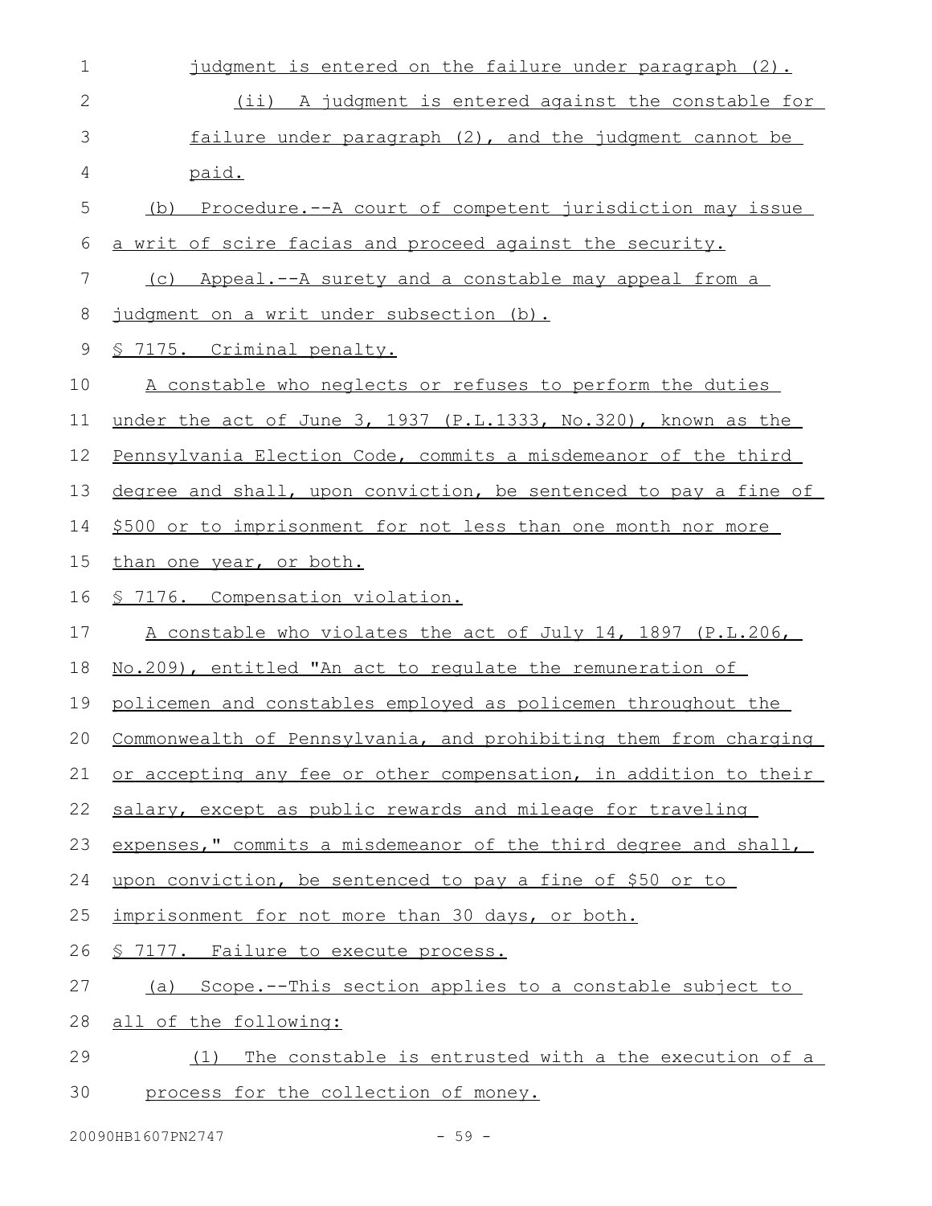judgment is entered on the failure under paragraph (2).

(ii) A judgment is entered against the constable for failure under paragraph (2), and the judgment cannot be paid.

(b) Procedure.--A court of competent jurisdiction may issue a writ of scire facias and proceed against the security.

(c) Appeal.--A surety and a constable may appeal from a judgment on a writ under subsection (b).

§ 7175. Criminal penalty.

A constable who neglects or refuses to perform the duties under the act of June 3, 1937 (P.L.1333, No.320), known as the Pennsylvania Election Code, commits a misdemeanor of the third degree and shall, upon conviction, be sentenced to pay a fine of $500 or to imprisonment for not less than one month nor more than one year, or both.

§ 7176. Compensation violation.

A constable who violates the act of July 14, 1897 (P.L.206, No.209), entitled "An act to regulate the remuneration of policemen and constables employed as policemen throughout the Commonwealth of Pennsylvania, and prohibiting them from charging or accepting any fee or other compensation, in addition to their salary, except as public rewards and mileage for traveling expenses," commits a misdemeanor of the third degree and shall, upon conviction, be sentenced to pay a fine of $50 or to imprisonment for not more than 30 days, or both.

§ 7177. Failure to execute process.

(a) Scope.--This section applies to a constable subject to all of the following:

(1) The constable is entrusted with a the execution of a process for the collection of money.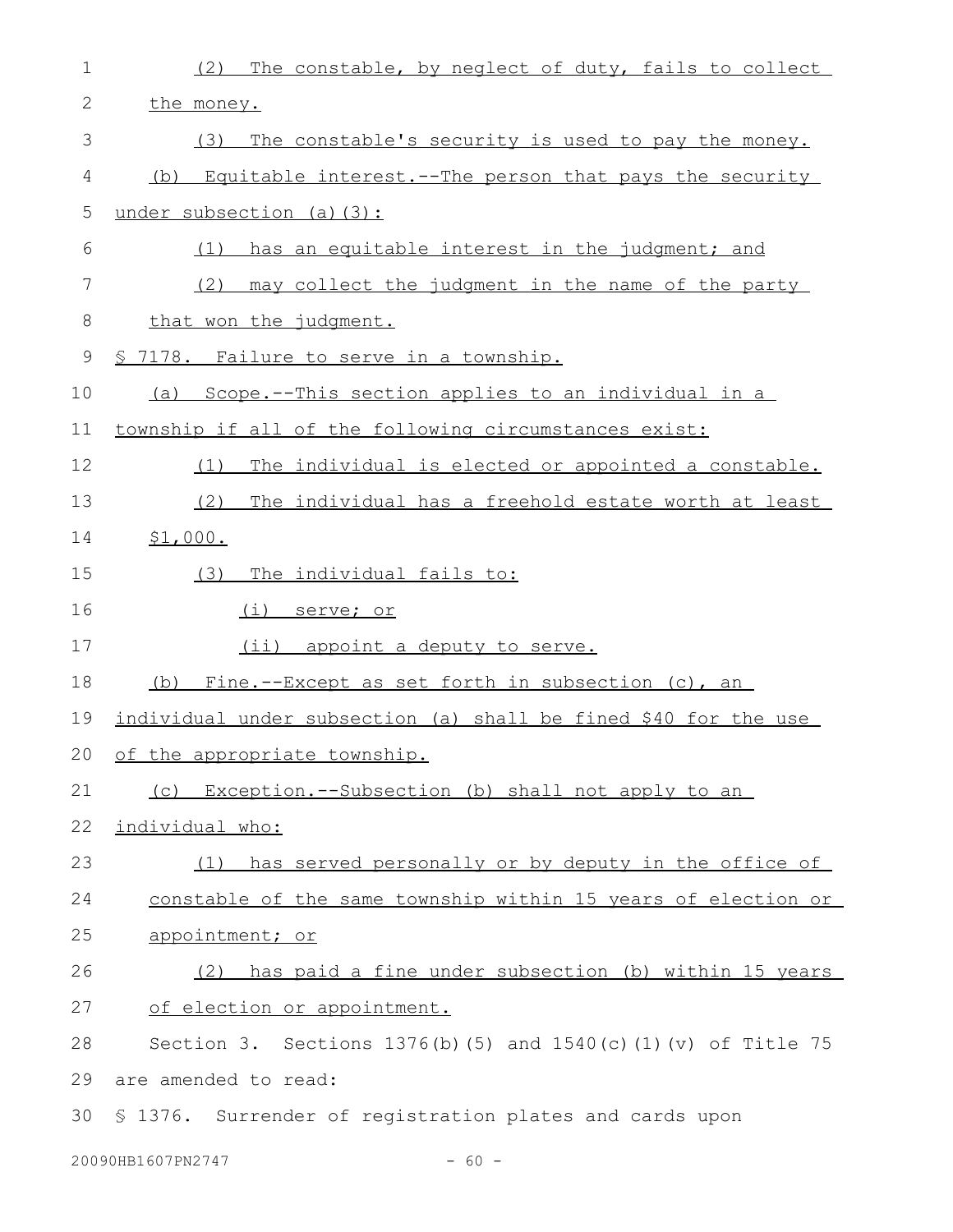(2) The constable, by neglect of duty, fails to collect the money.

(3) The constable's security is used to pay the money.

(b) Equitable interest.--The person that pays the security under subsection (a)(3):

(1) has an equitable interest in the judgment; and

(2) may collect the judgment in the name of the party that won the judgment.

§ 7178. Failure to serve in a township.

(a) Scope.--This section applies to an individual in a township if all of the following circumstances exist:

(1) The individual is elected or appointed a constable.

(2) The individual has a freehold estate worth at least $1,000.

(3) The individual fails to:

(i) serve; or

(ii) appoint a deputy to serve.

(b) Fine.--Except as set forth in subsection (c), an individual under subsection (a) shall be fined $40 for the use of the appropriate township.

(c) Exception.--Subsection (b) shall not apply to an individual who:

(1) has served personally or by deputy in the office of constable of the same township within 15 years of election or appointment; or

(2) has paid a fine under subsection (b) within 15 years of election or appointment.

Section 3. Sections 1376(b)(5) and 1540(c)(1)(v) of Title 75 are amended to read:

§ 1376. Surrender of registration plates and cards upon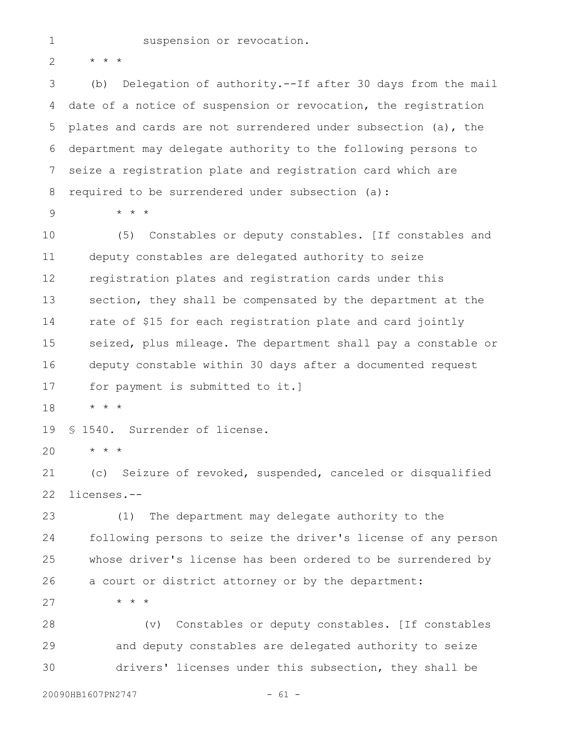suspension or revocation.

* * *

(b) Delegation of authority.--If after 30 days from the mail date of a notice of suspension or revocation, the registration plates and cards are not surrendered under subsection (a), the department may delegate authority to the following persons to seize a registration plate and registration card which are required to be surrendered under subsection (a):

* * *

(5) Constables or deputy constables. [If constables and deputy constables are delegated authority to seize registration plates and registration cards under this section, they shall be compensated by the department at the rate of $15 for each registration plate and card jointly seized, plus mileage. The department shall pay a constable or deputy constable within 30 days after a documented request for payment is submitted to it.]

* * *

§ 1540. Surrender of license.

* * *

(c) Seizure of revoked, suspended, canceled or disqualified licenses.--

(1) The department may delegate authority to the following persons to seize the driver's license of any person whose driver's license has been ordered to be surrendered by a court or district attorney or by the department:

* * *

(v) Constables or deputy constables. [If constables and deputy constables are delegated authority to seize drivers' licenses under this subsection, they shall be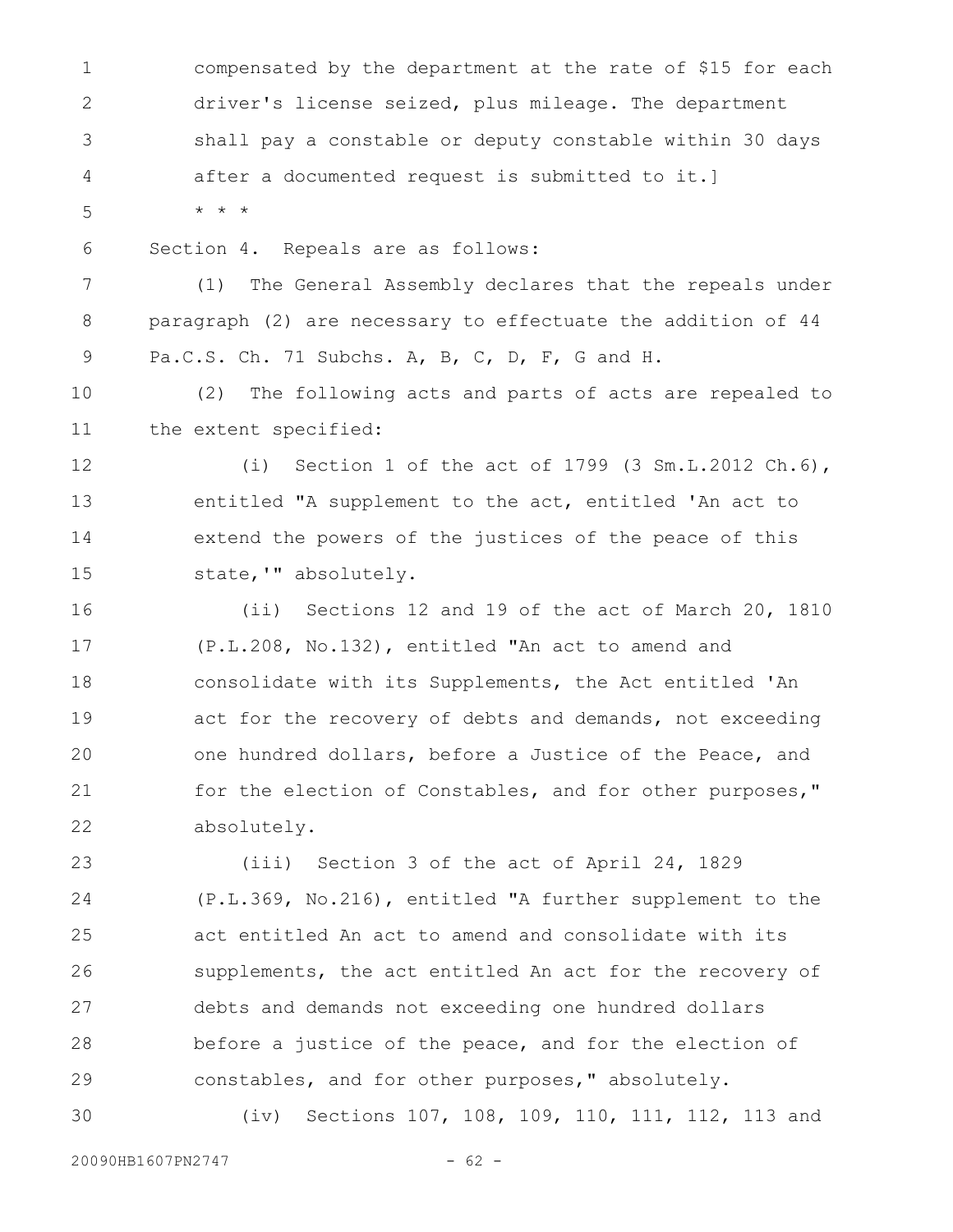compensated by the department at the rate of $15 for each driver's license seized, plus mileage. The department shall pay a constable or deputy constable within 30 days after a documented request is submitted to it.]

* * *

Section 4. Repeals are as follows:

(1) The General Assembly declares that the repeals under paragraph (2) are necessary to effectuate the addition of 44 Pa.C.S. Ch. 71 Subchs. A, B, C, D, F, G and H.

(2) The following acts and parts of acts are repealed to the extent specified:

(i) Section 1 of the act of 1799 (3 Sm.L.2012 Ch.6), entitled "A supplement to the act, entitled 'An act to extend the powers of the justices of the peace of this state,'" absolutely.

(ii) Sections 12 and 19 of the act of March 20, 1810 (P.L.208, No.132), entitled "An act to amend and consolidate with its Supplements, the Act entitled 'An act for the recovery of debts and demands, not exceeding one hundred dollars, before a Justice of the Peace, and for the election of Constables, and for other purposes," absolutely.

(iii) Section 3 of the act of April 24, 1829 (P.L.369, No.216), entitled "A further supplement to the act entitled An act to amend and consolidate with its supplements, the act entitled An act for the recovery of debts and demands not exceeding one hundred dollars before a justice of the peace, and for the election of constables, and for other purposes," absolutely.

(iv) Sections 107, 108, 109, 110, 111, 112, 113 and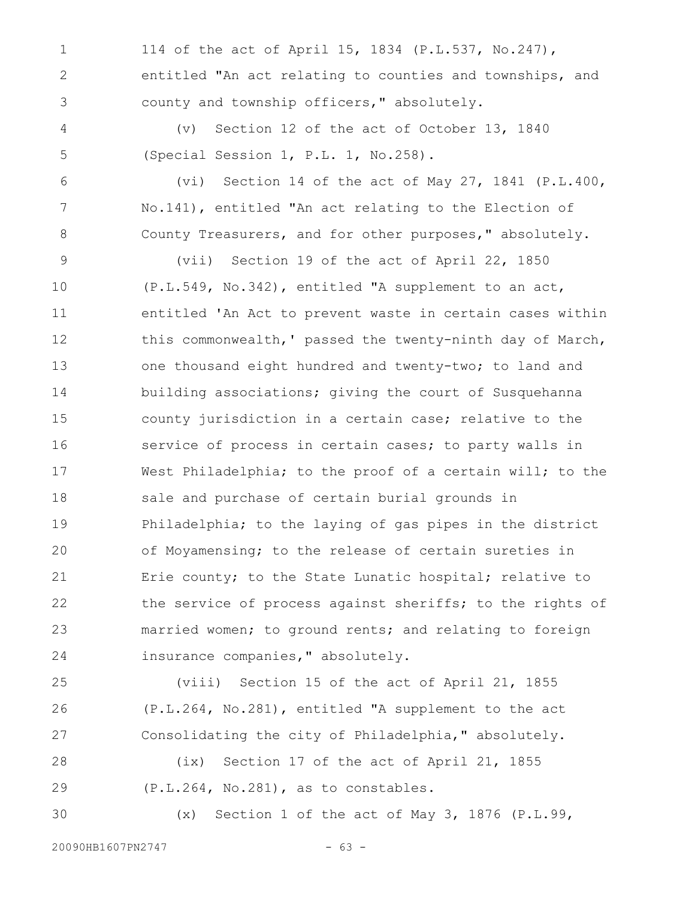114 of the act of April 15, 1834 (P.L.537, No.247), entitled "An act relating to counties and townships, and county and township officers," absolutely.

(v) Section 12 of the act of October 13, 1840 (Special Session 1, P.L. 1, No.258).

(vi) Section 14 of the act of May 27, 1841 (P.L.400, No.141), entitled "An act relating to the Election of County Treasurers, and for other purposes," absolutely.

(vii) Section 19 of the act of April 22, 1850 (P.L.549, No.342), entitled "A supplement to an act, entitled 'An Act to prevent waste in certain cases within this commonwealth,' passed the twenty-ninth day of March, one thousand eight hundred and twenty-two; to land and building associations; giving the court of Susquehanna county jurisdiction in a certain case; relative to the service of process in certain cases; to party walls in West Philadelphia; to the proof of a certain will; to the sale and purchase of certain burial grounds in Philadelphia; to the laying of gas pipes in the district of Moyamensing; to the release of certain sureties in Erie county; to the State Lunatic hospital; relative to the service of process against sheriffs; to the rights of married women; to ground rents; and relating to foreign insurance companies," absolutely.

(viii) Section 15 of the act of April 21, 1855 (P.L.264, No.281), entitled "A supplement to the act Consolidating the city of Philadelphia," absolutely.

(ix) Section 17 of the act of April 21, 1855 (P.L.264, No.281), as to constables.

(x) Section 1 of the act of May 3, 1876 (P.L.99,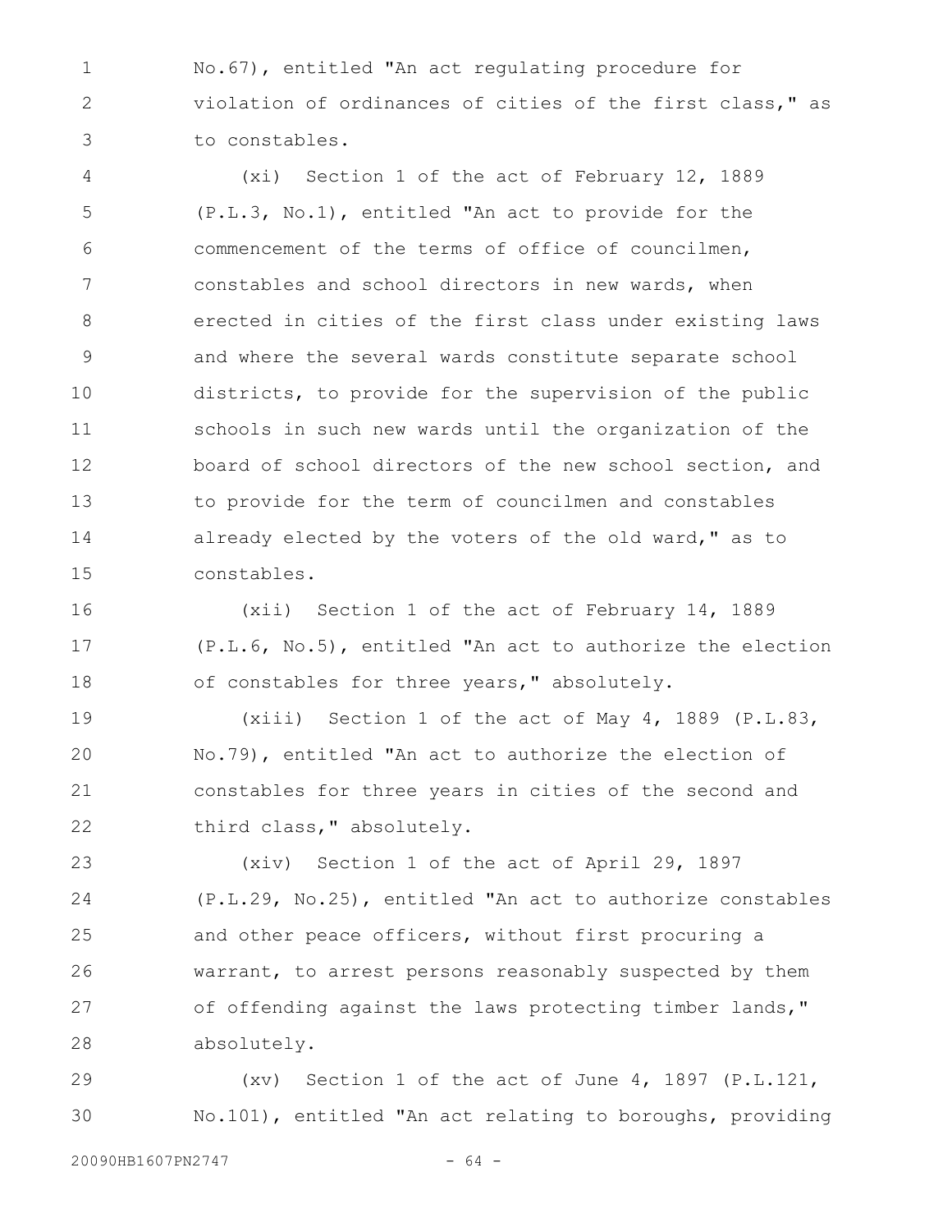No.67), entitled "An act regulating procedure for violation of ordinances of cities of the first class," as to constables.

(xi) Section 1 of the act of February 12, 1889 (P.L.3, No.1), entitled "An act to provide for the commencement of the terms of office of councilmen, constables and school directors in new wards, when erected in cities of the first class under existing laws and where the several wards constitute separate school districts, to provide for the supervision of the public schools in such new wards until the organization of the board of school directors of the new school section, and to provide for the term of councilmen and constables already elected by the voters of the old ward," as to constables.

(xii) Section 1 of the act of February 14, 1889 (P.L.6, No.5), entitled "An act to authorize the election of constables for three years," absolutely.

(xiii) Section 1 of the act of May 4, 1889 (P.L.83, No.79), entitled "An act to authorize the election of constables for three years in cities of the second and third class," absolutely.

(xiv) Section 1 of the act of April 29, 1897 (P.L.29, No.25), entitled "An act to authorize constables and other peace officers, without first procuring a warrant, to arrest persons reasonably suspected by them of offending against the laws protecting timber lands," absolutely.

(xv) Section 1 of the act of June 4, 1897 (P.L.121, No.101), entitled "An act relating to boroughs, providing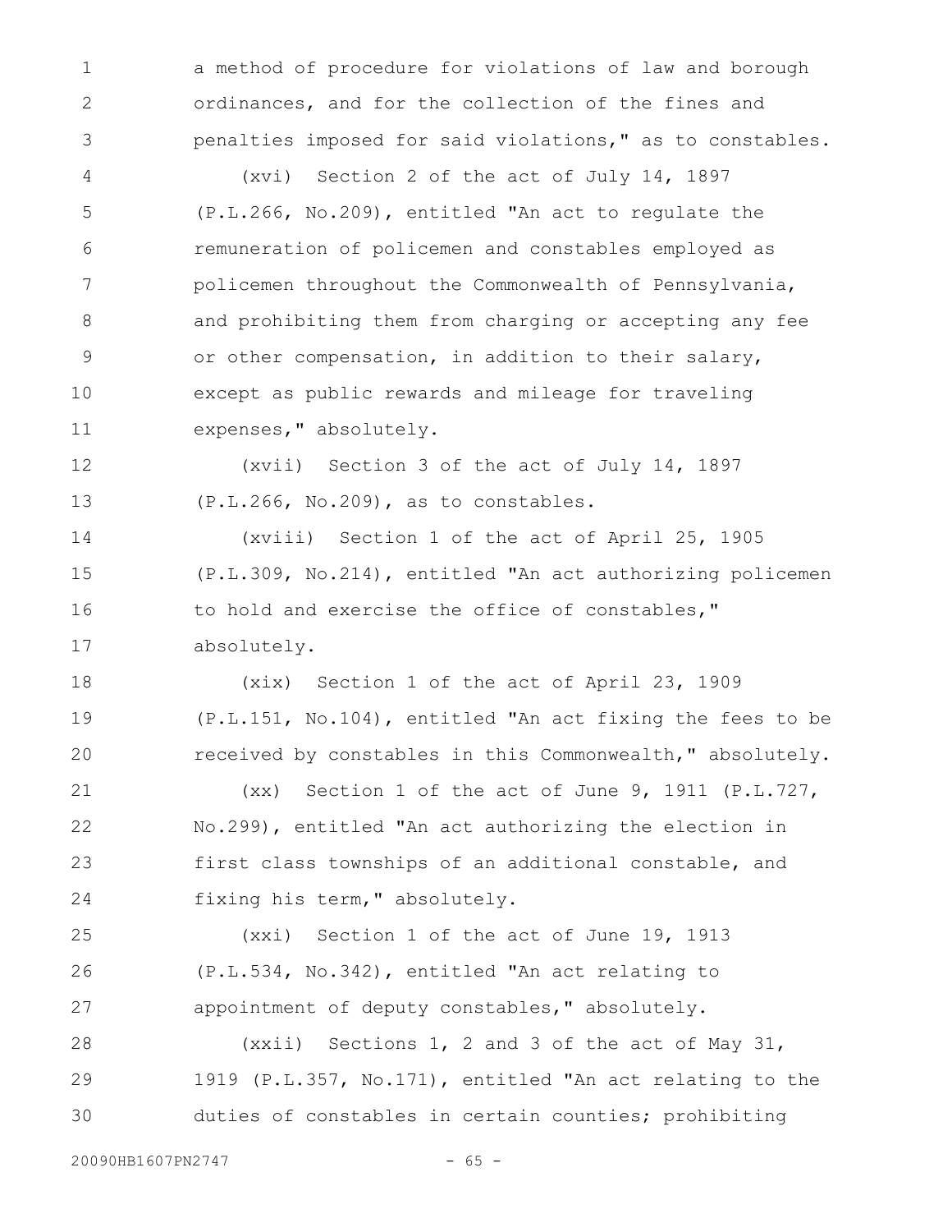a method of procedure for violations of law and borough ordinances, and for the collection of the fines and penalties imposed for said violations," as to constables.

(xvi) Section 2 of the act of July 14, 1897 (P.L.266, No.209), entitled "An act to regulate the remuneration of policemen and constables employed as policemen throughout the Commonwealth of Pennsylvania, and prohibiting them from charging or accepting any fee or other compensation, in addition to their salary, except as public rewards and mileage for traveling expenses," absolutely.

(xvii) Section 3 of the act of July 14, 1897 (P.L.266, No.209), as to constables.

(xviii) Section 1 of the act of April 25, 1905 (P.L.309, No.214), entitled "An act authorizing policemen to hold and exercise the office of constables," absolutely.

(xix) Section 1 of the act of April 23, 1909 (P.L.151, No.104), entitled "An act fixing the fees to be received by constables in this Commonwealth," absolutely.

(xx) Section 1 of the act of June 9, 1911 (P.L.727, No.299), entitled "An act authorizing the election in first class townships of an additional constable, and fixing his term," absolutely.

(xxi) Section 1 of the act of June 19, 1913 (P.L.534, No.342), entitled "An act relating to appointment of deputy constables," absolutely.

(xxii) Sections 1, 2 and 3 of the act of May 31, 1919 (P.L.357, No.171), entitled "An act relating to the duties of constables in certain counties; prohibiting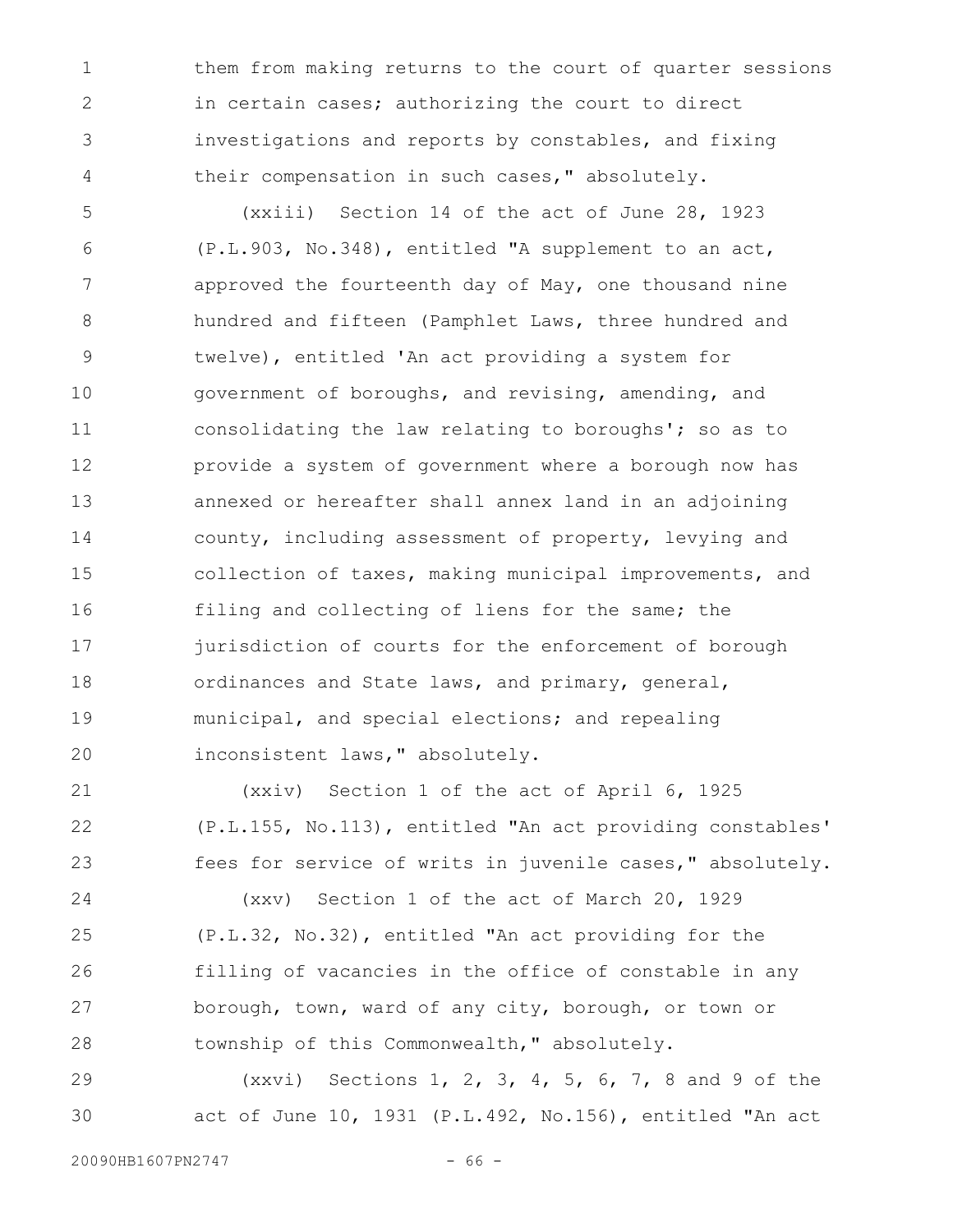them from making returns to the court of quarter sessions in certain cases; authorizing the court to direct investigations and reports by constables, and fixing their compensation in such cases," absolutely.

(xxiii) Section 14 of the act of June 28, 1923 (P.L.903, No.348), entitled "A supplement to an act, approved the fourteenth day of May, one thousand nine hundred and fifteen (Pamphlet Laws, three hundred and twelve), entitled 'An act providing a system for government of boroughs, and revising, amending, and consolidating the law relating to boroughs'; so as to provide a system of government where a borough now has annexed or hereafter shall annex land in an adjoining county, including assessment of property, levying and collection of taxes, making municipal improvements, and filing and collecting of liens for the same; the jurisdiction of courts for the enforcement of borough ordinances and State laws, and primary, general, municipal, and special elections; and repealing inconsistent laws," absolutely.

(xxiv) Section 1 of the act of April 6, 1925 (P.L.155, No.113), entitled "An act providing constables' fees for service of writs in juvenile cases," absolutely.

(xxv) Section 1 of the act of March 20, 1929 (P.L.32, No.32), entitled "An act providing for the filling of vacancies in the office of constable in any borough, town, ward of any city, borough, or town or township of this Commonwealth," absolutely.

(xxvi) Sections 1, 2, 3, 4, 5, 6, 7, 8 and 9 of the act of June 10, 1931 (P.L.492, No.156), entitled "An act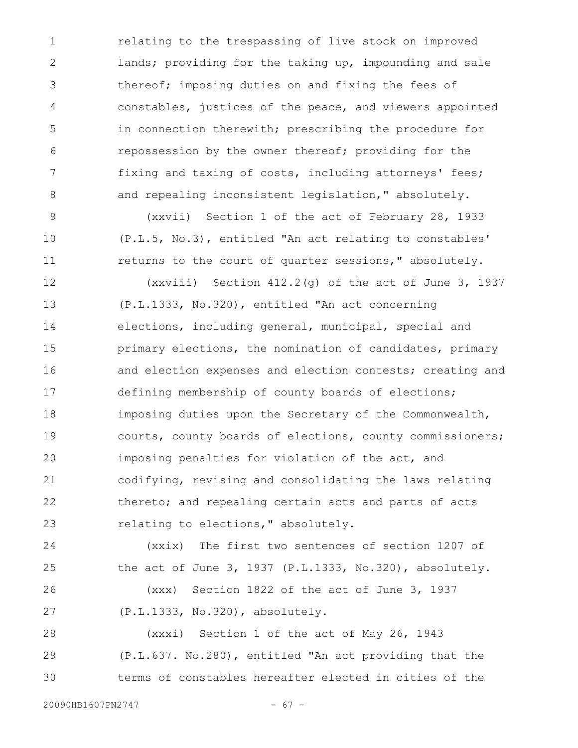relating to the trespassing of live stock on improved lands; providing for the taking up, impounding and sale thereof; imposing duties on and fixing the fees of constables, justices of the peace, and viewers appointed in connection therewith; prescribing the procedure for repossession by the owner thereof; providing for the fixing and taxing of costs, including attorneys' fees; and repealing inconsistent legislation," absolutely.

(xxvii) Section 1 of the act of February 28, 1933 (P.L.5, No.3), entitled "An act relating to constables' returns to the court of quarter sessions," absolutely.

(xxviii) Section 412.2(g) of the act of June 3, 1937 (P.L.1333, No.320), entitled "An act concerning elections, including general, municipal, special and primary elections, the nomination of candidates, primary and election expenses and election contests; creating and defining membership of county boards of elections; imposing duties upon the Secretary of the Commonwealth, courts, county boards of elections, county commissioners; imposing penalties for violation of the act, and codifying, revising and consolidating the laws relating thereto; and repealing certain acts and parts of acts relating to elections," absolutely.

(xxix) The first two sentences of section 1207 of the act of June 3, 1937 (P.L.1333, No.320), absolutely.

(xxx) Section 1822 of the act of June 3, 1937 (P.L.1333, No.320), absolutely.

(xxxi) Section 1 of the act of May 26, 1943 (P.L.637. No.280), entitled "An act providing that the terms of constables hereafter elected in cities of the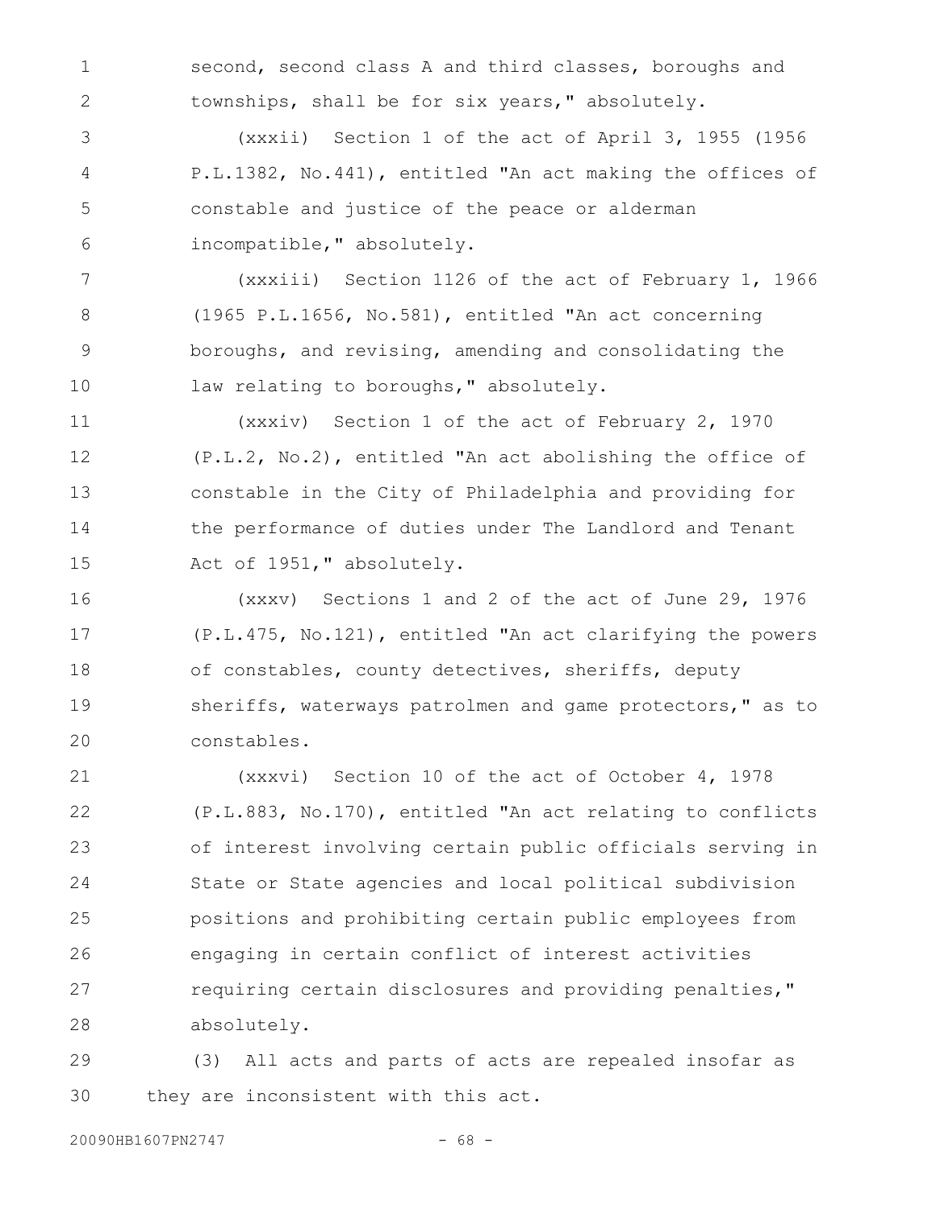second, second class A and third classes, boroughs and townships, shall be for six years," absolutely.

(xxxii) Section 1 of the act of April 3, 1955 (1956 P.L.1382, No.441), entitled "An act making the offices of constable and justice of the peace or alderman incompatible," absolutely.

(xxxiii) Section 1126 of the act of February 1, 1966 (1965 P.L.1656, No.581), entitled "An act concerning boroughs, and revising, amending and consolidating the law relating to boroughs," absolutely.

(xxxiv) Section 1 of the act of February 2, 1970 (P.L.2, No.2), entitled "An act abolishing the office of constable in the City of Philadelphia and providing for the performance of duties under The Landlord and Tenant Act of 1951," absolutely.

(xxxv) Sections 1 and 2 of the act of June 29, 1976 (P.L.475, No.121), entitled "An act clarifying the powers of constables, county detectives, sheriffs, deputy sheriffs, waterways patrolmen and game protectors," as to constables.

(xxxvi) Section 10 of the act of October 4, 1978 (P.L.883, No.170), entitled "An act relating to conflicts of interest involving certain public officials serving in State or State agencies and local political subdivision positions and prohibiting certain public employees from engaging in certain conflict of interest activities requiring certain disclosures and providing penalties," absolutely.

(3) All acts and parts of acts are repealed insofar as they are inconsistent with this act.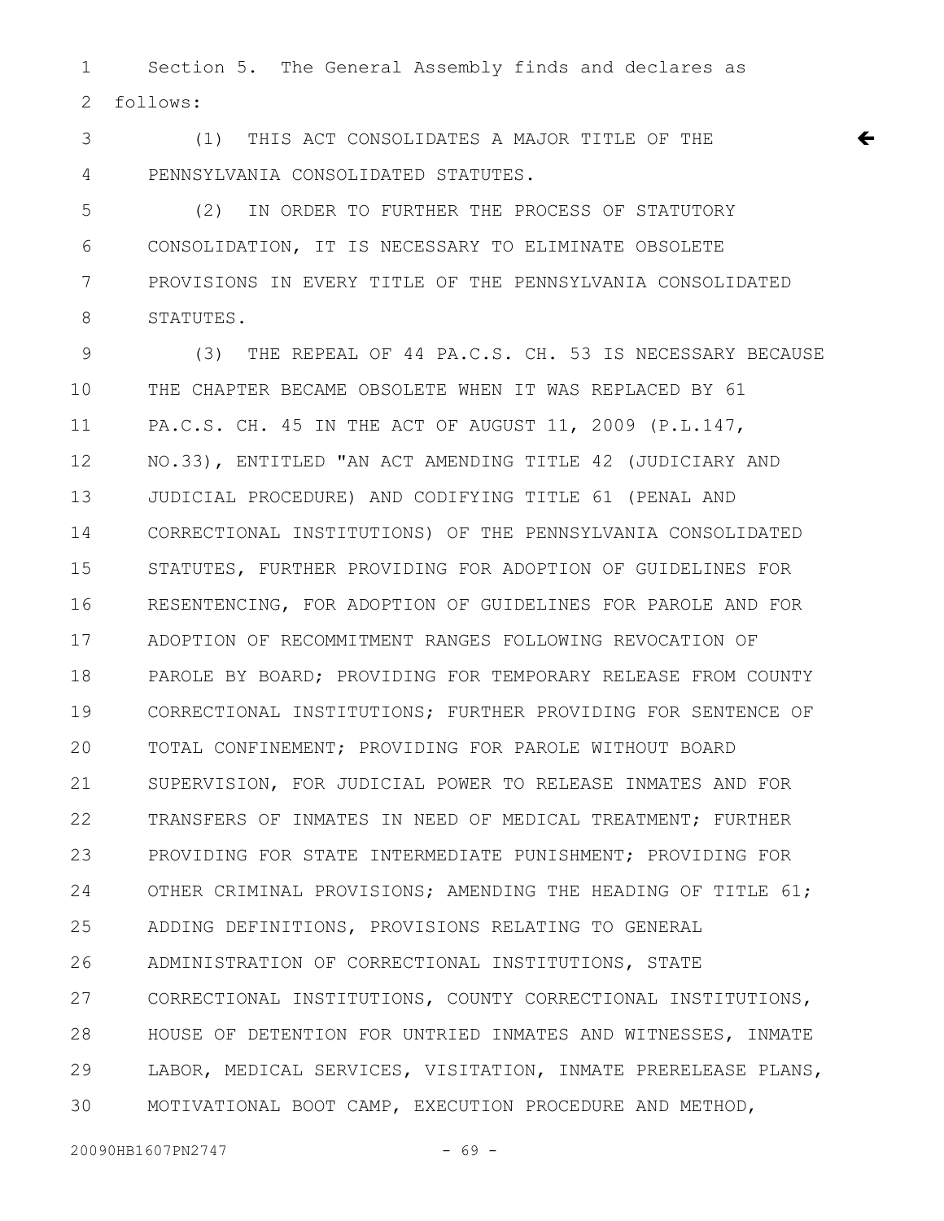Section 5. The General Assembly finds and declares as follows:

(1) THIS ACT CONSOLIDATES A MAJOR TITLE OF THE PENNSYLVANIA CONSOLIDATED STATUTES.

(2) IN ORDER TO FURTHER THE PROCESS OF STATUTORY CONSOLIDATION, IT IS NECESSARY TO ELIMINATE OBSOLETE PROVISIONS IN EVERY TITLE OF THE PENNSYLVANIA CONSOLIDATED STATUTES.

(3) THE REPEAL OF 44 PA.C.S. CH. 53 IS NECESSARY BECAUSE THE CHAPTER BECAME OBSOLETE WHEN IT WAS REPLACED BY 61 PA.C.S. CH. 45 IN THE ACT OF AUGUST 11, 2009 (P.L.147, NO.33), ENTITLED "AN ACT AMENDING TITLE 42 (JUDICIARY AND JUDICIAL PROCEDURE) AND CODIFYING TITLE 61 (PENAL AND CORRECTIONAL INSTITUTIONS) OF THE PENNSYLVANIA CONSOLIDATED STATUTES, FURTHER PROVIDING FOR ADOPTION OF GUIDELINES FOR RESENTENCING, FOR ADOPTION OF GUIDELINES FOR PAROLE AND FOR ADOPTION OF RECOMMITMENT RANGES FOLLOWING REVOCATION OF PAROLE BY BOARD; PROVIDING FOR TEMPORARY RELEASE FROM COUNTY CORRECTIONAL INSTITUTIONS; FURTHER PROVIDING FOR SENTENCE OF TOTAL CONFINEMENT; PROVIDING FOR PAROLE WITHOUT BOARD SUPERVISION, FOR JUDICIAL POWER TO RELEASE INMATES AND FOR TRANSFERS OF INMATES IN NEED OF MEDICAL TREATMENT; FURTHER PROVIDING FOR STATE INTERMEDIATE PUNISHMENT; PROVIDING FOR OTHER CRIMINAL PROVISIONS; AMENDING THE HEADING OF TITLE 61; ADDING DEFINITIONS, PROVISIONS RELATING TO GENERAL ADMINISTRATION OF CORRECTIONAL INSTITUTIONS, STATE CORRECTIONAL INSTITUTIONS, COUNTY CORRECTIONAL INSTITUTIONS, HOUSE OF DETENTION FOR UNTRIED INMATES AND WITNESSES, INMATE LABOR, MEDICAL SERVICES, VISITATION, INMATE PRERELEASE PLANS, MOTIVATIONAL BOOT CAMP, EXECUTION PROCEDURE AND METHOD,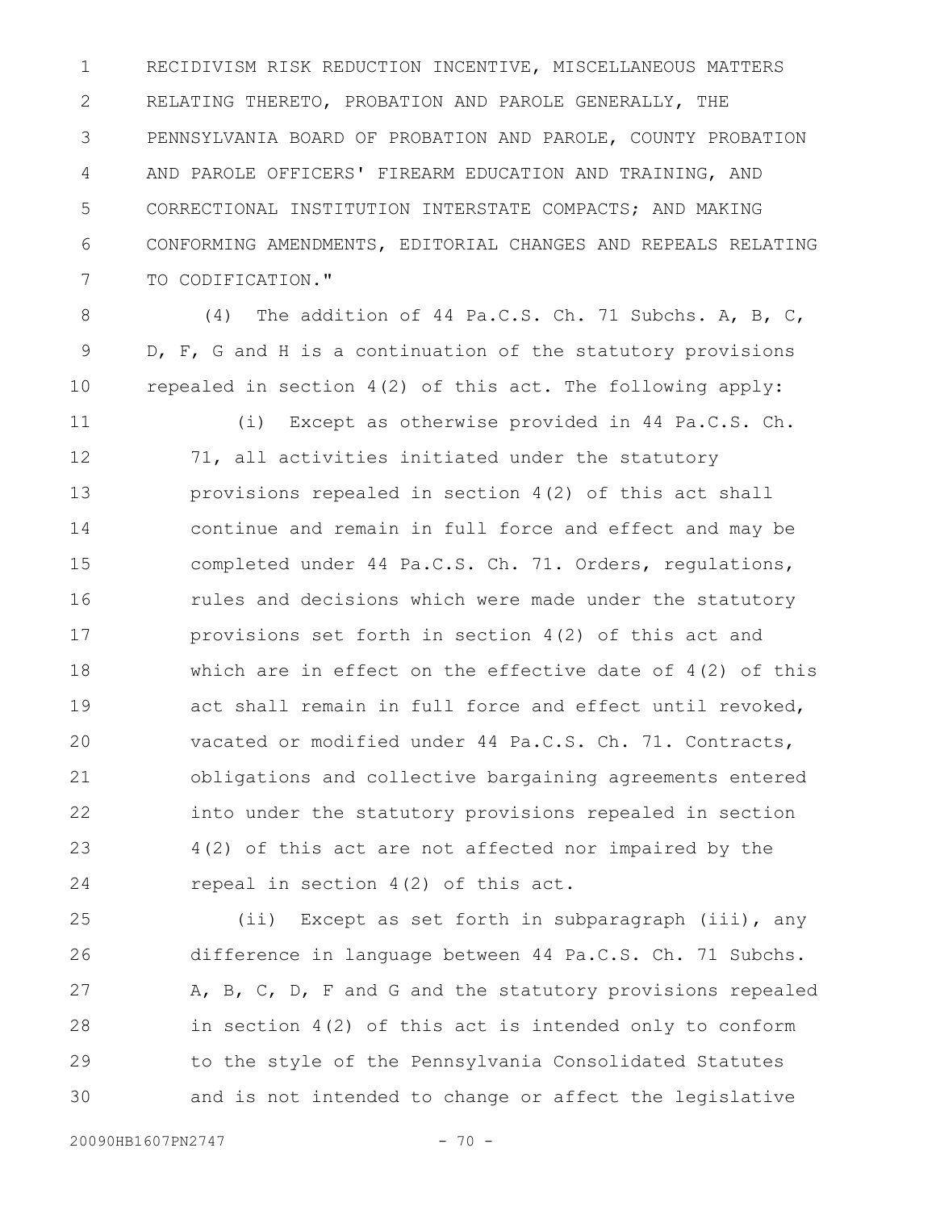RECIDIVISM RISK REDUCTION INCENTIVE, MISCELLANEOUS MATTERS RELATING THERETO, PROBATION AND PAROLE GENERALLY, THE PENNSYLVANIA BOARD OF PROBATION AND PAROLE, COUNTY PROBATION AND PAROLE OFFICERS' FIREARM EDUCATION AND TRAINING, AND CORRECTIONAL INSTITUTION INTERSTATE COMPACTS; AND MAKING CONFORMING AMENDMENTS, EDITORIAL CHANGES AND REPEALS RELATING TO CODIFICATION."

(4) The addition of 44 Pa.C.S. Ch. 71 Subchs. A, B, C, D, F, G and H is a continuation of the statutory provisions repealed in section 4(2) of this act. The following apply:

(i) Except as otherwise provided in 44 Pa.C.S. Ch. 71, all activities initiated under the statutory provisions repealed in section 4(2) of this act shall continue and remain in full force and effect and may be completed under 44 Pa.C.S. Ch. 71. Orders, regulations, rules and decisions which were made under the statutory provisions set forth in section 4(2) of this act and which are in effect on the effective date of 4(2) of this act shall remain in full force and effect until revoked, vacated or modified under 44 Pa.C.S. Ch. 71. Contracts, obligations and collective bargaining agreements entered into under the statutory provisions repealed in section 4(2) of this act are not affected nor impaired by the repeal in section 4(2) of this act.

(ii) Except as set forth in subparagraph (iii), any difference in language between 44 Pa.C.S. Ch. 71 Subchs. A, B, C, D, F and G and the statutory provisions repealed in section 4(2) of this act is intended only to conform to the style of the Pennsylvania Consolidated Statutes and is not intended to change or affect the legislative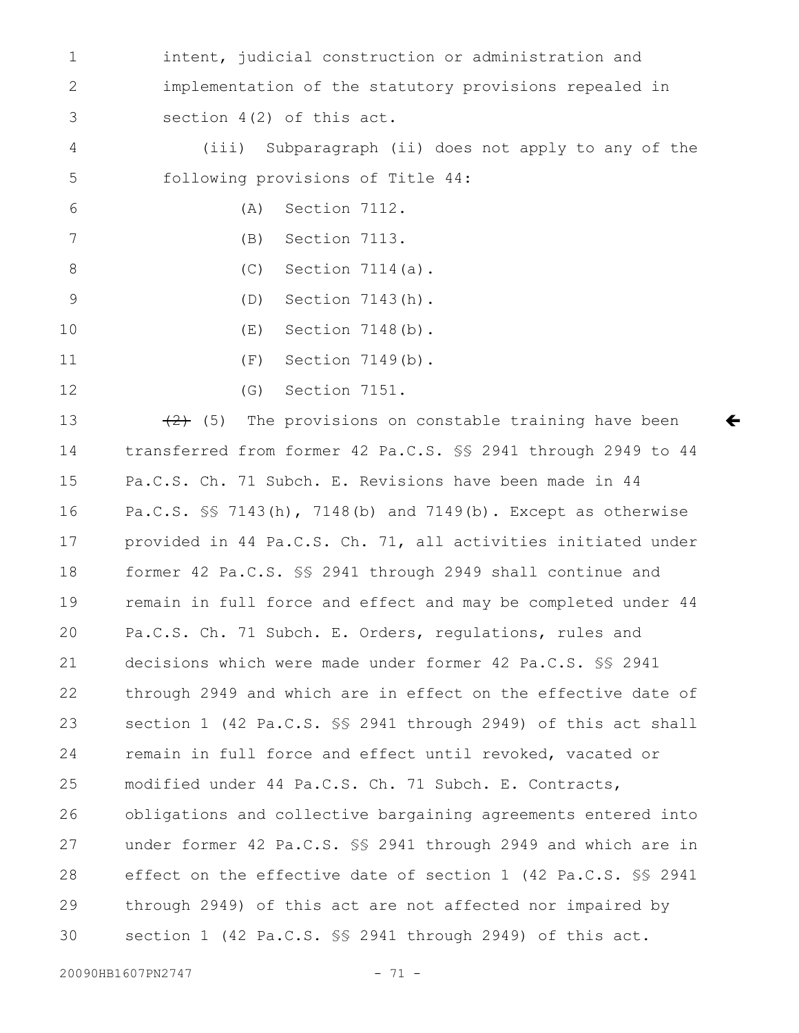intent, judicial construction or administration and implementation of the statutory provisions repealed in section 4(2) of this act.

(iii) Subparagraph (ii) does not apply to any of the following provisions of Title 44:

(A) Section 7112.

(B) Section 7113.

(C) Section 7114(a).

(D) Section 7143(h).

(E) Section 7148(b).

(F) Section 7149(b).

(G) Section 7151.

~~(2)~~ (5) The provisions on constable training have been transferred from former 42 Pa.C.S. §§ 2941 through 2949 to 44 Pa.C.S. Ch. 71 Subch. E. Revisions have been made in 44 Pa.C.S. §§ 7143(h), 7148(b) and 7149(b). Except as otherwise provided in 44 Pa.C.S. Ch. 71, all activities initiated under former 42 Pa.C.S. §§ 2941 through 2949 shall continue and remain in full force and effect and may be completed under 44 Pa.C.S. Ch. 71 Subch. E. Orders, regulations, rules and decisions which were made under former 42 Pa.C.S. §§ 2941 through 2949 and which are in effect on the effective date of section 1 (42 Pa.C.S. §§ 2941 through 2949) of this act shall remain in full force and effect until revoked, vacated or modified under 44 Pa.C.S. Ch. 71 Subch. E. Contracts, obligations and collective bargaining agreements entered into under former 42 Pa.C.S. §§ 2941 through 2949 and which are in effect on the effective date of section 1 (42 Pa.C.S. §§ 2941 through 2949) of this act are not affected nor impaired by section 1 (42 Pa.C.S. §§ 2941 through 2949) of this act.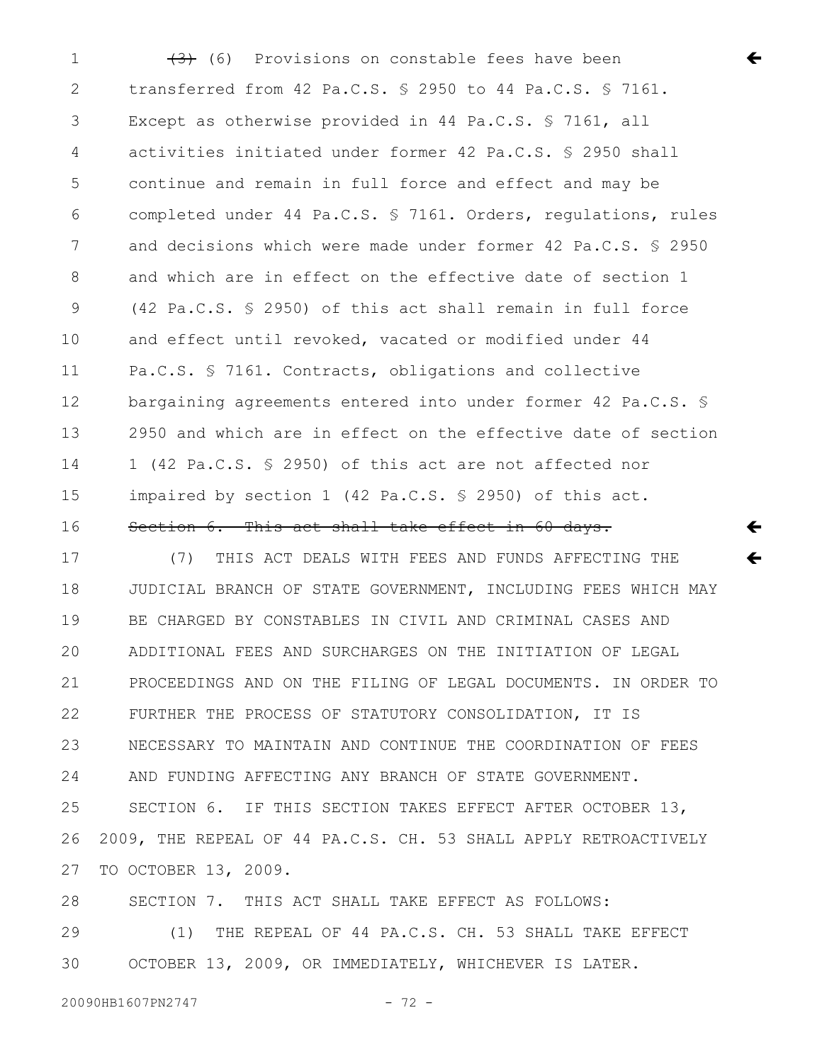~~(3)~~ (6) Provisions on constable fees have been transferred from 42 Pa.C.S. § 2950 to 44 Pa.C.S. § 7161. Except as otherwise provided in 44 Pa.C.S. § 7161, all activities initiated under former 42 Pa.C.S. § 2950 shall continue and remain in full force and effect and may be completed under 44 Pa.C.S. § 7161. Orders, regulations, rules and decisions which were made under former 42 Pa.C.S. § 2950 and which are in effect on the effective date of section 1 (42 Pa.C.S. § 2950) of this act shall remain in full force and effect until revoked, vacated or modified under 44 Pa.C.S. § 7161. Contracts, obligations and collective bargaining agreements entered into under former 42 Pa.C.S. § 2950 and which are in effect on the effective date of section 1 (42 Pa.C.S. § 2950) of this act are not affected nor impaired by section 1 (42 Pa.C.S. § 2950) of this act.

~~Section 6. This act shall take effect in 60 days.~~

(7) THIS ACT DEALS WITH FEES AND FUNDS AFFECTING THE JUDICIAL BRANCH OF STATE GOVERNMENT, INCLUDING FEES WHICH MAY BE CHARGED BY CONSTABLES IN CIVIL AND CRIMINAL CASES AND ADDITIONAL FEES AND SURCHARGES ON THE INITIATION OF LEGAL PROCEEDINGS AND ON THE FILING OF LEGAL DOCUMENTS. IN ORDER TO FURTHER THE PROCESS OF STATUTORY CONSOLIDATION, IT IS NECESSARY TO MAINTAIN AND CONTINUE THE COORDINATION OF FEES AND FUNDING AFFECTING ANY BRANCH OF STATE GOVERNMENT.

SECTION 6. IF THIS SECTION TAKES EFFECT AFTER OCTOBER 13, 2009, THE REPEAL OF 44 PA.C.S. CH. 53 SHALL APPLY RETROACTIVELY TO OCTOBER 13, 2009.

SECTION 7. THIS ACT SHALL TAKE EFFECT AS FOLLOWS:

(1) THE REPEAL OF 44 PA.C.S. CH. 53 SHALL TAKE EFFECT OCTOBER 13, 2009, OR IMMEDIATELY, WHICHEVER IS LATER.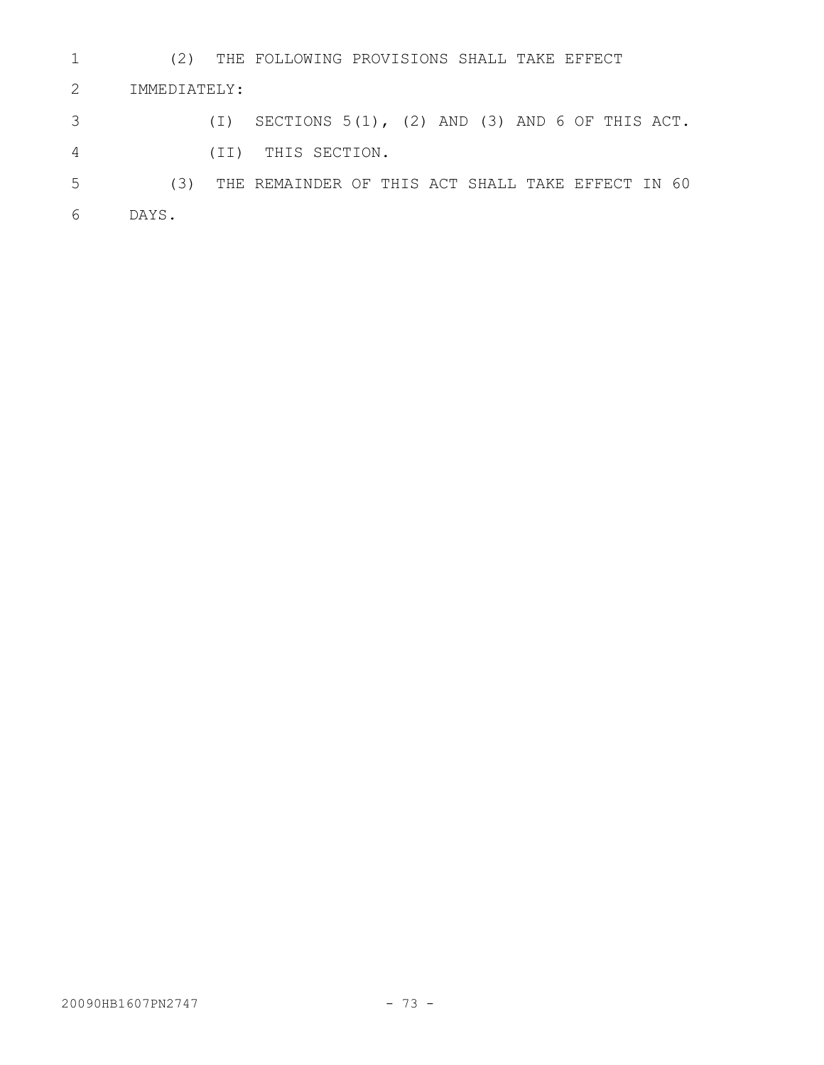(2) THE FOLLOWING PROVISIONS SHALL TAKE EFFECT IMMEDIATELY:

(I) SECTIONS 5(1), (2) AND (3) AND 6 OF THIS ACT.

(II) THIS SECTION.

(3) THE REMAINDER OF THIS ACT SHALL TAKE EFFECT IN 60 DAYS.